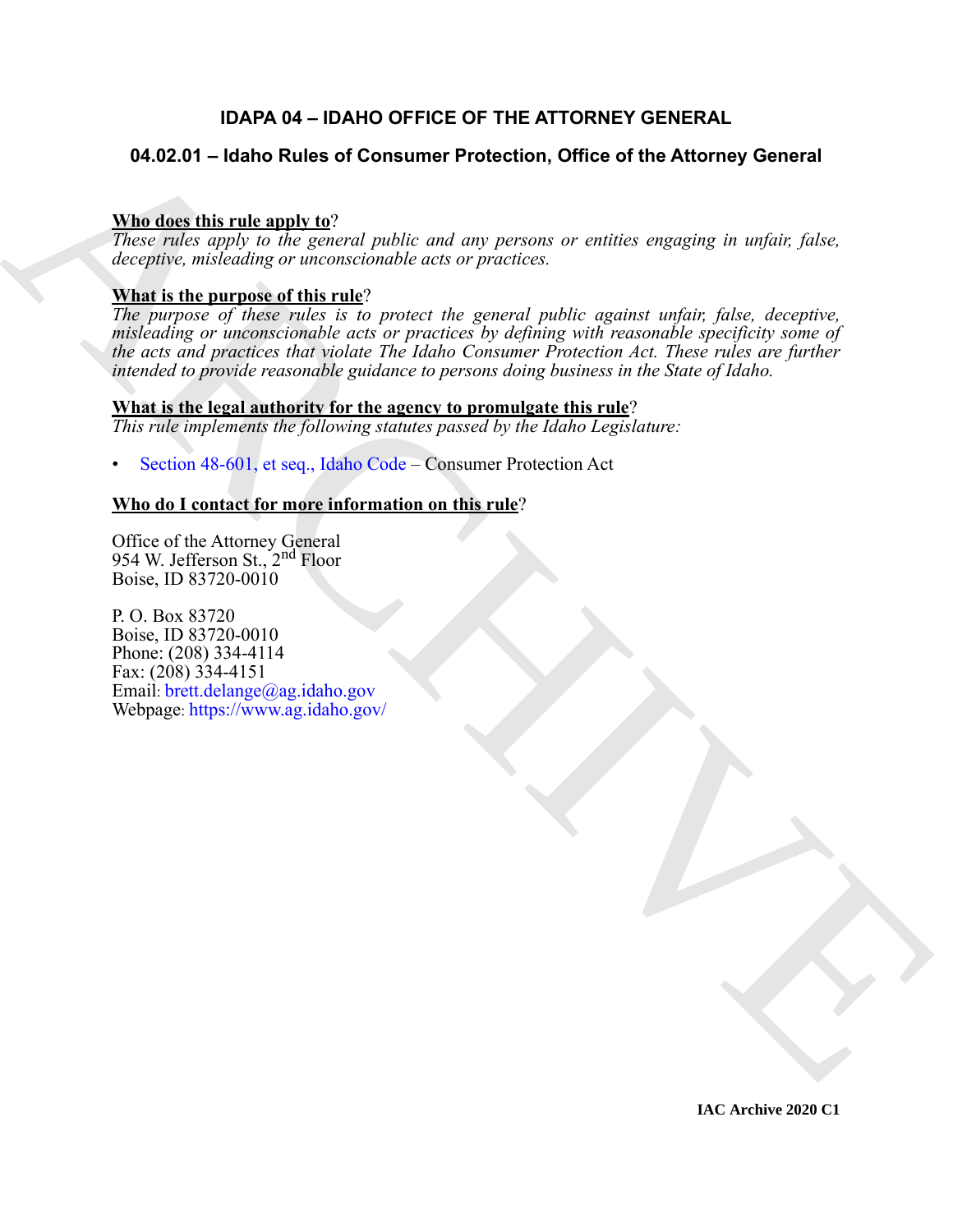# IDAPA 04 – IDAHO OFFICE OF THE ATTORNEY GENERAL

## 04.02.01 – Idaho Rules of Consumer Protection, Office of the Attorney General

**Who does this rule apply to**?

*These rules apply to the general public and any persons or entities engaging in unfair, false, deceptive, misleading or unconscionable acts or practices.*

**What is the purpose of this rule**?

*The purpose of these rules is to protect the general public against unfair, false, deceptive, misleading or unconscionable acts or practices by defining with reasonable specificity some of the acts and practices that violate The Idaho Consumer Protection Act. These rules are further intended to provide reasonable guidance to persons doing business in the State of Idaho.*

**What is the legal authority for the agency to promulgate this rule**?

*This rule implements the following statutes passed by the Idaho Legislature:*

- Section 48-601, et seq., Idaho Code – Consumer Protection Act

**Who do I contact for more information on this rule**?

Office of the Attorney General
954 W. Jefferson St., 2nd Floor
Boise, ID 83720-0010

P. O. Box 83720
Boise, ID 83720-0010
Phone: (208) 334-4114
Fax: (208) 334-4151
Email: brett.delange@ag.idaho.gov
Webpage: https://www.ag.idaho.gov/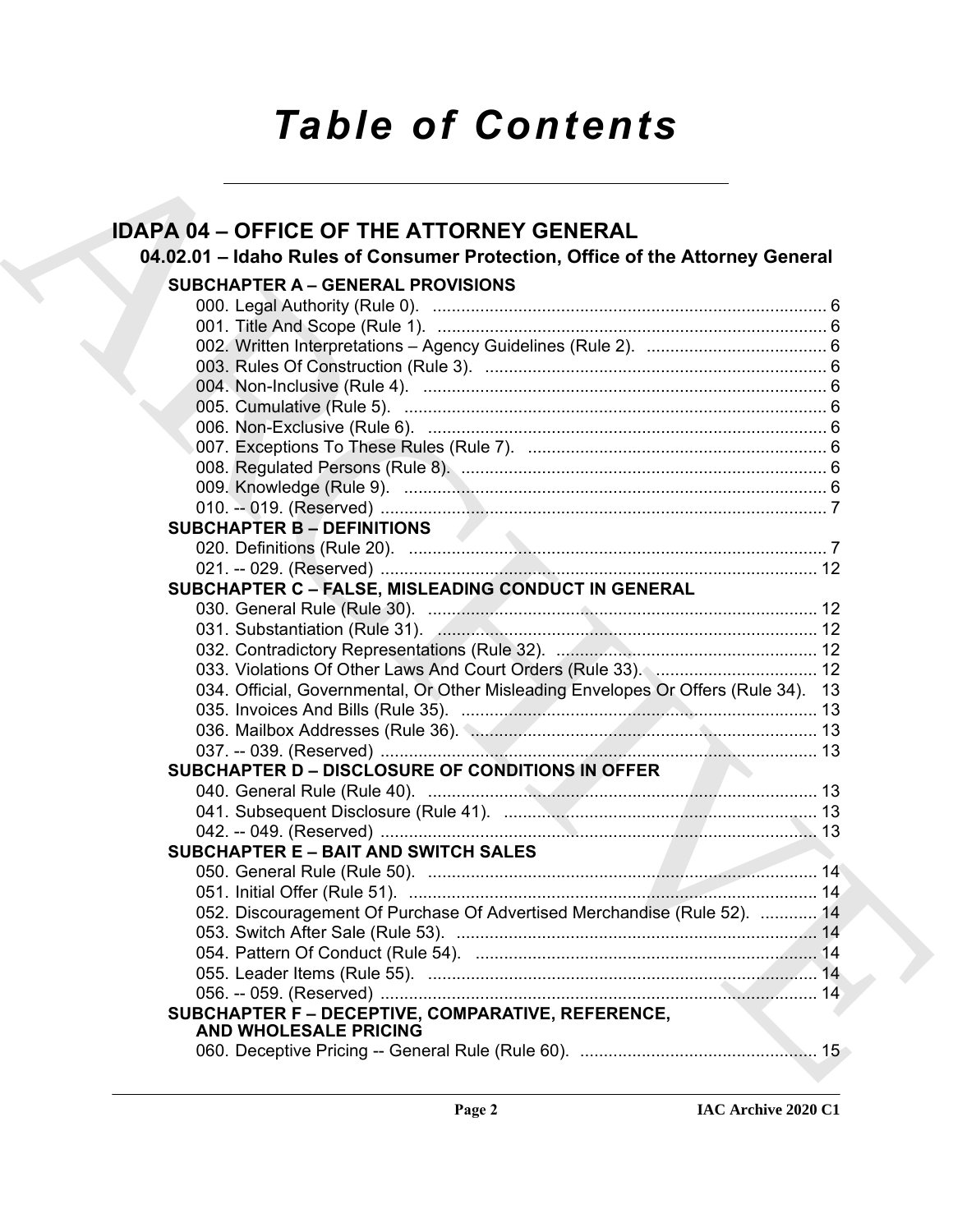# Table of Contents

## IDAPA 04 – OFFICE OF THE ATTORNEY GENERAL

### 04.02.01 – Idaho Rules of Consumer Protection, Office of the Attorney General

**SUBCHAPTER A – GENERAL PROVISIONS**

000. Legal Authority (Rule 0). ........................................................ 6
001. Title And Scope (Rule 1). ........................................................ 6
002. Written Interpretations – Agency Guidelines (Rule 2). ........................................................ 6
003. Rules Of Construction (Rule 3). ........................................................ 6
004. Non-Inclusive (Rule 4). ........................................................ 6
005. Cumulative (Rule 5). ........................................................ 6
006. Non-Exclusive (Rule 6). ........................................................ 6
007. Exceptions To These Rules (Rule 7). ........................................................ 6
008. Regulated Persons (Rule 8). ........................................................ 6
009. Knowledge (Rule 9). ........................................................ 6
010. -- 019. (Reserved) ........................................................ 7

**SUBCHAPTER B – DEFINITIONS**

020. Definitions (Rule 20). ........................................................ 7
021. -- 029. (Reserved) ........................................................ 12

**SUBCHAPTER C – FALSE, MISLEADING CONDUCT IN GENERAL**

030. General Rule (Rule 30). ........................................................ 12
031. Substantiation (Rule 31). ........................................................ 12
032. Contradictory Representations (Rule 32). ........................................................ 12
033. Violations Of Other Laws And Court Orders (Rule 33). ........................................................ 12
034. Official, Governmental, Or Other Misleading Envelopes Or Offers (Rule 34). 13
035. Invoices And Bills (Rule 35). ........................................................ 13
036. Mailbox Addresses (Rule 36). ........................................................ 13
037. -- 039. (Reserved) ........................................................ 13

**SUBCHAPTER D – DISCLOSURE OF CONDITIONS IN OFFER**

040. General Rule (Rule 40). ........................................................ 13
041. Subsequent Disclosure (Rule 41). ........................................................ 13
042. -- 049. (Reserved) ........................................................ 13

**SUBCHAPTER E – BAIT AND SWITCH SALES**

050. General Rule (Rule 50). ........................................................ 14
051. Initial Offer (Rule 51). ........................................................ 14
052. Discouragement Of Purchase Of Advertised Merchandise (Rule 52). ............ 14
053. Switch After Sale (Rule 53). ........................................................ 14
054. Pattern Of Conduct (Rule 54). ........................................................ 14
055. Leader Items (Rule 55). ........................................................ 14
056. -- 059. (Reserved) ........................................................ 14

**SUBCHAPTER F – DECEPTIVE, COMPARATIVE, REFERENCE, AND WHOLESALE PRICING**

060. Deceptive Pricing -- General Rule (Rule 60). ........................................................ 15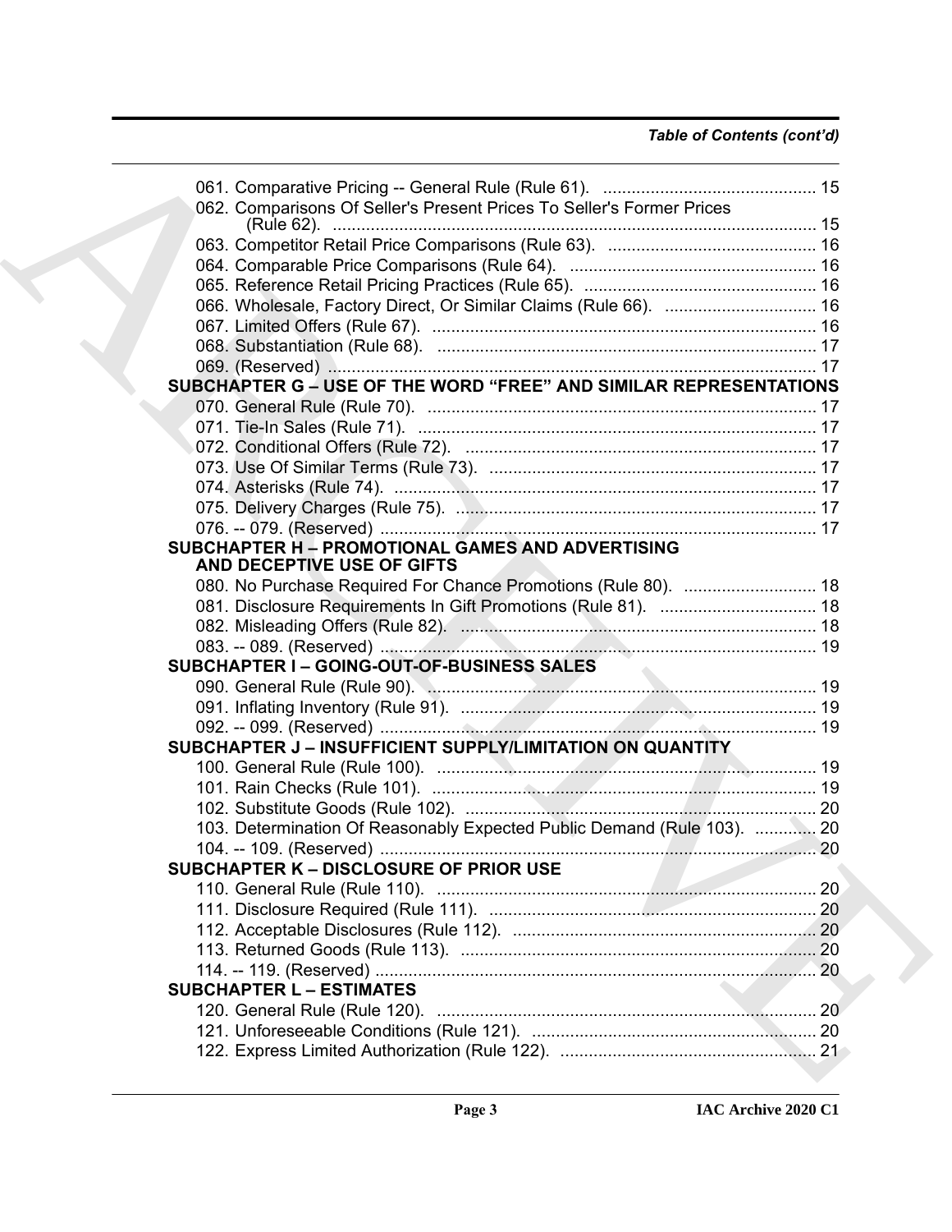*Table of Contents (cont'd)*

061. Comparative Pricing -- General Rule (Rule 61). ............................................ 15
062. Comparisons Of Seller's Present Prices To Seller's Former Prices (Rule 62). ....................................................................................................... 15
063. Competitor Retail Price Comparisons (Rule 63). ............................................ 16
064. Comparable Price Comparisons (Rule 64). .................................................... 16
065. Reference Retail Pricing Practices (Rule 65). ................................................. 16
066. Wholesale, Factory Direct, Or Similar Claims (Rule 66). ................................ 16
067. Limited Offers (Rule 67). ................................................................................. 16
068. Substantiation (Rule 68). ................................................................................ 17
069. (Reserved) ....................................................................................................... 17

**SUBCHAPTER G – USE OF THE WORD "FREE" AND SIMILAR REPRESENTATIONS**

070. General Rule (Rule 70). .................................................................................. 17
071. Tie-In Sales (Rule 71). .................................................................................... 17
072. Conditional Offers (Rule 72). .......................................................................... 17
073. Use Of Similar Terms (Rule 73). ..................................................................... 17
074. Asterisks (Rule 74). ......................................................................................... 17
075. Delivery Charges (Rule 75). ............................................................................ 17
076. -- 079. (Reserved) ........................................................................................... 17

**SUBCHAPTER H – PROMOTIONAL GAMES AND ADVERTISING AND DECEPTIVE USE OF GIFTS**

080. No Purchase Required For Chance Promotions (Rule 80). ............................ 18
081. Disclosure Requirements In Gift Promotions (Rule 81). ................................. 18
082. Misleading Offers (Rule 82). ........................................................................... 18
083. -- 089. (Reserved) ........................................................................................... 19

**SUBCHAPTER I – GOING-OUT-OF-BUSINESS SALES**

090. General Rule (Rule 90). .................................................................................. 19
091. Inflating Inventory (Rule 91). ........................................................................... 19
092. -- 099. (Reserved) ........................................................................................... 19

**SUBCHAPTER J – INSUFFICIENT SUPPLY/LIMITATION ON QUANTITY**

100. General Rule (Rule 100). ................................................................................ 19
101. Rain Checks (Rule 101). ................................................................................. 19
102. Substitute Goods (Rule 102). .......................................................................... 20
103. Determination Of Reasonably Expected Public Demand (Rule 103). ............. 20
104. -- 109. (Reserved) ........................................................................................... 20

**SUBCHAPTER K – DISCLOSURE OF PRIOR USE**

110. General Rule (Rule 110). ................................................................................ 20
111. Disclosure Required (Rule 111). ..................................................................... 20
112. Acceptable Disclosures (Rule 112). ................................................................ 20
113. Returned Goods (Rule 113). ........................................................................... 20
114. -- 119. (Reserved) ........................................................................................... 20

**SUBCHAPTER L – ESTIMATES**

120. General Rule (Rule 120). ................................................................................ 20
121. Unforeseeable Conditions (Rule 121). ............................................................ 20
122. Express Limited Authorization (Rule 122). ...................................................... 21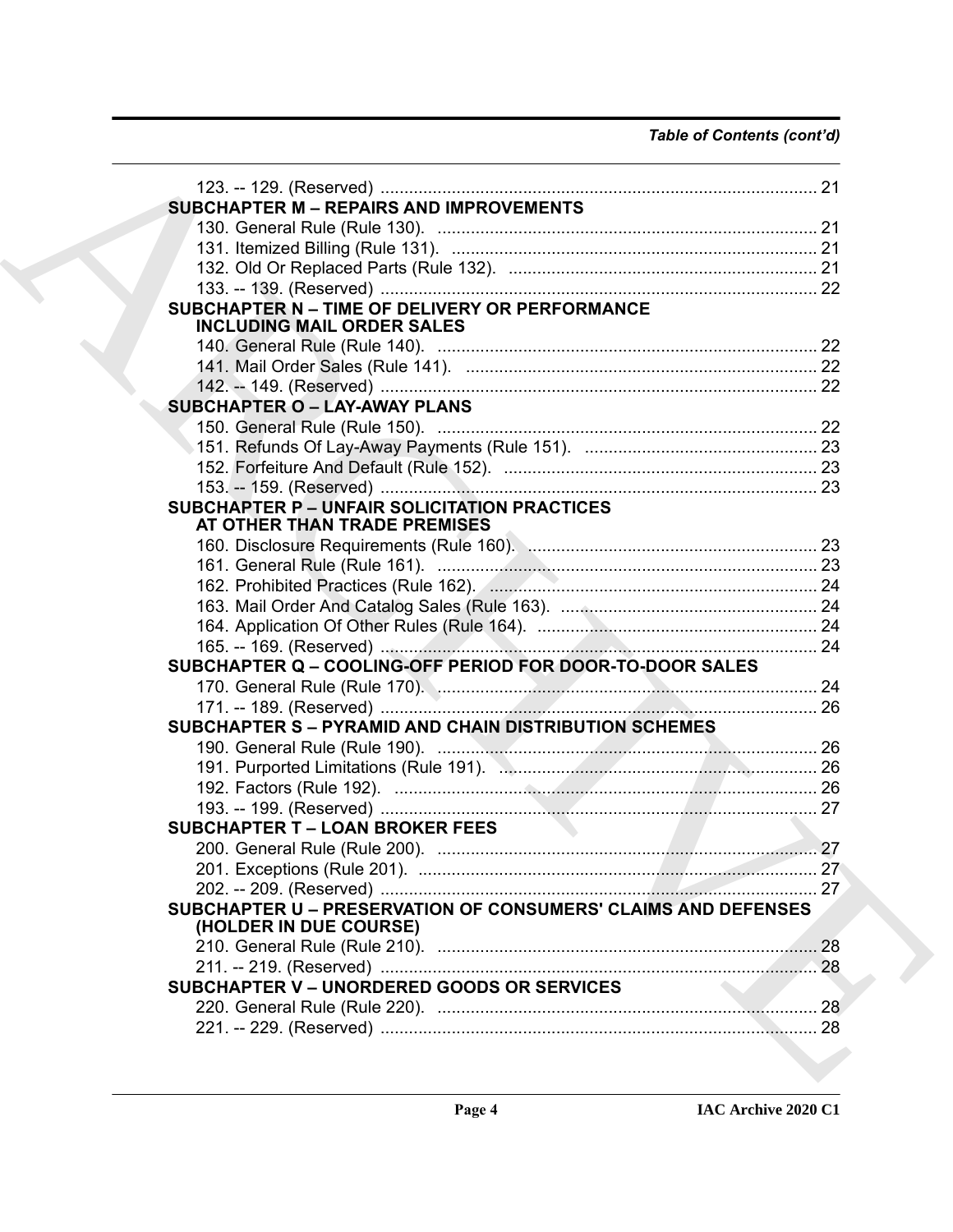*Table of Contents (cont'd)*

123. -- 129. (Reserved) ........................................................................................... 21

**SUBCHAPTER M – REPAIRS AND IMPROVEMENTS**

130. General Rule (Rule 130). ............................................................................... 21
131. Itemized Billing (Rule 131). ............................................................................ 21
132. Old Or Replaced Parts (Rule 132). ................................................................ 21
133. -- 139. (Reserved) ........................................................................................... 22

**SUBCHAPTER N – TIME OF DELIVERY OR PERFORMANCE INCLUDING MAIL ORDER SALES**

140. General Rule (Rule 140). ............................................................................... 22
141. Mail Order Sales (Rule 141). ......................................................................... 22
142. -- 149. (Reserved) ........................................................................................... 22

**SUBCHAPTER O – LAY-AWAY PLANS**

150. General Rule (Rule 150). ............................................................................... 22
151. Refunds Of Lay-Away Payments (Rule 151). ................................................ 23
152. Forfeiture And Default (Rule 152). ................................................................. 23
153. -- 159. (Reserved) ........................................................................................... 23

**SUBCHAPTER P – UNFAIR SOLICITATION PRACTICES AT OTHER THAN TRADE PREMISES**

160. Disclosure Requirements (Rule 160). ............................................................ 23
161. General Rule (Rule 161). ............................................................................... 23
162. Prohibited Practices (Rule 162). .................................................................... 24
163. Mail Order And Catalog Sales (Rule 163). ..................................................... 24
164. Application Of Other Rules (Rule 164). .......................................................... 24
165. -- 169. (Reserved) ........................................................................................... 24

**SUBCHAPTER Q – COOLING-OFF PERIOD FOR DOOR-TO-DOOR SALES**

170. General Rule (Rule 170). ............................................................................... 24
171. -- 189. (Reserved) ........................................................................................... 26

**SUBCHAPTER S – PYRAMID AND CHAIN DISTRIBUTION SCHEMES**

190. General Rule (Rule 190). ............................................................................... 26
191. Purported Limitations (Rule 191). .................................................................. 26
192. Factors (Rule 192). ........................................................................................ 26
193. -- 199. (Reserved) ........................................................................................... 27

**SUBCHAPTER T – LOAN BROKER FEES**

200. General Rule (Rule 200). ............................................................................... 27
201. Exceptions (Rule 201). ................................................................................... 27
202. -- 209. (Reserved) ........................................................................................... 27

**SUBCHAPTER U – PRESERVATION OF CONSUMERS' CLAIMS AND DEFENSES (HOLDER IN DUE COURSE)**

210. General Rule (Rule 210). ............................................................................... 28
211. -- 219. (Reserved) ........................................................................................... 28

**SUBCHAPTER V – UNORDERED GOODS OR SERVICES**

220. General Rule (Rule 220). ............................................................................... 28
221. -- 229. (Reserved) ........................................................................................... 28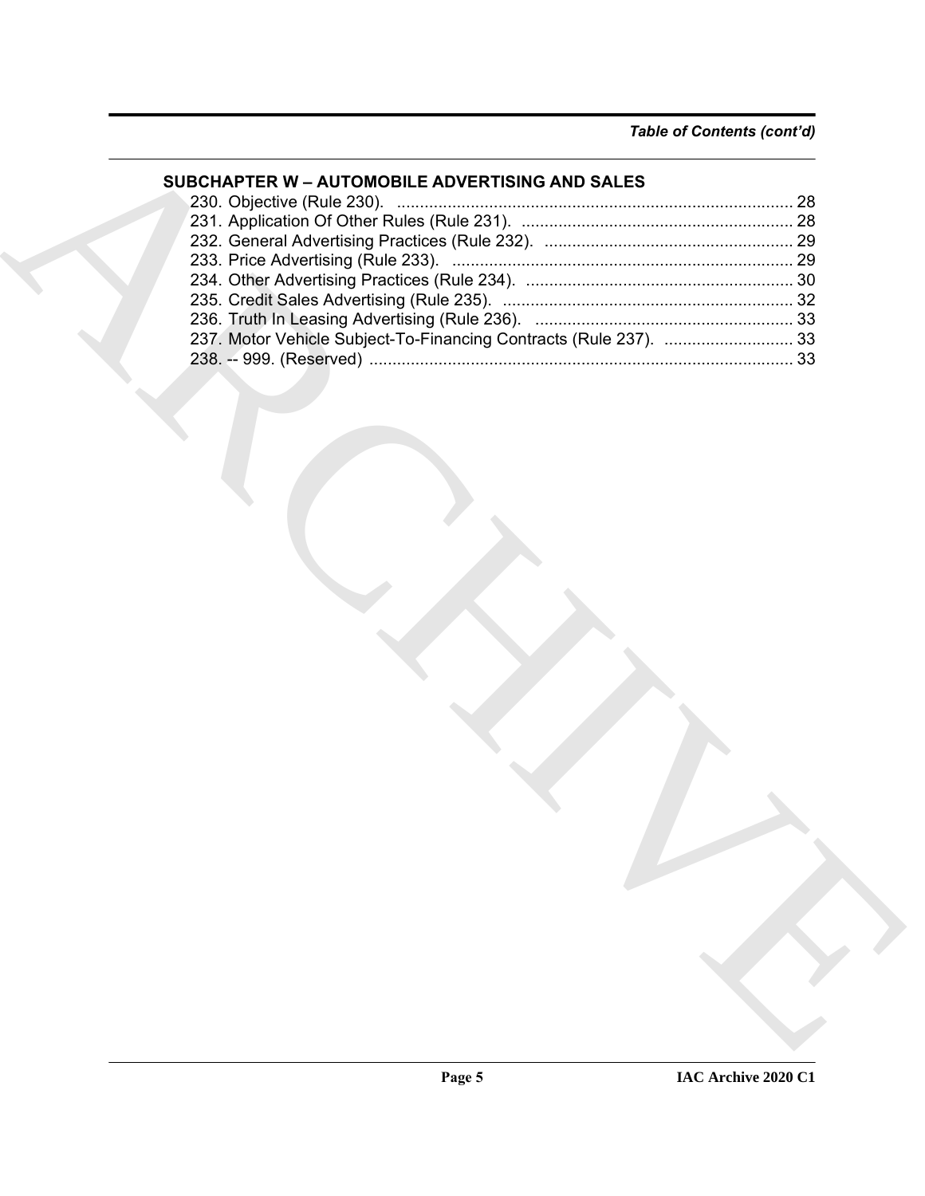*Table of Contents (cont'd)*

**SUBCHAPTER W – AUTOMOBILE ADVERTISING AND SALES**

230. Objective (Rule 230). ..................................................................................... 28
231. Application Of Other Rules (Rule 231). ........................................................... 28
232. General Advertising Practices (Rule 232). ...................................................... 29
233. Price Advertising (Rule 233). .......................................................................... 29
234. Other Advertising Practices (Rule 234). .......................................................... 30
235. Credit Sales Advertising (Rule 235). ............................................................... 32
236. Truth In Leasing Advertising (Rule 236). ........................................................ 33
237. Motor Vehicle Subject-To-Financing Contracts (Rule 237). ............................ 33
238. -- 999. (Reserved) ........................................................................................... 33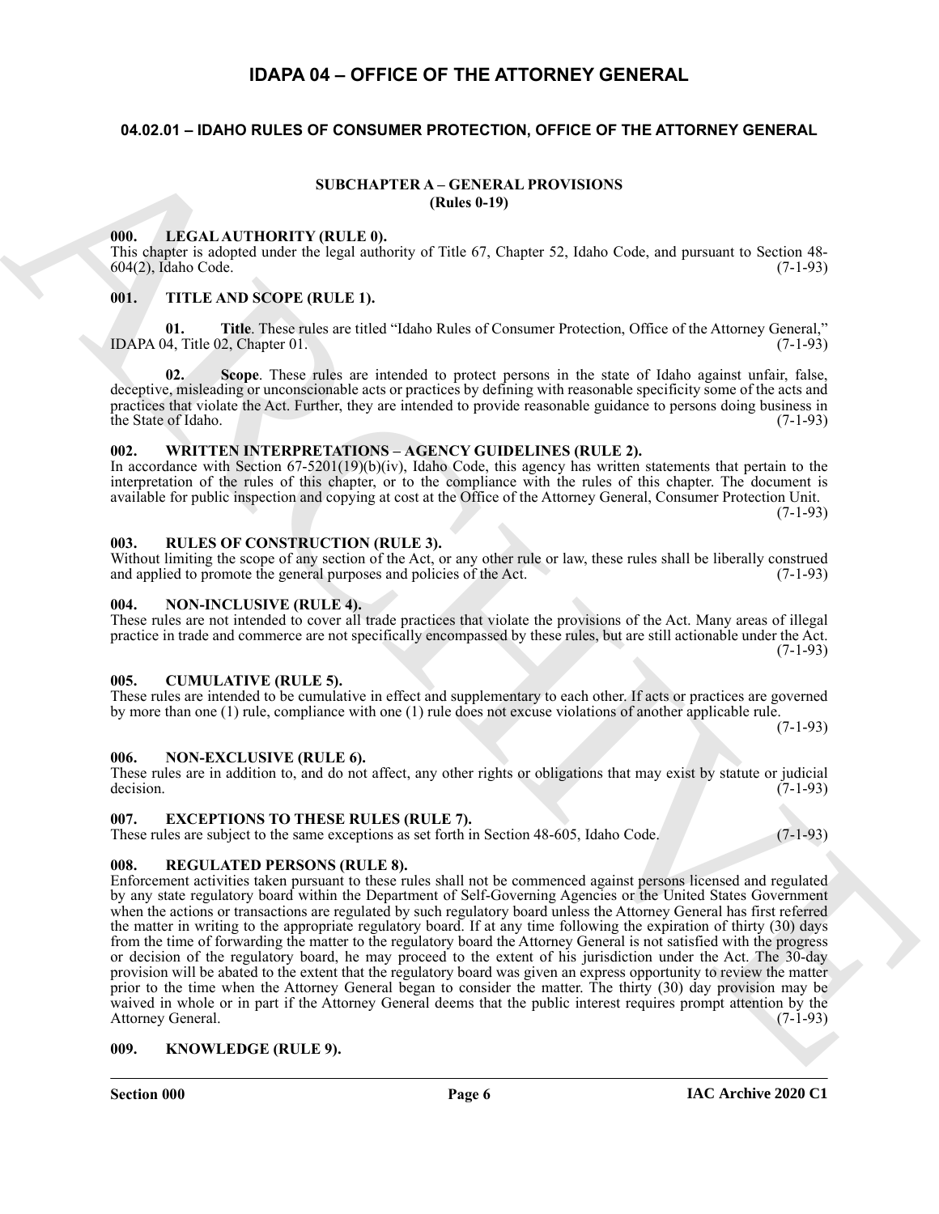# IDAPA 04 – OFFICE OF THE ATTORNEY GENERAL

## 04.02.01 – IDAHO RULES OF CONSUMER PROTECTION, OFFICE OF THE ATTORNEY GENERAL

### SUBCHAPTER A – GENERAL PROVISIONS
### (Rules 0-19)

**000. LEGAL AUTHORITY (RULE 0).**
This chapter is adopted under the legal authority of Title 67, Chapter 52, Idaho Code, and pursuant to Section 48-604(2), Idaho Code. (7-1-93)

**001. TITLE AND SCOPE (RULE 1).**

**01. Title**. These rules are titled "Idaho Rules of Consumer Protection, Office of the Attorney General," IDAPA 04, Title 02, Chapter 01. (7-1-93)

**02. Scope**. These rules are intended to protect persons in the state of Idaho against unfair, false, deceptive, misleading or unconscionable acts or practices by defining with reasonable specificity some of the acts and practices that violate the Act. Further, they are intended to provide reasonable guidance to persons doing business in the State of Idaho. (7-1-93)

**002. WRITTEN INTERPRETATIONS – AGENCY GUIDELINES (RULE 2).**
In accordance with Section 67-5201(19)(b)(iv), Idaho Code, this agency has written statements that pertain to the interpretation of the rules of this chapter, or to the compliance with the rules of this chapter. The document is available for public inspection and copying at cost at the Office of the Attorney General, Consumer Protection Unit. (7-1-93)

**003. RULES OF CONSTRUCTION (RULE 3).**
Without limiting the scope of any section of the Act, or any other rule or law, these rules shall be liberally construed and applied to promote the general purposes and policies of the Act. (7-1-93)

**004. NON-INCLUSIVE (RULE 4).**
These rules are not intended to cover all trade practices that violate the provisions of the Act. Many areas of illegal practice in trade and commerce are not specifically encompassed by these rules, but are still actionable under the Act. (7-1-93)

**005. CUMULATIVE (RULE 5).**
These rules are intended to be cumulative in effect and supplementary to each other. If acts or practices are governed by more than one (1) rule, compliance with one (1) rule does not excuse violations of another applicable rule. (7-1-93)

**006. NON-EXCLUSIVE (RULE 6).**
These rules are in addition to, and do not affect, any other rights or obligations that may exist by statute or judicial decision. (7-1-93)

**007. EXCEPTIONS TO THESE RULES (RULE 7).**
These rules are subject to the same exceptions as set forth in Section 48-605, Idaho Code. (7-1-93)

**008. REGULATED PERSONS (RULE 8).**
Enforcement activities taken pursuant to these rules shall not be commenced against persons licensed and regulated by any state regulatory board within the Department of Self-Governing Agencies or the United States Government when the actions or transactions are regulated by such regulatory board unless the Attorney General has first referred the matter in writing to the appropriate regulatory board. If at any time following the expiration of thirty (30) days from the time of forwarding the matter to the regulatory board the Attorney General is not satisfied with the progress or decision of the regulatory board, he may proceed to the extent of his jurisdiction under the Act. The 30-day provision will be abated to the extent that the regulatory board was given an express opportunity to review the matter prior to the time when the Attorney General began to consider the matter. The thirty (30) day provision may be waived in whole or in part if the Attorney General deems that the public interest requires prompt attention by the Attorney General. (7-1-93)

**009. KNOWLEDGE (RULE 9).**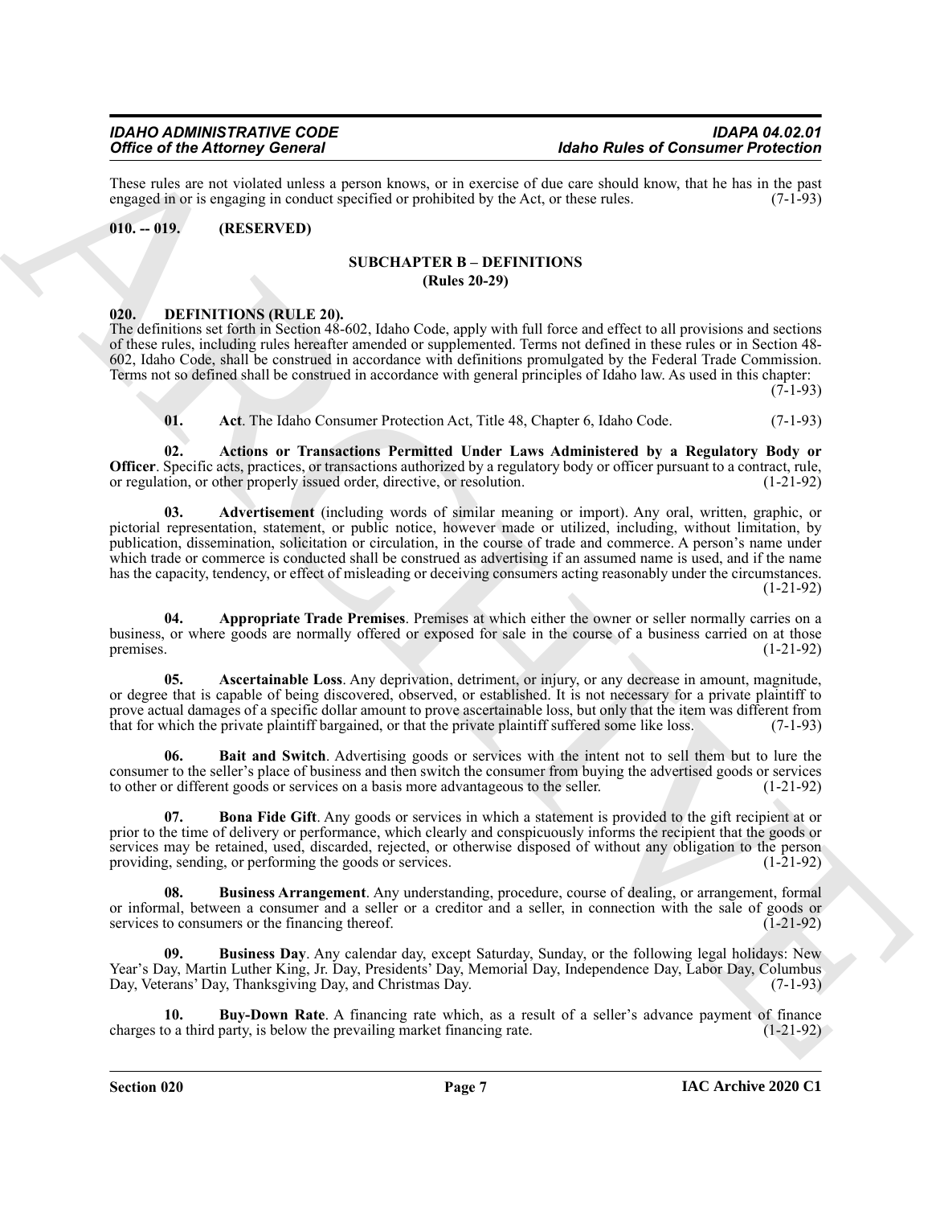These rules are not violated unless a person knows, or in exercise of due care should know, that he has in the past engaged in or is engaging in conduct specified or prohibited by the Act, or these rules. (7-1-93)

**010. -- 019. (RESERVED)**

## SUBCHAPTER B – DEFINITIONS
### (Rules 20-29)

**020. DEFINITIONS (RULE 20).**

The definitions set forth in Section 48-602, Idaho Code, apply with full force and effect to all provisions and sections of these rules, including rules hereafter amended or supplemented. Terms not defined in these rules or in Section 48-602, Idaho Code, shall be construed in accordance with definitions promulgated by the Federal Trade Commission. Terms not so defined shall be construed in accordance with general principles of Idaho law. As used in this chapter: (7-1-93)

**01. Act**. The Idaho Consumer Protection Act, Title 48, Chapter 6, Idaho Code. (7-1-93)

**02. Actions or Transactions Permitted Under Laws Administered by a Regulatory Body or Officer**. Specific acts, practices, or transactions authorized by a regulatory body or officer pursuant to a contract, rule, or regulation, or other properly issued order, directive, or resolution. (1-21-92)

**03. Advertisement** (including words of similar meaning or import). Any oral, written, graphic, or pictorial representation, statement, or public notice, however made or utilized, including, without limitation, by publication, dissemination, solicitation or circulation, in the course of trade and commerce. A person's name under which trade or commerce is conducted shall be construed as advertising if an assumed name is used, and if the name has the capacity, tendency, or effect of misleading or deceiving consumers acting reasonably under the circumstances. (1-21-92)

**04. Appropriate Trade Premises**. Premises at which either the owner or seller normally carries on a business, or where goods are normally offered or exposed for sale in the course of a business carried on at those premises. (1-21-92)

**05. Ascertainable Loss**. Any deprivation, detriment, or injury, or any decrease in amount, magnitude, or degree that is capable of being discovered, observed, or established. It is not necessary for a private plaintiff to prove actual damages of a specific dollar amount to prove ascertainable loss, but only that the item was different from that for which the private plaintiff bargained, or that the private plaintiff suffered some like loss. (7-1-93)

**06. Bait and Switch**. Advertising goods or services with the intent not to sell them but to lure the consumer to the seller's place of business and then switch the consumer from buying the advertised goods or services to other or different goods or services on a basis more advantageous to the seller. (1-21-92)

**07. Bona Fide Gift**. Any goods or services in which a statement is provided to the gift recipient at or prior to the time of delivery or performance, which clearly and conspicuously informs the recipient that the goods or services may be retained, used, discarded, rejected, or otherwise disposed of without any obligation to the person providing, sending, or performing the goods or services. (1-21-92)

**08. Business Arrangement**. Any understanding, procedure, course of dealing, or arrangement, formal or informal, between a consumer and a seller or a creditor and a seller, in connection with the sale of goods or services to consumers or the financing thereof. (1-21-92)

**09. Business Day**. Any calendar day, except Saturday, Sunday, or the following legal holidays: New Year's Day, Martin Luther King, Jr. Day, Presidents' Day, Memorial Day, Independence Day, Labor Day, Columbus Day, Veterans' Day, Thanksgiving Day, and Christmas Day. (7-1-93)

**10. Buy-Down Rate**. A financing rate which, as a result of a seller's advance payment of finance charges to a third party, is below the prevailing market financing rate. (1-21-92)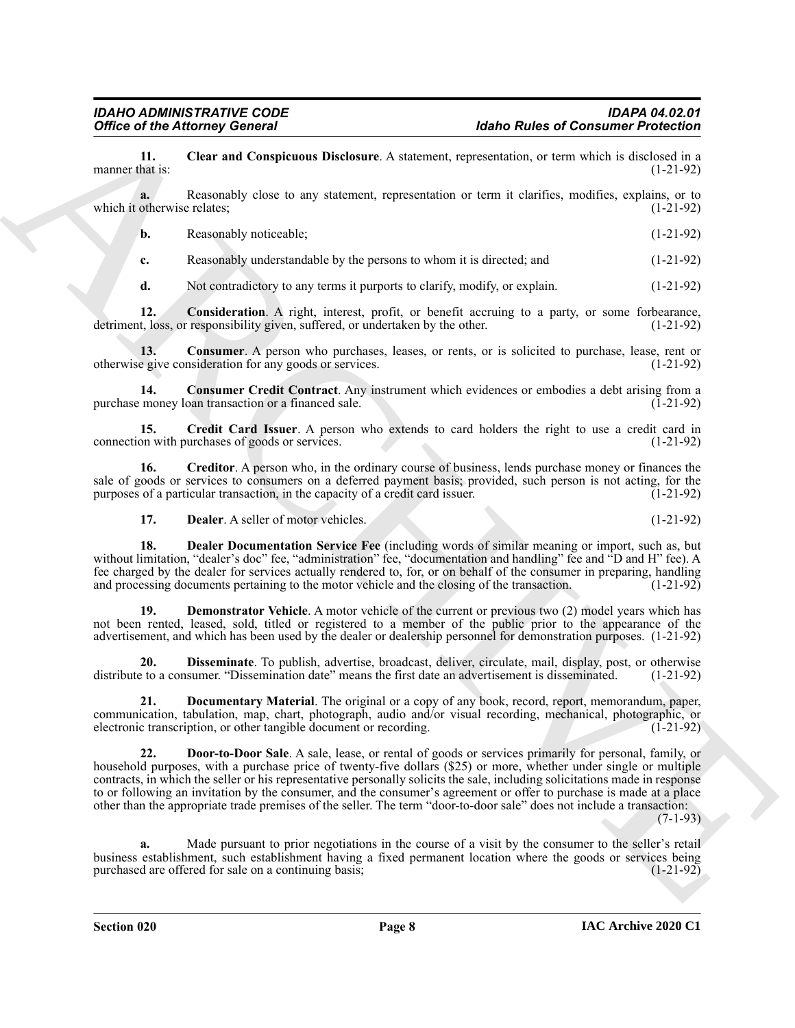**11. Clear and Conspicuous Disclosure**. A statement, representation, or term which is disclosed in a manner that is: (1-21-92)

**a.** Reasonably close to any statement, representation or term it clarifies, modifies, explains, or to which it otherwise relates; (1-21-92)

**b.** Reasonably noticeable; (1-21-92)

**c.** Reasonably understandable by the persons to whom it is directed; and (1-21-92)

**d.** Not contradictory to any terms it purports to clarify, modify, or explain. (1-21-92)

**12. Consideration**. A right, interest, profit, or benefit accruing to a party, or some forbearance, detriment, loss, or responsibility given, suffered, or undertaken by the other. (1-21-92)

**13. Consumer**. A person who purchases, leases, or rents, or is solicited to purchase, lease, rent or otherwise give consideration for any goods or services. (1-21-92)

**14. Consumer Credit Contract**. Any instrument which evidences or embodies a debt arising from a purchase money loan transaction or a financed sale. (1-21-92)

**15. Credit Card Issuer**. A person who extends to card holders the right to use a credit card in connection with purchases of goods or services. (1-21-92)

**16. Creditor**. A person who, in the ordinary course of business, lends purchase money or finances the sale of goods or services to consumers on a deferred payment basis; provided, such person is not acting, for the purposes of a particular transaction, in the capacity of a credit card issuer. (1-21-92)

**17. Dealer**. A seller of motor vehicles. (1-21-92)

**18. Dealer Documentation Service Fee** (including words of similar meaning or import, such as, but without limitation, "dealer's doc" fee, "administration" fee, "documentation and handling" fee and "D and H" fee). A fee charged by the dealer for services actually rendered to, for, or on behalf of the consumer in preparing, handling and processing documents pertaining to the motor vehicle and the closing of the transaction. (1-21-92)

**19. Demonstrator Vehicle**. A motor vehicle of the current or previous two (2) model years which has not been rented, leased, sold, titled or registered to a member of the public prior to the appearance of the advertisement, and which has been used by the dealer or dealership personnel for demonstration purposes. (1-21-92)

**20. Disseminate**. To publish, advertise, broadcast, deliver, circulate, mail, display, post, or otherwise distribute to a consumer. "Dissemination date" means the first date an advertisement is disseminated. (1-21-92)

**21. Documentary Material**. The original or a copy of any book, record, report, memorandum, paper, communication, tabulation, map, chart, photograph, audio and/or visual recording, mechanical, photographic, or electronic transcription, or other tangible document or recording. (1-21-92)

**22. Door-to-Door Sale**. A sale, lease, or rental of goods or services primarily for personal, family, or household purposes, with a purchase price of twenty-five dollars ($25) or more, whether under single or multiple contracts, in which the seller or his representative personally solicits the sale, including solicitations made in response to or following an invitation by the consumer, and the consumer's agreement or offer to purchase is made at a place other than the appropriate trade premises of the seller. The term "door-to-door sale" does not include a transaction: (7-1-93)

**a.** Made pursuant to prior negotiations in the course of a visit by the consumer to the seller's retail business establishment, such establishment having a fixed permanent location where the goods or services being purchased are offered for sale on a continuing basis; (1-21-92)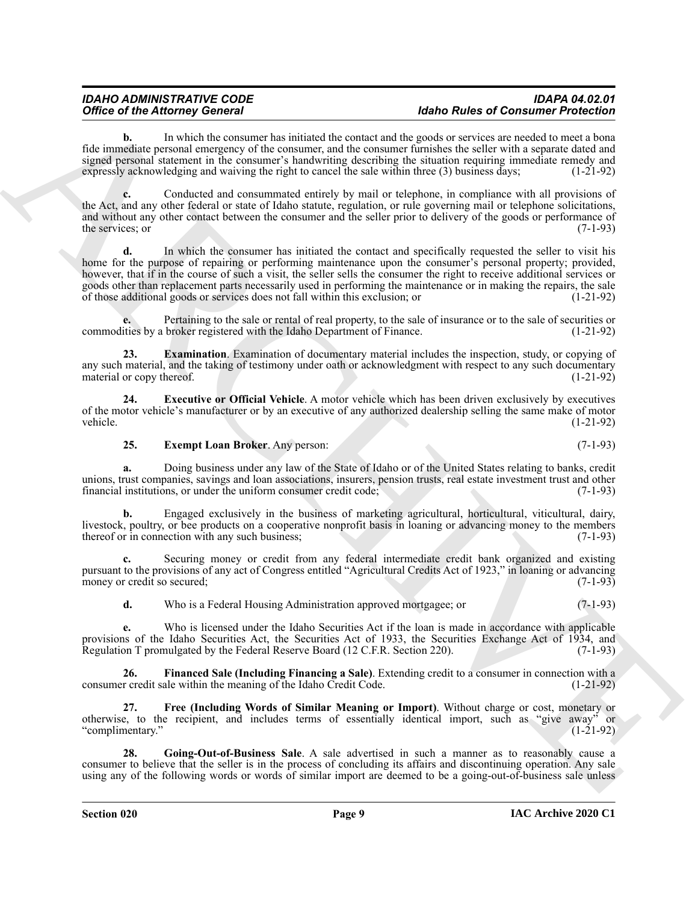**b.** In which the consumer has initiated the contact and the goods or services are needed to meet a bona fide immediate personal emergency of the consumer, and the consumer furnishes the seller with a separate dated and signed personal statement in the consumer's handwriting describing the situation requiring immediate remedy and expressly acknowledging and waiving the right to cancel the sale within three (3) business days; (1-21-92)

**c.** Conducted and consummated entirely by mail or telephone, in compliance with all provisions of the Act, and any other federal or state of Idaho statute, regulation, or rule governing mail or telephone solicitations, and without any other contact between the consumer and the seller prior to delivery of the goods or performance of the services; or (7-1-93)

**d.** In which the consumer has initiated the contact and specifically requested the seller to visit his home for the purpose of repairing or performing maintenance upon the consumer's personal property; provided, however, that if in the course of such a visit, the seller sells the consumer the right to receive additional services or goods other than replacement parts necessarily used in performing the maintenance or in making the repairs, the sale of those additional goods or services does not fall within this exclusion; or (1-21-92)

**e.** Pertaining to the sale or rental of real property, to the sale of insurance or to the sale of securities or commodities by a broker registered with the Idaho Department of Finance. (1-21-92)

**23. Examination**. Examination of documentary material includes the inspection, study, or copying of any such material, and the taking of testimony under oath or acknowledgment with respect to any such documentary material or copy thereof. (1-21-92)

**24. Executive or Official Vehicle**. A motor vehicle which has been driven exclusively by executives of the motor vehicle's manufacturer or by an executive of any authorized dealership selling the same make of motor vehicle. (1-21-92)

**25. Exempt Loan Broker**. Any person: (7-1-93)

**a.** Doing business under any law of the State of Idaho or of the United States relating to banks, credit unions, trust companies, savings and loan associations, insurers, pension trusts, real estate investment trust and other financial institutions, or under the uniform consumer credit code; (7-1-93)

**b.** Engaged exclusively in the business of marketing agricultural, horticultural, viticultural, dairy, livestock, poultry, or bee products on a cooperative nonprofit basis in loaning or advancing money to the members thereof or in connection with any such business; (7-1-93)

**c.** Securing money or credit from any federal intermediate credit bank organized and existing pursuant to the provisions of any act of Congress entitled "Agricultural Credits Act of 1923," in loaning or advancing money or credit so secured; (7-1-93)

**d.** Who is a Federal Housing Administration approved mortgagee; or (7-1-93)

**e.** Who is licensed under the Idaho Securities Act if the loan is made in accordance with applicable provisions of the Idaho Securities Act, the Securities Act of 1933, the Securities Exchange Act of 1934, and Regulation T promulgated by the Federal Reserve Board (12 C.F.R. Section 220). (7-1-93)

**26. Financed Sale (Including Financing a Sale)**. Extending credit to a consumer in connection with a consumer credit sale within the meaning of the Idaho Credit Code. (1-21-92)

**27. Free (Including Words of Similar Meaning or Import)**. Without charge or cost, monetary or otherwise, to the recipient, and includes terms of essentially identical import, such as "give away" or "complimentary." (1-21-92)

**28. Going-Out-of-Business Sale**. A sale advertised in such a manner as to reasonably cause a consumer to believe that the seller is in the process of concluding its affairs and discontinuing operation. Any sale using any of the following words or words of similar import are deemed to be a going-out-of-business sale unless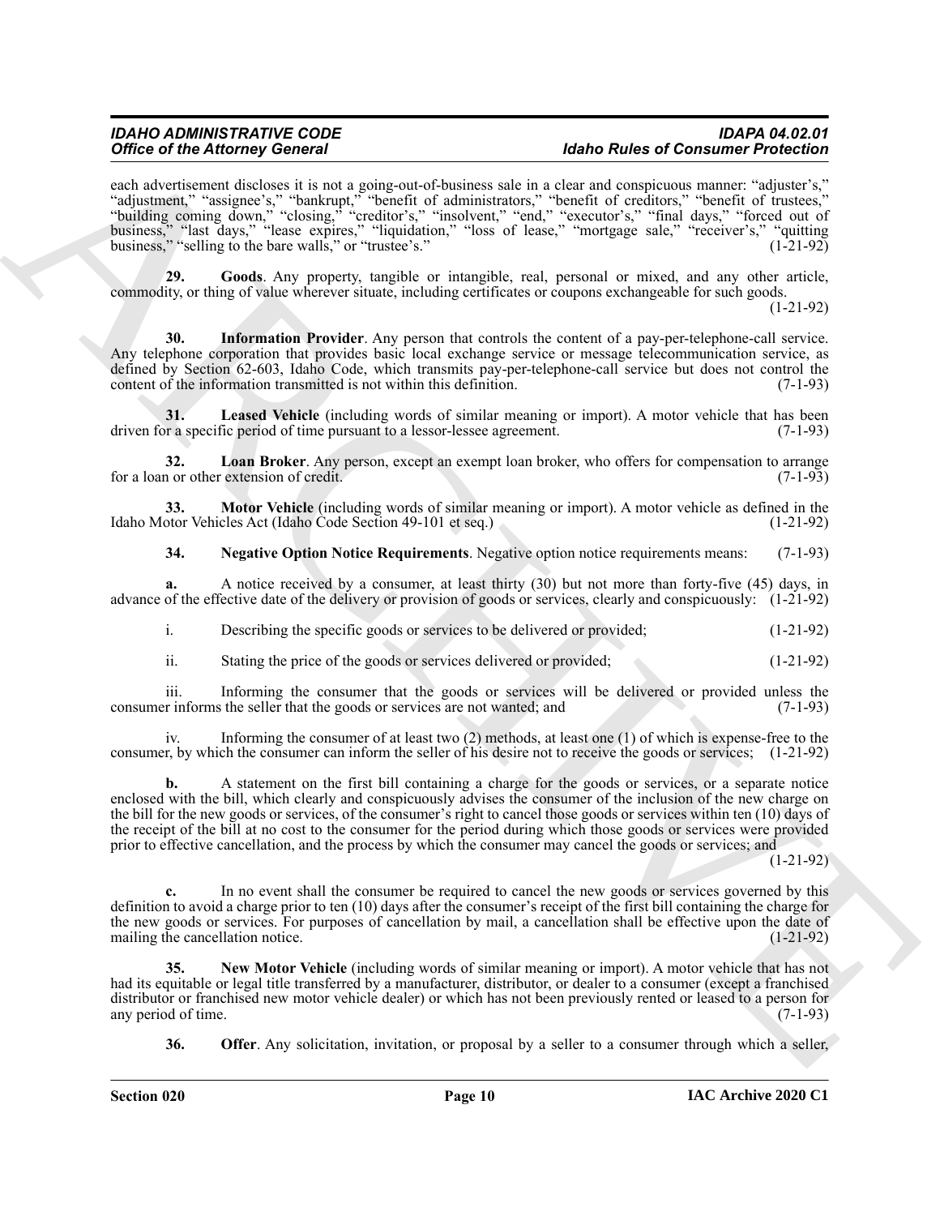each advertisement discloses it is not a going-out-of-business sale in a clear and conspicuous manner: "adjuster's," "adjustment," "assignee's," "bankrupt," "benefit of administrators," "benefit of creditors," "benefit of trustees," "building coming down," "closing," "creditor's," "insolvent," "end," "executor's," "final days," "forced out of business," "last days," "lease expires," "liquidation," "loss of lease," "mortgage sale," "receiver's," "quitting business," "selling to the bare walls," or "trustee's." (1-21-92)

**29. Goods**. Any property, tangible or intangible, real, personal or mixed, and any other article, commodity, or thing of value wherever situate, including certificates or coupons exchangeable for such goods. (1-21-92)

**30. Information Provider**. Any person that controls the content of a pay-per-telephone-call service. Any telephone corporation that provides basic local exchange service or message telecommunication service, as defined by Section 62-603, Idaho Code, which transmits pay-per-telephone-call service but does not control the content of the information transmitted is not within this definition. (7-1-93)

**31. Leased Vehicle** (including words of similar meaning or import). A motor vehicle that has been driven for a specific period of time pursuant to a lessor-lessee agreement. (7-1-93)

**32. Loan Broker**. Any person, except an exempt loan broker, who offers for compensation to arrange for a loan or other extension of credit. (7-1-93)

**33. Motor Vehicle** (including words of similar meaning or import). A motor vehicle as defined in the Idaho Motor Vehicles Act (Idaho Code Section 49-101 et seq.) (1-21-92)

**34. Negative Option Notice Requirements**. Negative option notice requirements means: (7-1-93)

**a.** A notice received by a consumer, at least thirty (30) but not more than forty-five (45) days, in advance of the effective date of the delivery or provision of goods or services, clearly and conspicuously: (1-21-92)

i. Describing the specific goods or services to be delivered or provided; (1-21-92)

ii. Stating the price of the goods or services delivered or provided; (1-21-92)

iii. Informing the consumer that the goods or services will be delivered or provided unless the consumer informs the seller that the goods or services are not wanted; and (7-1-93)

iv. Informing the consumer of at least two (2) methods, at least one (1) of which is expense-free to the consumer, by which the consumer can inform the seller of his desire not to receive the goods or services; (1-21-92)

**b.** A statement on the first bill containing a charge for the goods or services, or a separate notice enclosed with the bill, which clearly and conspicuously advises the consumer of the inclusion of the new charge on the bill for the new goods or services, of the consumer's right to cancel those goods or services within ten (10) days of the receipt of the bill at no cost to the consumer for the period during which those goods or services were provided prior to effective cancellation, and the process by which the consumer may cancel the goods or services; and (1-21-92)

**c.** In no event shall the consumer be required to cancel the new goods or services governed by this definition to avoid a charge prior to ten (10) days after the consumer's receipt of the first bill containing the charge for the new goods or services. For purposes of cancellation by mail, a cancellation shall be effective upon the date of mailing the cancellation notice. (1-21-92)

**35. New Motor Vehicle** (including words of similar meaning or import). A motor vehicle that has not had its equitable or legal title transferred by a manufacturer, distributor, or dealer to a consumer (except a franchised distributor or franchised new motor vehicle dealer) or which has not been previously rented or leased to a person for any period of time. (7-1-93)

**36. Offer**. Any solicitation, invitation, or proposal by a seller to a consumer through which a seller,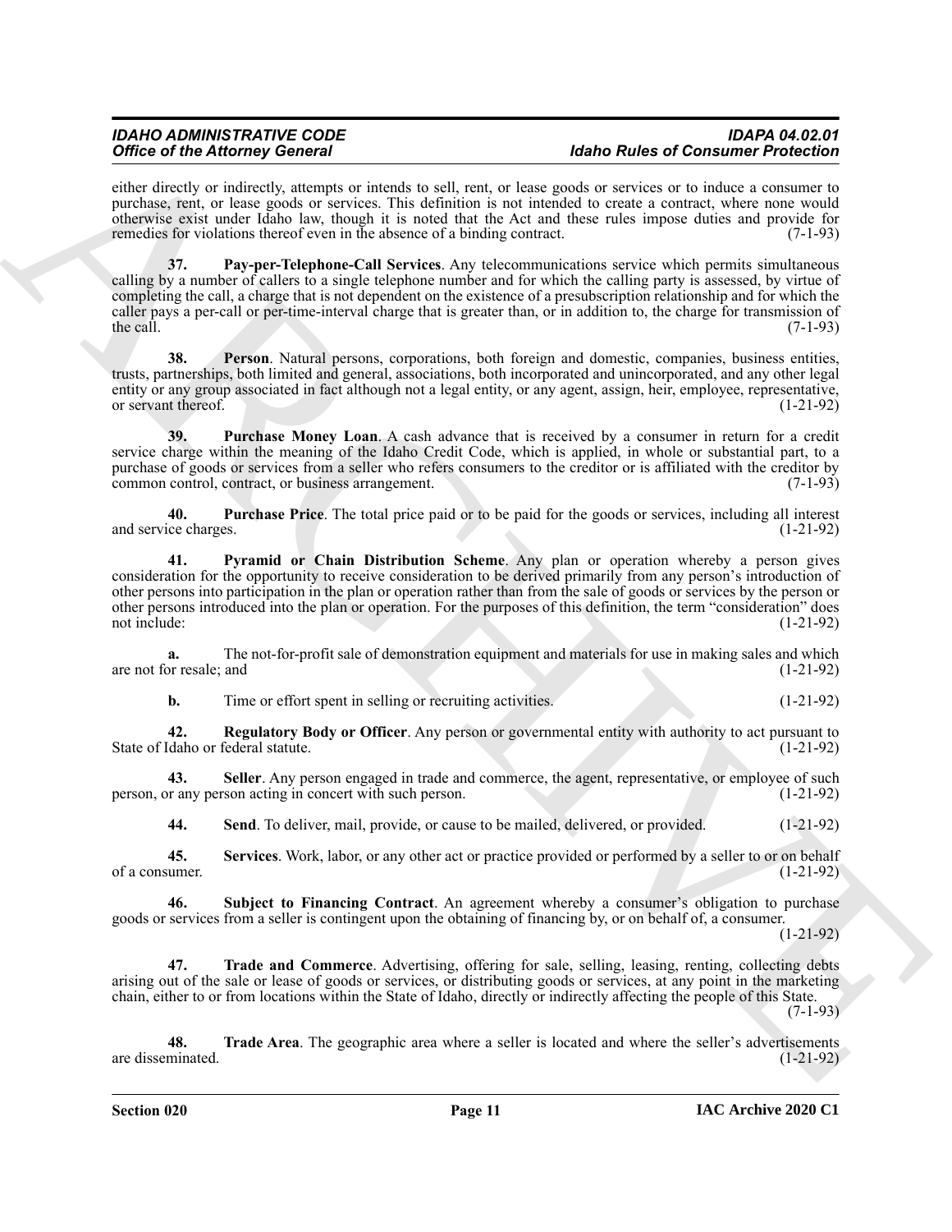either directly or indirectly, attempts or intends to sell, rent, or lease goods or services or to induce a consumer to purchase, rent, or lease goods or services. This definition is not intended to create a contract, where none would otherwise exist under Idaho law, though it is noted that the Act and these rules impose duties and provide for remedies for violations thereof even in the absence of a binding contract. (7-1-93)

**37. Pay-per-Telephone-Call Services**. Any telecommunications service which permits simultaneous calling by a number of callers to a single telephone number and for which the calling party is assessed, by virtue of completing the call, a charge that is not dependent on the existence of a presubscription relationship and for which the caller pays a per-call or per-time-interval charge that is greater than, or in addition to, the charge for transmission of the call. (7-1-93)

**38. Person**. Natural persons, corporations, both foreign and domestic, companies, business entities, trusts, partnerships, both limited and general, associations, both incorporated and unincorporated, and any other legal entity or any group associated in fact although not a legal entity, or any agent, assign, heir, employee, representative, or servant thereof. (1-21-92)

**39. Purchase Money Loan**. A cash advance that is received by a consumer in return for a credit service charge within the meaning of the Idaho Credit Code, which is applied, in whole or substantial part, to a purchase of goods or services from a seller who refers consumers to the creditor or is affiliated with the creditor by common control, contract, or business arrangement. (7-1-93)

**40. Purchase Price**. The total price paid or to be paid for the goods or services, including all interest and service charges. (1-21-92)

**41. Pyramid or Chain Distribution Scheme**. Any plan or operation whereby a person gives consideration for the opportunity to receive consideration to be derived primarily from any person's introduction of other persons into participation in the plan or operation rather than from the sale of goods or services by the person or other persons introduced into the plan or operation. For the purposes of this definition, the term "consideration" does not include: (1-21-92)

**a.** The not-for-profit sale of demonstration equipment and materials for use in making sales and which are not for resale; and (1-21-92)

**b.** Time or effort spent in selling or recruiting activities. (1-21-92)

**42. Regulatory Body or Officer**. Any person or governmental entity with authority to act pursuant to State of Idaho or federal statute. (1-21-92)

**43. Seller**. Any person engaged in trade and commerce, the agent, representative, or employee of such person, or any person acting in concert with such person. (1-21-92)

**44. Send**. To deliver, mail, provide, or cause to be mailed, delivered, or provided. (1-21-92)

**45. Services**. Work, labor, or any other act or practice provided or performed by a seller to or on behalf of a consumer. (1-21-92)

**46. Subject to Financing Contract**. An agreement whereby a consumer's obligation to purchase goods or services from a seller is contingent upon the obtaining of financing by, or on behalf of, a consumer. (1-21-92)

**47. Trade and Commerce**. Advertising, offering for sale, selling, leasing, renting, collecting debts arising out of the sale or lease of goods or services, or distributing goods or services, at any point in the marketing chain, either to or from locations within the State of Idaho, directly or indirectly affecting the people of this State. (7-1-93)

**48. Trade Area**. The geographic area where a seller is located and where the seller's advertisements are disseminated. (1-21-92)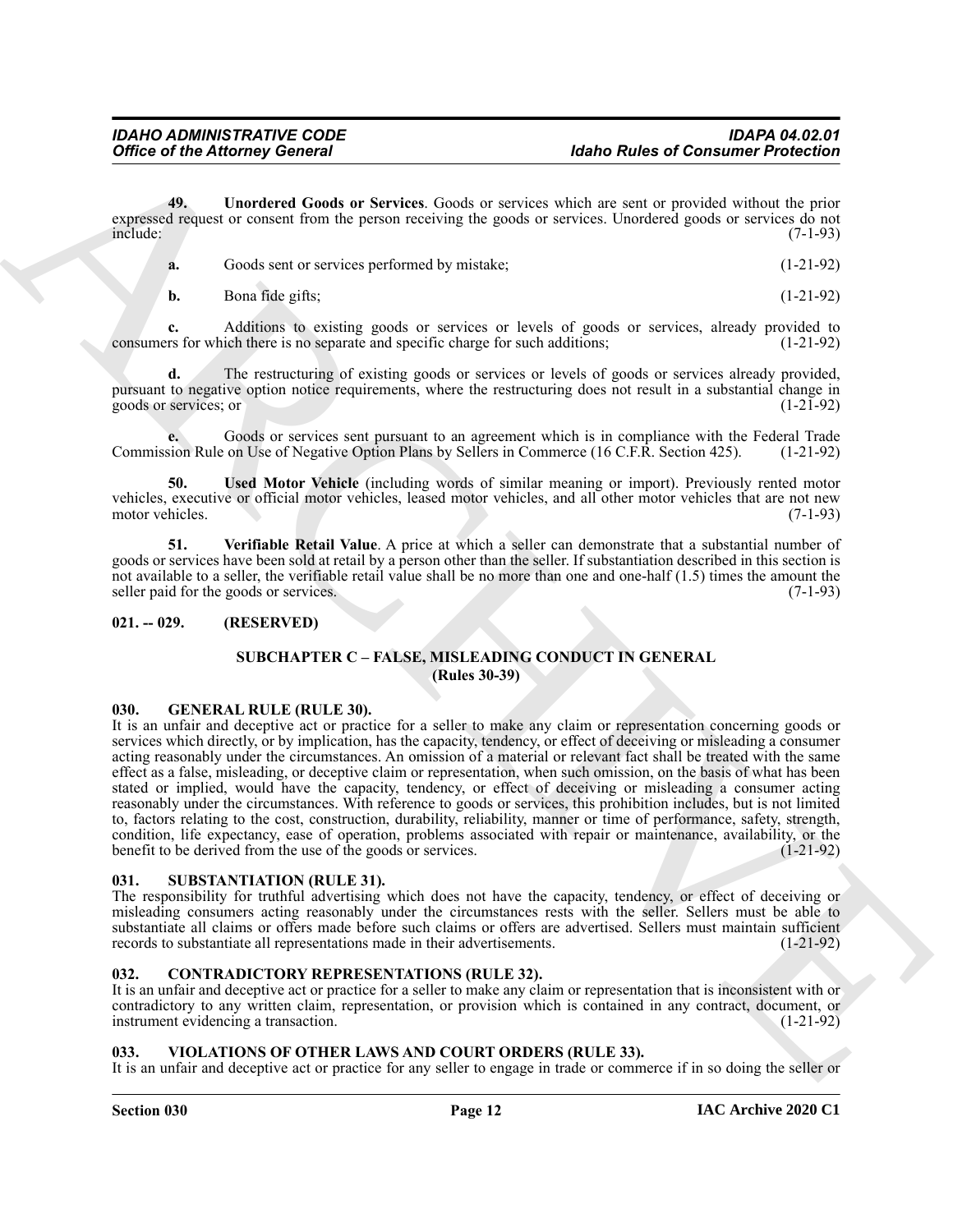**49. Unordered Goods or Services**. Goods or services which are sent or provided without the prior expressed request or consent from the person receiving the goods or services. Unordered goods or services do not include: (7-1-93)

**a.** Goods sent or services performed by mistake; (1-21-92)

**b.** Bona fide gifts; (1-21-92)

**c.** Additions to existing goods or services or levels of goods or services, already provided to consumers for which there is no separate and specific charge for such additions; (1-21-92)

**d.** The restructuring of existing goods or services or levels of goods or services already provided, pursuant to negative option notice requirements, where the restructuring does not result in a substantial change in goods or services; or (1-21-92)

**e.** Goods or services sent pursuant to an agreement which is in compliance with the Federal Trade Commission Rule on Use of Negative Option Plans by Sellers in Commerce (16 C.F.R. Section 425). (1-21-92)

**50. Used Motor Vehicle** (including words of similar meaning or import). Previously rented motor vehicles, executive or official motor vehicles, leased motor vehicles, and all other motor vehicles that are not new motor vehicles. (7-1-93)

**51. Verifiable Retail Value**. A price at which a seller can demonstrate that a substantial number of goods or services have been sold at retail by a person other than the seller. If substantiation described in this section is not available to a seller, the verifiable retail value shall be no more than one and one-half (1.5) times the amount the seller paid for the goods or services. (7-1-93)

## 021. -- 029. (RESERVED)

## SUBCHAPTER C – FALSE, MISLEADING CONDUCT IN GENERAL
## (Rules 30-39)

## 030. GENERAL RULE (RULE 30).

It is an unfair and deceptive act or practice for a seller to make any claim or representation concerning goods or services which directly, or by implication, has the capacity, tendency, or effect of deceiving or misleading a consumer acting reasonably under the circumstances. An omission of a material or relevant fact shall be treated with the same effect as a false, misleading, or deceptive claim or representation, when such omission, on the basis of what has been stated or implied, would have the capacity, tendency, or effect of deceiving or misleading a consumer acting reasonably under the circumstances. With reference to goods or services, this prohibition includes, but is not limited to, factors relating to the cost, construction, durability, reliability, manner or time of performance, safety, strength, condition, life expectancy, ease of operation, problems associated with repair or maintenance, availability, or the benefit to be derived from the use of the goods or services. (1-21-92)

## 031. SUBSTANTIATION (RULE 31).

The responsibility for truthful advertising which does not have the capacity, tendency, or effect of deceiving or misleading consumers acting reasonably under the circumstances rests with the seller. Sellers must be able to substantiate all claims or offers made before such claims or offers are advertised. Sellers must maintain sufficient records to substantiate all representations made in their advertisements. (1-21-92)

## 032. CONTRADICTORY REPRESENTATIONS (RULE 32).

It is an unfair and deceptive act or practice for a seller to make any claim or representation that is inconsistent with or contradictory to any written claim, representation, or provision which is contained in any contract, document, or instrument evidencing a transaction. (1-21-92)

## 033. VIOLATIONS OF OTHER LAWS AND COURT ORDERS (RULE 33).

It is an unfair and deceptive act or practice for any seller to engage in trade or commerce if in so doing the seller or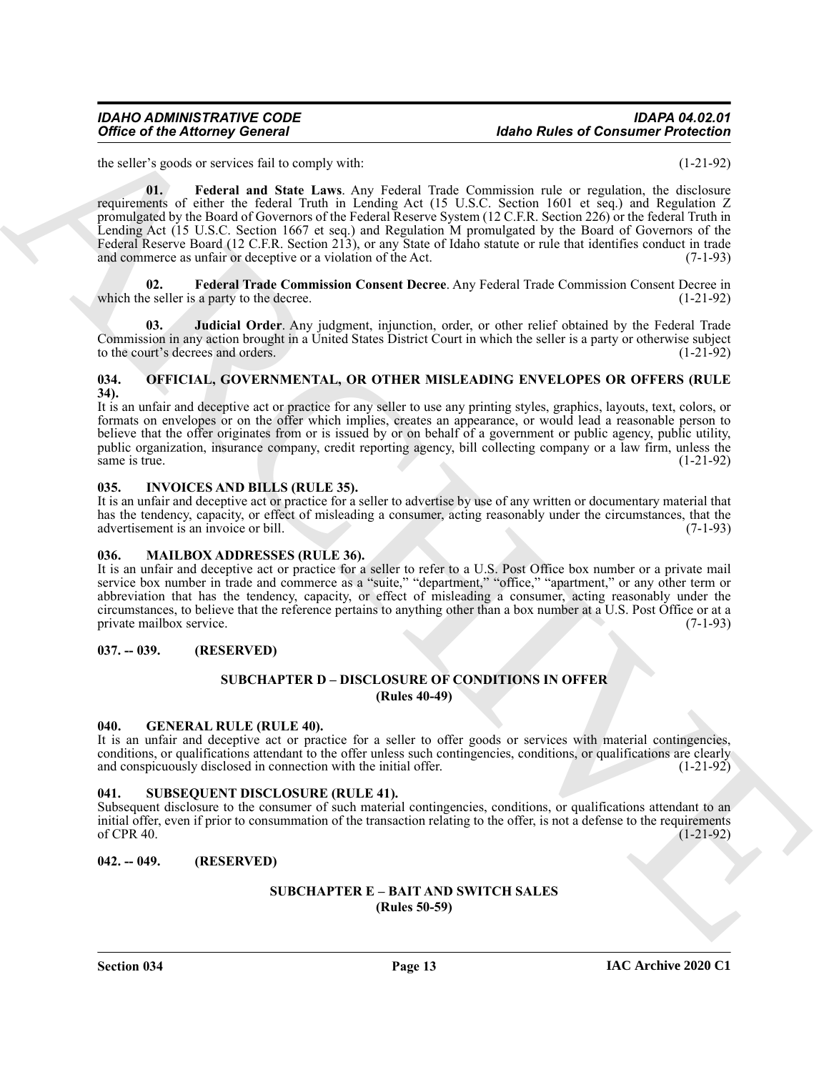the seller's goods or services fail to comply with: (1-21-92)

**01. Federal and State Laws**. Any Federal Trade Commission rule or regulation, the disclosure requirements of either the federal Truth in Lending Act (15 U.S.C. Section 1601 et seq.) and Regulation Z promulgated by the Board of Governors of the Federal Reserve System (12 C.F.R. Section 226) or the federal Truth in Lending Act (15 U.S.C. Section 1667 et seq.) and Regulation M promulgated by the Board of Governors of the Federal Reserve Board (12 C.F.R. Section 213), or any State of Idaho statute or rule that identifies conduct in trade and commerce as unfair or deceptive or a violation of the Act. (7-1-93)

**02. Federal Trade Commission Consent Decree**. Any Federal Trade Commission Consent Decree in which the seller is a party to the decree. (1-21-92)

**03. Judicial Order**. Any judgment, injunction, order, or other relief obtained by the Federal Trade Commission in any action brought in a United States District Court in which the seller is a party or otherwise subject to the court's decrees and orders. (1-21-92)

### 034. OFFICIAL, GOVERNMENTAL, OR OTHER MISLEADING ENVELOPES OR OFFERS (RULE 34).

It is an unfair and deceptive act or practice for any seller to use any printing styles, graphics, layouts, text, colors, or formats on envelopes or on the offer which implies, creates an appearance, or would lead a reasonable person to believe that the offer originates from or is issued by or on behalf of a government or public agency, public utility, public organization, insurance company, credit reporting agency, bill collecting company or a law firm, unless the same is true. (1-21-92)

### 035. INVOICES AND BILLS (RULE 35).

It is an unfair and deceptive act or practice for a seller to advertise by use of any written or documentary material that has the tendency, capacity, or effect of misleading a consumer, acting reasonably under the circumstances, that the advertisement is an invoice or bill. (7-1-93)

### 036. MAILBOX ADDRESSES (RULE 36).

It is an unfair and deceptive act or practice for a seller to refer to a U.S. Post Office box number or a private mail service box number in trade and commerce as a "suite," "department," "office," "apartment," or any other term or abbreviation that has the tendency, capacity, or effect of misleading a consumer, acting reasonably under the circumstances, to believe that the reference pertains to anything other than a box number at a U.S. Post Office or at a private mailbox service. (7-1-93)

### 037. -- 039. (RESERVED)

## SUBCHAPTER D – DISCLOSURE OF CONDITIONS IN OFFER (Rules 40-49)

### 040. GENERAL RULE (RULE 40).

It is an unfair and deceptive act or practice for a seller to offer goods or services with material contingencies, conditions, or qualifications attendant to the offer unless such contingencies, conditions, or qualifications are clearly and conspicuously disclosed in connection with the initial offer. (1-21-92)

### 041. SUBSEQUENT DISCLOSURE (RULE 41).

Subsequent disclosure to the consumer of such material contingencies, conditions, or qualifications attendant to an initial offer, even if prior to consummation of the transaction relating to the offer, is not a defense to the requirements of CPR 40. (1-21-92)

### 042. -- 049. (RESERVED)

## SUBCHAPTER E – BAIT AND SWITCH SALES (Rules 50-59)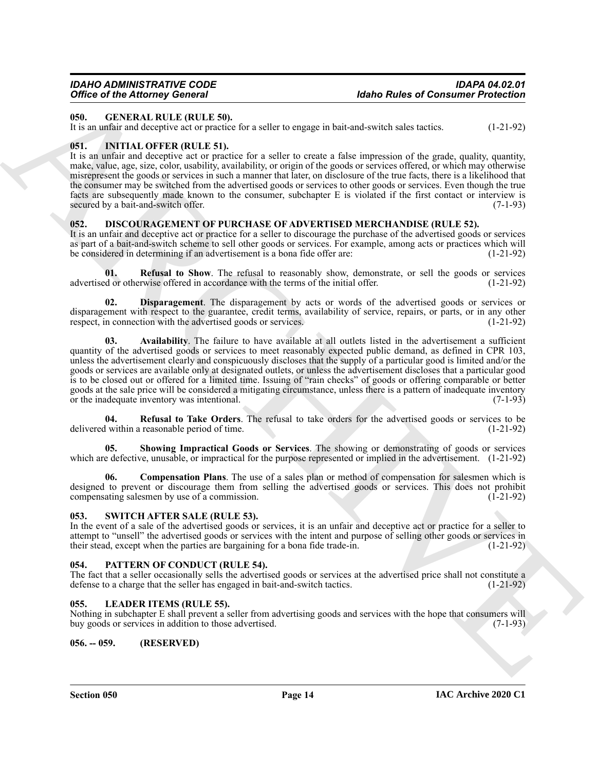### 050. GENERAL RULE (RULE 50).

It is an unfair and deceptive act or practice for a seller to engage in bait-and-switch sales tactics. (1-21-92)

### 051. INITIAL OFFER (RULE 51).

It is an unfair and deceptive act or practice for a seller to create a false impression of the grade, quality, quantity, make, value, age, size, color, usability, availability, or origin of the goods or services offered, or which may otherwise misrepresent the goods or services in such a manner that later, on disclosure of the true facts, there is a likelihood that the consumer may be switched from the advertised goods or services to other goods or services. Even though the true facts are subsequently made known to the consumer, subchapter E is violated if the first contact or interview is secured by a bait-and-switch offer. (7-1-93)

### 052. DISCOURAGEMENT OF PURCHASE OF ADVERTISED MERCHANDISE (RULE 52).

It is an unfair and deceptive act or practice for a seller to discourage the purchase of the advertised goods or services as part of a bait-and-switch scheme to sell other goods or services. For example, among acts or practices which will be considered in determining if an advertisement is a bona fide offer are: (1-21-92)

**01. Refusal to Show**. The refusal to reasonably show, demonstrate, or sell the goods or services advertised or otherwise offered in accordance with the terms of the initial offer. (1-21-92)

**02. Disparagement**. The disparagement by acts or words of the advertised goods or services or disparagement with respect to the guarantee, credit terms, availability of service, repairs, or parts, or in any other respect, in connection with the advertised goods or services. (1-21-92)

**03. Availability**. The failure to have available at all outlets listed in the advertisement a sufficient quantity of the advertised goods or services to meet reasonably expected public demand, as defined in CPR 103, unless the advertisement clearly and conspicuously discloses that the supply of a particular good is limited and/or the goods or services are available only at designated outlets, or unless the advertisement discloses that a particular good is to be closed out or offered for a limited time. Issuing of "rain checks" of goods or offering comparable or better goods at the sale price will be considered a mitigating circumstance, unless there is a pattern of inadequate inventory or the inadequate inventory was intentional. (7-1-93)

**04. Refusal to Take Orders**. The refusal to take orders for the advertised goods or services to be delivered within a reasonable period of time. (1-21-92)

**05. Showing Impractical Goods or Services**. The showing or demonstrating of goods or services which are defective, unusable, or impractical for the purpose represented or implied in the advertisement. (1-21-92)

**06. Compensation Plans**. The use of a sales plan or method of compensation for salesmen which is designed to prevent or discourage them from selling the advertised goods or services. This does not prohibit compensating salesmen by use of a commission. (1-21-92)

### 053. SWITCH AFTER SALE (RULE 53).

In the event of a sale of the advertised goods or services, it is an unfair and deceptive act or practice for a seller to attempt to "unsell" the advertised goods or services with the intent and purpose of selling other goods or services in their stead, except when the parties are bargaining for a bona fide trade-in. (1-21-92)

### 054. PATTERN OF CONDUCT (RULE 54).

The fact that a seller occasionally sells the advertised goods or services at the advertised price shall not constitute a defense to a charge that the seller has engaged in bait-and-switch tactics. (1-21-92)

### 055. LEADER ITEMS (RULE 55).

Nothing in subchapter E shall prevent a seller from advertising goods and services with the hope that consumers will buy goods or services in addition to those advertised. (7-1-93)

### 056. -- 059. (RESERVED)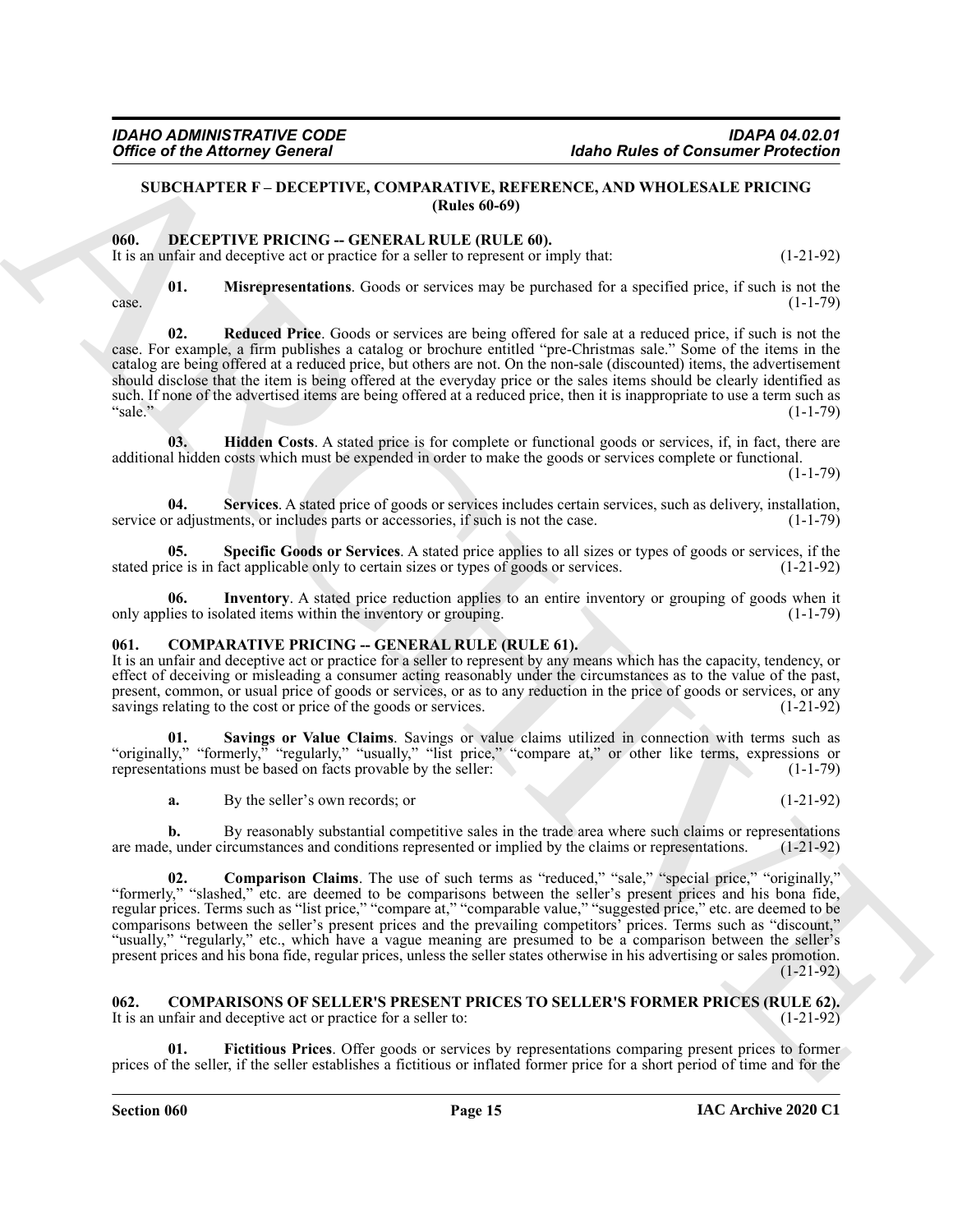## SUBCHAPTER F – DECEPTIVE, COMPARATIVE, REFERENCE, AND WHOLESALE PRICING (Rules 60-69)

### 060. DECEPTIVE PRICING -- GENERAL RULE (RULE 60).

It is an unfair and deceptive act or practice for a seller to represent or imply that: (1-21-92)

**01. Misrepresentations**. Goods or services may be purchased for a specified price, if such is not the case. (1-1-79)

**02. Reduced Price**. Goods or services are being offered for sale at a reduced price, if such is not the case. For example, a firm publishes a catalog or brochure entitled "pre-Christmas sale." Some of the items in the catalog are being offered at a reduced price, but others are not. On the non-sale (discounted) items, the advertisement should disclose that the item is being offered at the everyday price or the sales items should be clearly identified as such. If none of the advertised items are being offered at a reduced price, then it is inappropriate to use a term such as "sale." (1-1-79)

**03. Hidden Costs**. A stated price is for complete or functional goods or services, if, in fact, there are additional hidden costs which must be expended in order to make the goods or services complete or functional. (1-1-79)

**04. Services**. A stated price of goods or services includes certain services, such as delivery, installation, service or adjustments, or includes parts or accessories, if such is not the case. (1-1-79)

**05. Specific Goods or Services**. A stated price applies to all sizes or types of goods or services, if the stated price is in fact applicable only to certain sizes or types of goods or services. (1-21-92)

**06. Inventory**. A stated price reduction applies to an entire inventory or grouping of goods when it only applies to isolated items within the inventory or grouping. (1-1-79)

### 061. COMPARATIVE PRICING -- GENERAL RULE (RULE 61).

It is an unfair and deceptive act or practice for a seller to represent by any means which has the capacity, tendency, or effect of deceiving or misleading a consumer acting reasonably under the circumstances as to the value of the past, present, common, or usual price of goods or services, or as to any reduction in the price of goods or services, or any savings relating to the cost or price of the goods or services. (1-21-92)

**01. Savings or Value Claims**. Savings or value claims utilized in connection with terms such as "originally," "formerly," "regularly," "usually," "list price," "compare at," or other like terms, expressions or representations must be based on facts provable by the seller: (1-1-79)

**a.** By the seller's own records; or (1-21-92)

**b.** By reasonably substantial competitive sales in the trade area where such claims or representations are made, under circumstances and conditions represented or implied by the claims or representations. (1-21-92)

**02. Comparison Claims**. The use of such terms as "reduced," "sale," "special price," "originally," "formerly," "slashed," etc. are deemed to be comparisons between the seller's present prices and his bona fide, regular prices. Terms such as "list price," "compare at," "comparable value," "suggested price," etc. are deemed to be comparisons between the seller's present prices and the prevailing competitors' prices. Terms such as "discount," "usually," "regularly," etc., which have a vague meaning are presumed to be a comparison between the seller's present prices and his bona fide, regular prices, unless the seller states otherwise in his advertising or sales promotion. (1-21-92)

### 062. COMPARISONS OF SELLER'S PRESENT PRICES TO SELLER'S FORMER PRICES (RULE 62).

It is an unfair and deceptive act or practice for a seller to: (1-21-92)

**01. Fictitious Prices**. Offer goods or services by representations comparing present prices to former prices of the seller, if the seller establishes a fictitious or inflated former price for a short period of time and for the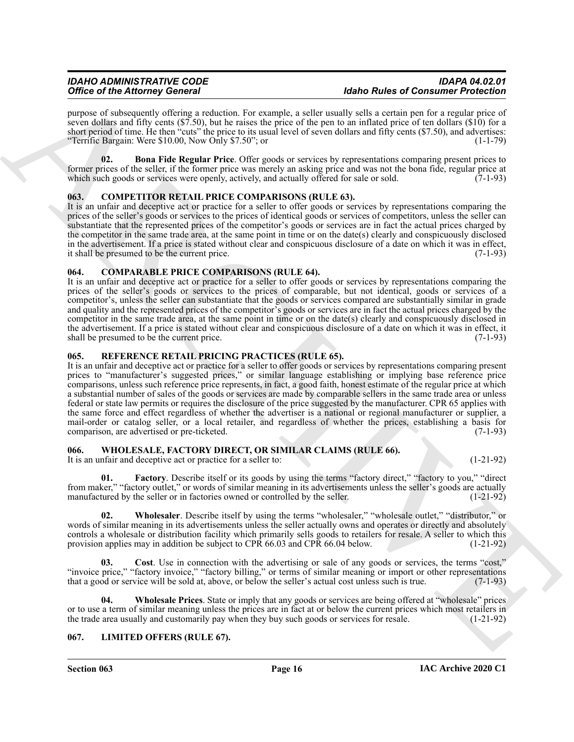purpose of subsequently offering a reduction. For example, a seller usually sells a certain pen for a regular price of seven dollars and fifty cents ($7.50), but he raises the price of the pen to an inflated price of ten dollars ($10) for a short period of time. He then "cuts" the price to its usual level of seven dollars and fifty cents ($7.50), and advertises: "Terrific Bargain: Were $10.00, Now Only $7.50"; or (1-1-79)

**02. Bona Fide Regular Price**. Offer goods or services by representations comparing present prices to former prices of the seller, if the former price was merely an asking price and was not the bona fide, regular price at which such goods or services were openly, actively, and actually offered for sale or sold. (7-1-93)

## 063. COMPETITOR RETAIL PRICE COMPARISONS (RULE 63).

It is an unfair and deceptive act or practice for a seller to offer goods or services by representations comparing the prices of the seller's goods or services to the prices of identical goods or services of competitors, unless the seller can substantiate that the represented prices of the competitor's goods or services are in fact the actual prices charged by the competitor in the same trade area, at the same point in time or on the date(s) clearly and conspicuously disclosed in the advertisement. If a price is stated without clear and conspicuous disclosure of a date on which it was in effect, it shall be presumed to be the current price. (7-1-93)

## 064. COMPARABLE PRICE COMPARISONS (RULE 64).

It is an unfair and deceptive act or practice for a seller to offer goods or services by representations comparing the prices of the seller's goods or services to the prices of comparable, but not identical, goods or services of a competitor's, unless the seller can substantiate that the goods or services compared are substantially similar in grade and quality and the represented prices of the competitor's goods or services are in fact the actual prices charged by the competitor in the same trade area, at the same point in time or on the date(s) clearly and conspicuously disclosed in the advertisement. If a price is stated without clear and conspicuous disclosure of a date on which it was in effect, it shall be presumed to be the current price. (7-1-93)

## 065. REFERENCE RETAIL PRICING PRACTICES (RULE 65).

It is an unfair and deceptive act or practice for a seller to offer goods or services by representations comparing present prices to "manufacturer's suggested prices," or similar language establishing or implying base reference price comparisons, unless such reference price represents, in fact, a good faith, honest estimate of the regular price at which a substantial number of sales of the goods or services are made by comparable sellers in the same trade area or unless federal or state law permits or requires the disclosure of the price suggested by the manufacturer. CPR 65 applies with the same force and effect regardless of whether the advertiser is a national or regional manufacturer or supplier, a mail-order or catalog seller, or a local retailer, and regardless of whether the prices, establishing a basis for comparison, are advertised or pre-ticketed. (7-1-93)

## 066. WHOLESALE, FACTORY DIRECT, OR SIMILAR CLAIMS (RULE 66).

It is an unfair and deceptive act or practice for a seller to: (1-21-92)

**01. Factory**. Describe itself or its goods by using the terms "factory direct," "factory to you," "direct from maker," "factory outlet," or words of similar meaning in its advertisements unless the seller's goods are actually manufactured by the seller or in factories owned or controlled by the seller. (1-21-92)

**02. Wholesaler**. Describe itself by using the terms "wholesaler," "wholesale outlet," "distributor," or words of similar meaning in its advertisements unless the seller actually owns and operates or directly and absolutely controls a wholesale or distribution facility which primarily sells goods to retailers for resale. A seller to which this provision applies may in addition be subject to CPR 66.03 and CPR 66.04 below. (1-21-92)

**03. Cost**. Use in connection with the advertising or sale of any goods or services, the terms "cost," "invoice price," "factory invoice," "factory billing," or terms of similar meaning or import or other representations that a good or service will be sold at, above, or below the seller's actual cost unless such is true. (7-1-93)

**04. Wholesale Prices**. State or imply that any goods or services are being offered at "wholesale" prices or to use a term of similar meaning unless the prices are in fact at or below the current prices which most retailers in the trade area usually and customarily pay when they buy such goods or services for resale. (1-21-92)

## 067. LIMITED OFFERS (RULE 67).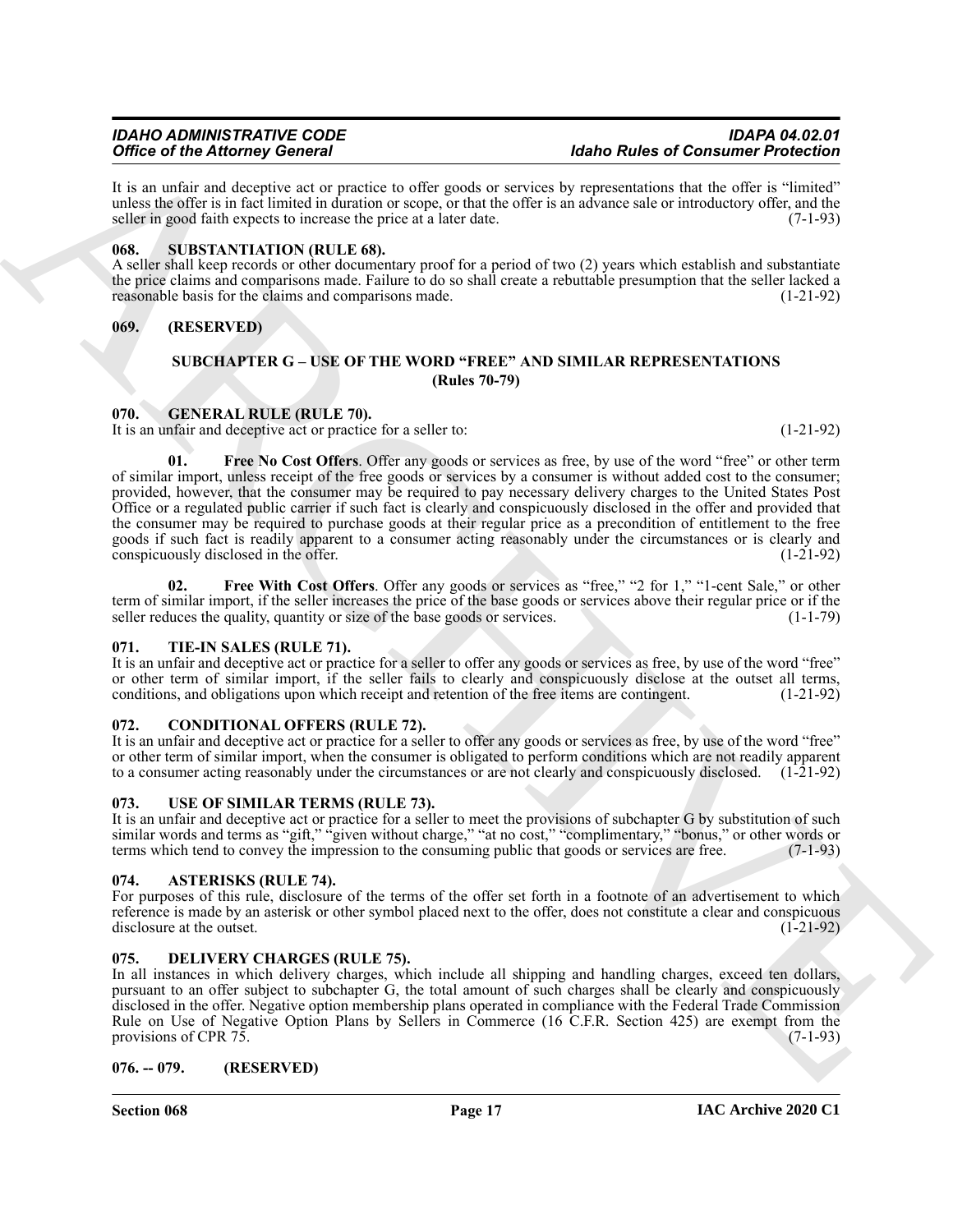It is an unfair and deceptive act or practice to offer goods or services by representations that the offer is "limited" unless the offer is in fact limited in duration or scope, or that the offer is an advance sale or introductory offer, and the seller in good faith expects to increase the price at a later date. (7-1-93)

### 068. SUBSTANTIATION (RULE 68).

A seller shall keep records or other documentary proof for a period of two (2) years which establish and substantiate the price claims and comparisons made. Failure to do so shall create a rebuttable presumption that the seller lacked a reasonable basis for the claims and comparisons made. (1-21-92)

### 069. (RESERVED)

## SUBCHAPTER G – USE OF THE WORD "FREE" AND SIMILAR REPRESENTATIONS (Rules 70-79)

### 070. GENERAL RULE (RULE 70).

It is an unfair and deceptive act or practice for a seller to: (1-21-92)

**01. Free No Cost Offers**. Offer any goods or services as free, by use of the word "free" or other term of similar import, unless receipt of the free goods or services by a consumer is without added cost to the consumer; provided, however, that the consumer may be required to pay necessary delivery charges to the United States Post Office or a regulated public carrier if such fact is clearly and conspicuously disclosed in the offer and provided that the consumer may be required to purchase goods at their regular price as a precondition of entitlement to the free goods if such fact is readily apparent to a consumer acting reasonably under the circumstances or is clearly and conspicuously disclosed in the offer. (1-21-92)

**02. Free With Cost Offers**. Offer any goods or services as "free," "2 for 1," "1-cent Sale," or other term of similar import, if the seller increases the price of the base goods or services above their regular price or if the seller reduces the quality, quantity or size of the base goods or services. (1-1-79)

### 071. TIE-IN SALES (RULE 71).

It is an unfair and deceptive act or practice for a seller to offer any goods or services as free, by use of the word "free" or other term of similar import, if the seller fails to clearly and conspicuously disclose at the outset all terms, conditions, and obligations upon which receipt and retention of the free items are contingent. (1-21-92)

### 072. CONDITIONAL OFFERS (RULE 72).

It is an unfair and deceptive act or practice for a seller to offer any goods or services as free, by use of the word "free" or other term of similar import, when the consumer is obligated to perform conditions which are not readily apparent to a consumer acting reasonably under the circumstances or are not clearly and conspicuously disclosed. (1-21-92)

### 073. USE OF SIMILAR TERMS (RULE 73).

It is an unfair and deceptive act or practice for a seller to meet the provisions of subchapter G by substitution of such similar words and terms as "gift," "given without charge," "at no cost," "complimentary," "bonus," or other words or terms which tend to convey the impression to the consuming public that goods or services are free. (7-1-93)

### 074. ASTERISKS (RULE 74).

For purposes of this rule, disclosure of the terms of the offer set forth in a footnote of an advertisement to which reference is made by an asterisk or other symbol placed next to the offer, does not constitute a clear and conspicuous disclosure at the outset. (1-21-92)

### 075. DELIVERY CHARGES (RULE 75).

In all instances in which delivery charges, which include all shipping and handling charges, exceed ten dollars, pursuant to an offer subject to subchapter G, the total amount of such charges shall be clearly and conspicuously disclosed in the offer. Negative option membership plans operated in compliance with the Federal Trade Commission Rule on Use of Negative Option Plans by Sellers in Commerce (16 C.F.R. Section 425) are exempt from the provisions of CPR 75. (7-1-93)

### 076. -- 079. (RESERVED)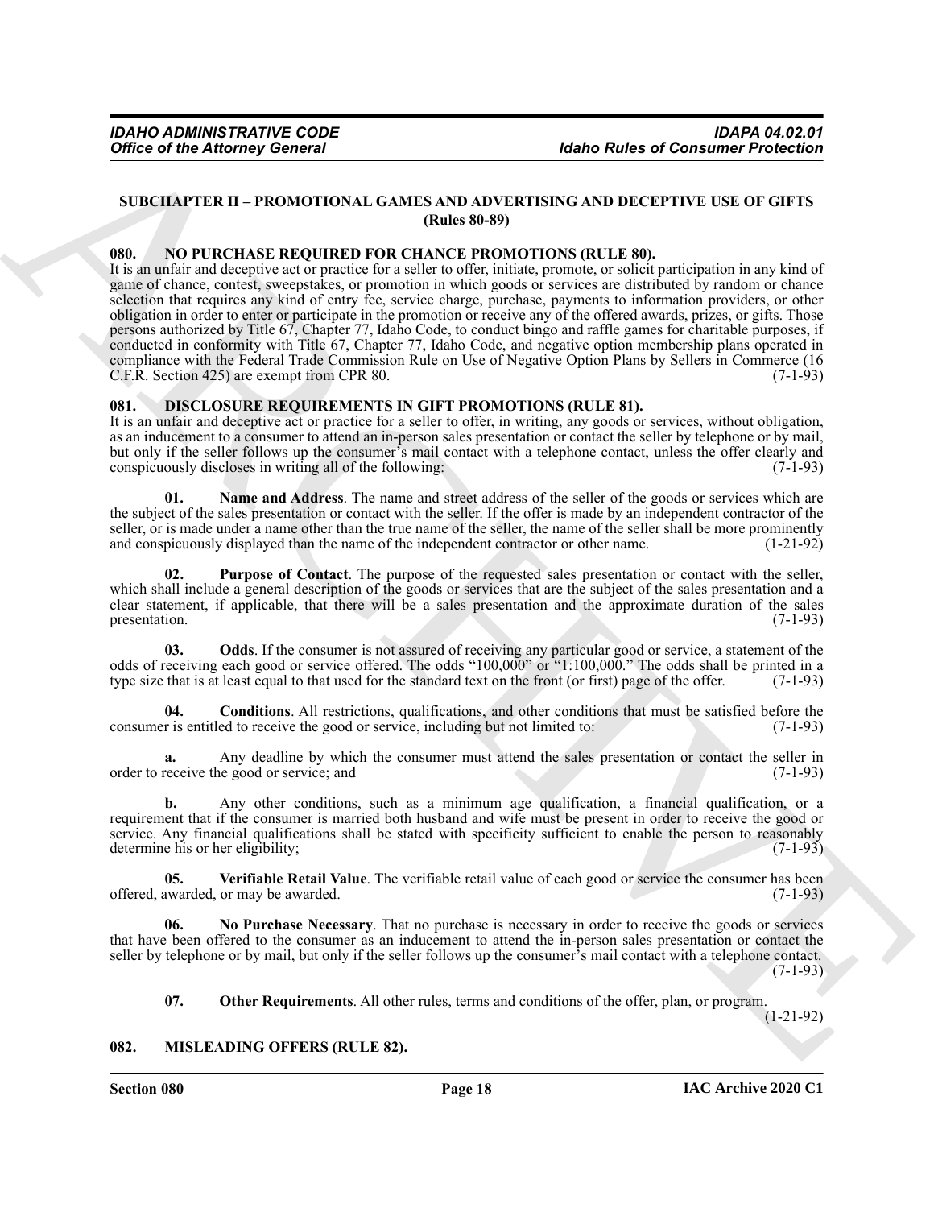## SUBCHAPTER H – PROMOTIONAL GAMES AND ADVERTISING AND DECEPTIVE USE OF GIFTS (Rules 80-89)

### 080. NO PURCHASE REQUIRED FOR CHANCE PROMOTIONS (RULE 80).

It is an unfair and deceptive act or practice for a seller to offer, initiate, promote, or solicit participation in any kind of game of chance, contest, sweepstakes, or promotion in which goods or services are distributed by random or chance selection that requires any kind of entry fee, service charge, purchase, payments to information providers, or other obligation in order to enter or participate in the promotion or receive any of the offered awards, prizes, or gifts. Those persons authorized by Title 67, Chapter 77, Idaho Code, to conduct bingo and raffle games for charitable purposes, if conducted in conformity with Title 67, Chapter 77, Idaho Code, and negative option membership plans operated in compliance with the Federal Trade Commission Rule on Use of Negative Option Plans by Sellers in Commerce (16 C.F.R. Section 425) are exempt from CPR 80. (7-1-93)

### 081. DISCLOSURE REQUIREMENTS IN GIFT PROMOTIONS (RULE 81).

It is an unfair and deceptive act or practice for a seller to offer, in writing, any goods or services, without obligation, as an inducement to a consumer to attend an in-person sales presentation or contact the seller by telephone or by mail, but only if the seller follows up the consumer's mail contact with a telephone contact, unless the offer clearly and conspicuously discloses in writing all of the following: (7-1-93)

**01. Name and Address**. The name and street address of the seller of the goods or services which are the subject of the sales presentation or contact with the seller. If the offer is made by an independent contractor of the seller, or is made under a name other than the true name of the seller, the name of the seller shall be more prominently and conspicuously displayed than the name of the independent contractor or other name. (1-21-92)

**02. Purpose of Contact**. The purpose of the requested sales presentation or contact with the seller, which shall include a general description of the goods or services that are the subject of the sales presentation and a clear statement, if applicable, that there will be a sales presentation and the approximate duration of the sales presentation. (7-1-93)

**03. Odds**. If the consumer is not assured of receiving any particular good or service, a statement of the odds of receiving each good or service offered. The odds "100,000" or "1:100,000." The odds shall be printed in a type size that is at least equal to that used for the standard text on the front (or first) page of the offer. (7-1-93)

**04. Conditions**. All restrictions, qualifications, and other conditions that must be satisfied before the consumer is entitled to receive the good or service, including but not limited to: (7-1-93)

**a.** Any deadline by which the consumer must attend the sales presentation or contact the seller in order to receive the good or service; and (7-1-93)

**b.** Any other conditions, such as a minimum age qualification, a financial qualification, or a requirement that if the consumer is married both husband and wife must be present in order to receive the good or service. Any financial qualifications shall be stated with specificity sufficient to enable the person to reasonably determine his or her eligibility; (7-1-93)

**05. Verifiable Retail Value**. The verifiable retail value of each good or service the consumer has been offered, awarded, or may be awarded. (7-1-93)

**06. No Purchase Necessary**. That no purchase is necessary in order to receive the goods or services that have been offered to the consumer as an inducement to attend the in-person sales presentation or contact the seller by telephone or by mail, but only if the seller follows up the consumer's mail contact with a telephone contact. (7-1-93)

**07. Other Requirements**. All other rules, terms and conditions of the offer, plan, or program. (1-21-92)

### 082. MISLEADING OFFERS (RULE 82).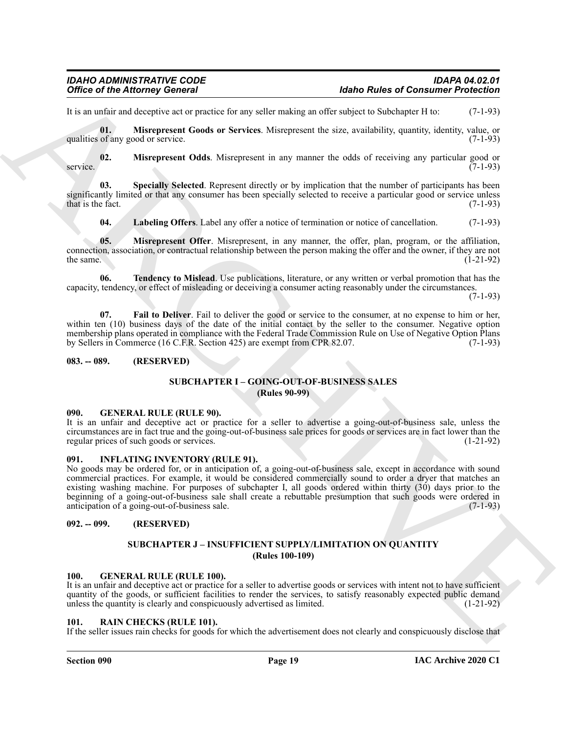It is an unfair and deceptive act or practice for any seller making an offer subject to Subchapter H to: (7-1-93)

**01. Misrepresent Goods or Services**. Misrepresent the size, availability, quantity, identity, value, or qualities of any good or service. (7-1-93)

**02. Misrepresent Odds**. Misrepresent in any manner the odds of receiving any particular good or service. (7-1-93)

**03. Specially Selected**. Represent directly or by implication that the number of participants has been significantly limited or that any consumer has been specially selected to receive a particular good or service unless that is the fact. (7-1-93)

**04. Labeling Offers**. Label any offer a notice of termination or notice of cancellation. (7-1-93)

**05. Misrepresent Offer**. Misrepresent, in any manner, the offer, plan, program, or the affiliation, connection, association, or contractual relationship between the person making the offer and the owner, if they are not the same. (1-21-92)

**06. Tendency to Mislead**. Use publications, literature, or any written or verbal promotion that has the capacity, tendency, or effect of misleading or deceiving a consumer acting reasonably under the circumstances. (7-1-93)

**07. Fail to Deliver**. Fail to deliver the good or service to the consumer, at no expense to him or her, within ten (10) business days of the date of the initial contact by the seller to the consumer. Negative option membership plans operated in compliance with the Federal Trade Commission Rule on Use of Negative Option Plans by Sellers in Commerce (16 C.F.R. Section 425) are exempt from CPR 82.07. (7-1-93)

### 083. -- 089. (RESERVED)

## SUBCHAPTER I – GOING-OUT-OF-BUSINESS SALES
## (Rules 90-99)

### 090. GENERAL RULE (RULE 90).

It is an unfair and deceptive act or practice for a seller to advertise a going-out-of-business sale, unless the circumstances are in fact true and the going-out-of-business sale prices for goods or services are in fact lower than the regular prices of such goods or services. (1-21-92)

### 091. INFLATING INVENTORY (RULE 91).

No goods may be ordered for, or in anticipation of, a going-out-of-business sale, except in accordance with sound commercial practices. For example, it would be considered commercially sound to order a dryer that matches an existing washing machine. For purposes of subchapter I, all goods ordered within thirty (30) days prior to the beginning of a going-out-of-business sale shall create a rebuttable presumption that such goods were ordered in anticipation of a going-out-of-business sale. (7-1-93)

### 092. -- 099. (RESERVED)

## SUBCHAPTER J – INSUFFICIENT SUPPLY/LIMITATION ON QUANTITY
## (Rules 100-109)

### 100. GENERAL RULE (RULE 100).

It is an unfair and deceptive act or practice for a seller to advertise goods or services with intent not to have sufficient quantity of the goods, or sufficient facilities to render the services, to satisfy reasonably expected public demand unless the quantity is clearly and conspicuously advertised as limited. (1-21-92)

### 101. RAIN CHECKS (RULE 101).

If the seller issues rain checks for goods for which the advertisement does not clearly and conspicuously disclose that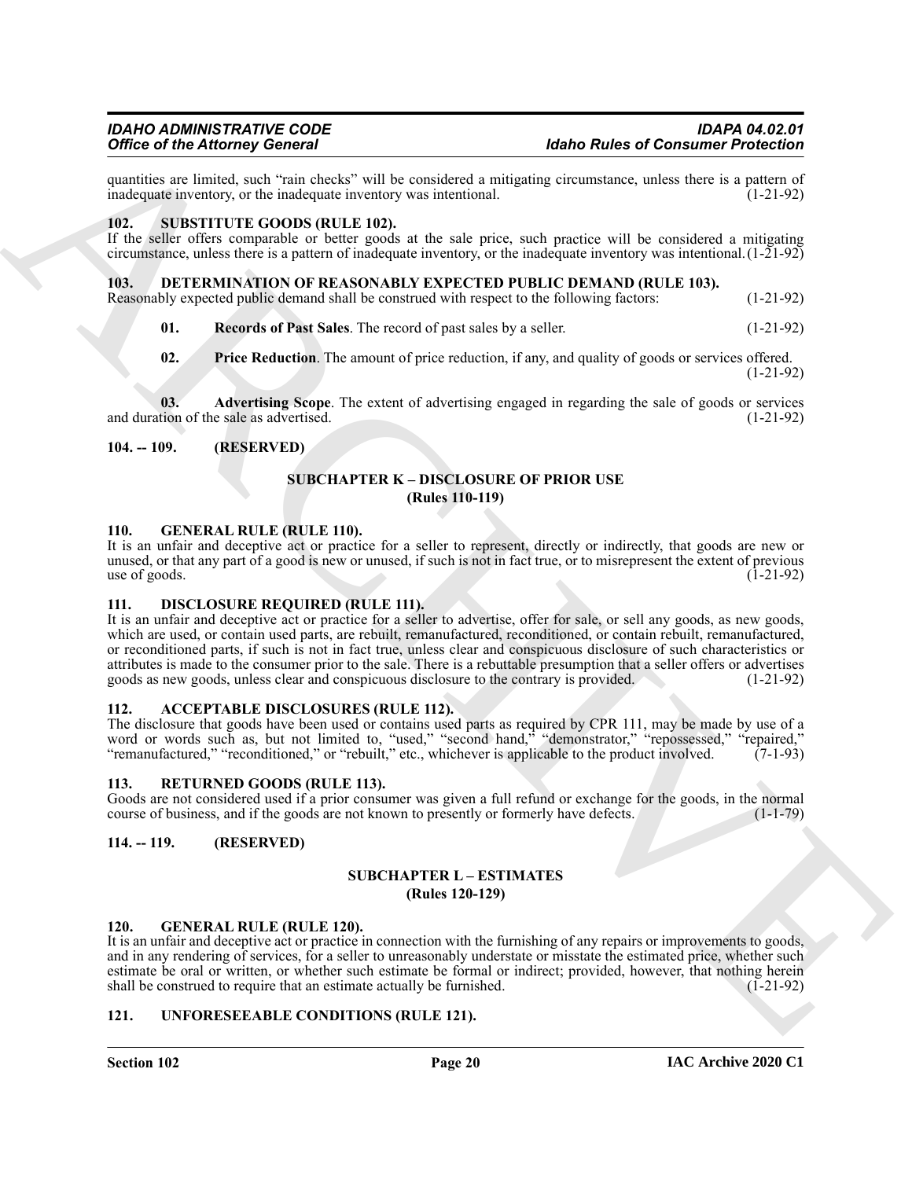quantities are limited, such "rain checks" will be considered a mitigating circumstance, unless there is a pattern of inadequate inventory, or the inadequate inventory was intentional. (1-21-92)

### 102. SUBSTITUTE GOODS (RULE 102).

If the seller offers comparable or better goods at the sale price, such practice will be considered a mitigating circumstance, unless there is a pattern of inadequate inventory, or the inadequate inventory was intentional. (1-21-92)

### 103. DETERMINATION OF REASONABLY EXPECTED PUBLIC DEMAND (RULE 103).

Reasonably expected public demand shall be construed with respect to the following factors: (1-21-92)

**01. Records of Past Sales**. The record of past sales by a seller. (1-21-92)

**02. Price Reduction**. The amount of price reduction, if any, and quality of goods or services offered. (1-21-92)

**03. Advertising Scope**. The extent of advertising engaged in regarding the sale of goods or services and duration of the sale as advertised. (1-21-92)

### 104. -- 109. (RESERVED)

## SUBCHAPTER K – DISCLOSURE OF PRIOR USE
## (Rules 110-119)

### 110. GENERAL RULE (RULE 110).

It is an unfair and deceptive act or practice for a seller to represent, directly or indirectly, that goods are new or unused, or that any part of a good is new or unused, if such is not in fact true, or to misrepresent the extent of previous use of goods. (1-21-92)

### 111. DISCLOSURE REQUIRED (RULE 111).

It is an unfair and deceptive act or practice for a seller to advertise, offer for sale, or sell any goods, as new goods, which are used, or contain used parts, are rebuilt, remanufactured, reconditioned, or contain rebuilt, remanufactured, or reconditioned parts, if such is not in fact true, unless clear and conspicuous disclosure of such characteristics or attributes is made to the consumer prior to the sale. There is a rebuttable presumption that a seller offers or advertises goods as new goods, unless clear and conspicuous disclosure to the contrary is provided. (1-21-92)

### 112. ACCEPTABLE DISCLOSURES (RULE 112).

The disclosure that goods have been used or contains used parts as required by CPR 111, may be made by use of a word or words such as, but not limited to, "used," "second hand," "demonstrator," "repossessed," "repaired," "remanufactured," "reconditioned," or "rebuilt," etc., whichever is applicable to the product involved. (7-1-93)

### 113. RETURNED GOODS (RULE 113).

Goods are not considered used if a prior consumer was given a full refund or exchange for the goods, in the normal course of business, and if the goods are not known to presently or formerly have defects. (1-1-79)

### 114. -- 119. (RESERVED)

## SUBCHAPTER L – ESTIMATES
## (Rules 120-129)

### 120. GENERAL RULE (RULE 120).

It is an unfair and deceptive act or practice in connection with the furnishing of any repairs or improvements to goods, and in any rendering of services, for a seller to unreasonably understate or misstate the estimated price, whether such estimate be oral or written, or whether such estimate be formal or indirect; provided, however, that nothing herein shall be construed to require that an estimate actually be furnished. (1-21-92)

### 121. UNFORESEEABLE CONDITIONS (RULE 121).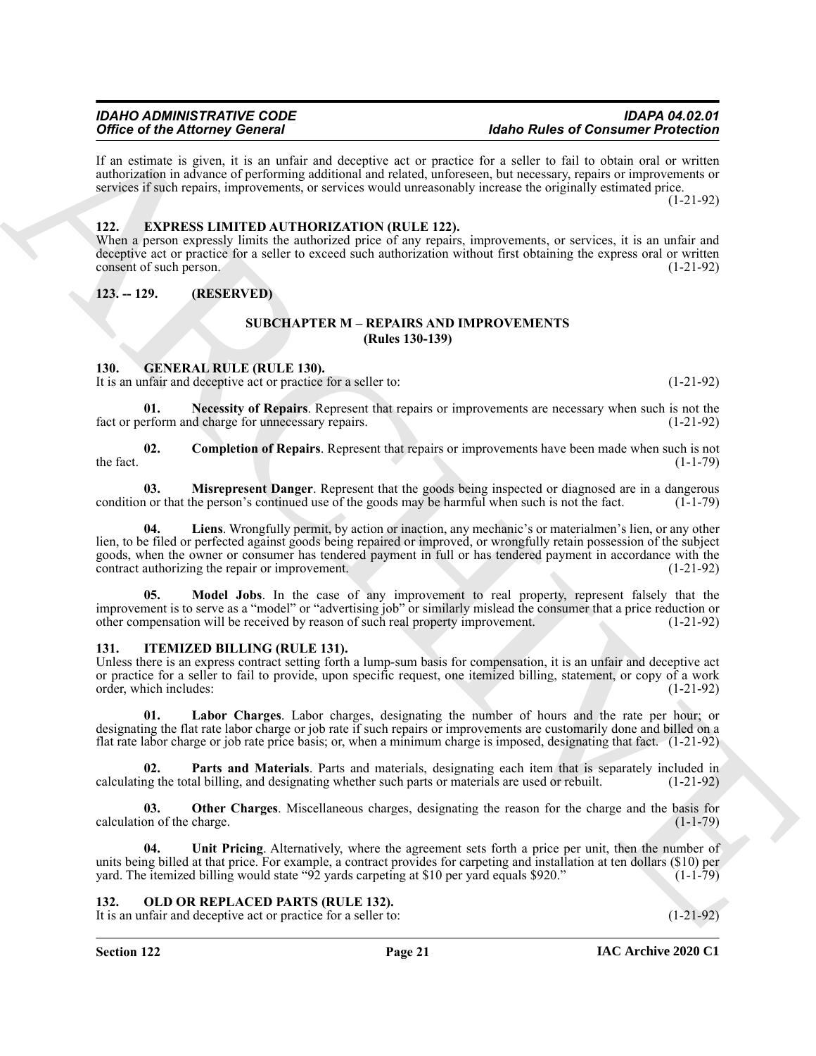If an estimate is given, it is an unfair and deceptive act or practice for a seller to fail to obtain oral or written authorization in advance of performing additional and related, unforeseen, but necessary, repairs or improvements or services if such repairs, improvements, or services would unreasonably increase the originally estimated price. (1-21-92)

## 122. EXPRESS LIMITED AUTHORIZATION (RULE 122).

When a person expressly limits the authorized price of any repairs, improvements, or services, it is an unfair and deceptive act or practice for a seller to exceed such authorization without first obtaining the express oral or written consent of such person. (1-21-92)

## 123. -- 129. (RESERVED)

## SUBCHAPTER M – REPAIRS AND IMPROVEMENTS
(Rules 130-139)

## 130. GENERAL RULE (RULE 130).

It is an unfair and deceptive act or practice for a seller to: (1-21-92)

**01. Necessity of Repairs**. Represent that repairs or improvements are necessary when such is not the fact or perform and charge for unnecessary repairs. (1-21-92)

**02. Completion of Repairs**. Represent that repairs or improvements have been made when such is not the fact. (1-1-79)

**03. Misrepresent Danger**. Represent that the goods being inspected or diagnosed are in a dangerous condition or that the person's continued use of the goods may be harmful when such is not the fact. (1-1-79)

**04. Liens**. Wrongfully permit, by action or inaction, any mechanic's or materialmen's lien, or any other lien, to be filed or perfected against goods being repaired or improved, or wrongfully retain possession of the subject goods, when the owner or consumer has tendered payment in full or has tendered payment in accordance with the contract authorizing the repair or improvement. (1-21-92)

**05. Model Jobs**. In the case of any improvement to real property, represent falsely that the improvement is to serve as a "model" or "advertising job" or similarly mislead the consumer that a price reduction or other compensation will be received by reason of such real property improvement. (1-21-92)

## 131. ITEMIZED BILLING (RULE 131).

Unless there is an express contract setting forth a lump-sum basis for compensation, it is an unfair and deceptive act or practice for a seller to fail to provide, upon specific request, one itemized billing, statement, or copy of a work order, which includes: (1-21-92)

**01. Labor Charges**. Labor charges, designating the number of hours and the rate per hour; or designating the flat rate labor charge or job rate if such repairs or improvements are customarily done and billed on a flat rate labor charge or job rate price basis; or, when a minimum charge is imposed, designating that fact. (1-21-92)

**02. Parts and Materials**. Parts and materials, designating each item that is separately included in calculating the total billing, and designating whether such parts or materials are used or rebuilt. (1-21-92)

**03. Other Charges**. Miscellaneous charges, designating the reason for the charge and the basis for calculation of the charge. (1-1-79)

**04. Unit Pricing**. Alternatively, where the agreement sets forth a price per unit, then the number of units being billed at that price. For example, a contract provides for carpeting and installation at ten dollars ($10) per yard. The itemized billing would state "92 yards carpeting at $10 per yard equals $920." (1-1-79)

## 132. OLD OR REPLACED PARTS (RULE 132).

It is an unfair and deceptive act or practice for a seller to: (1-21-92)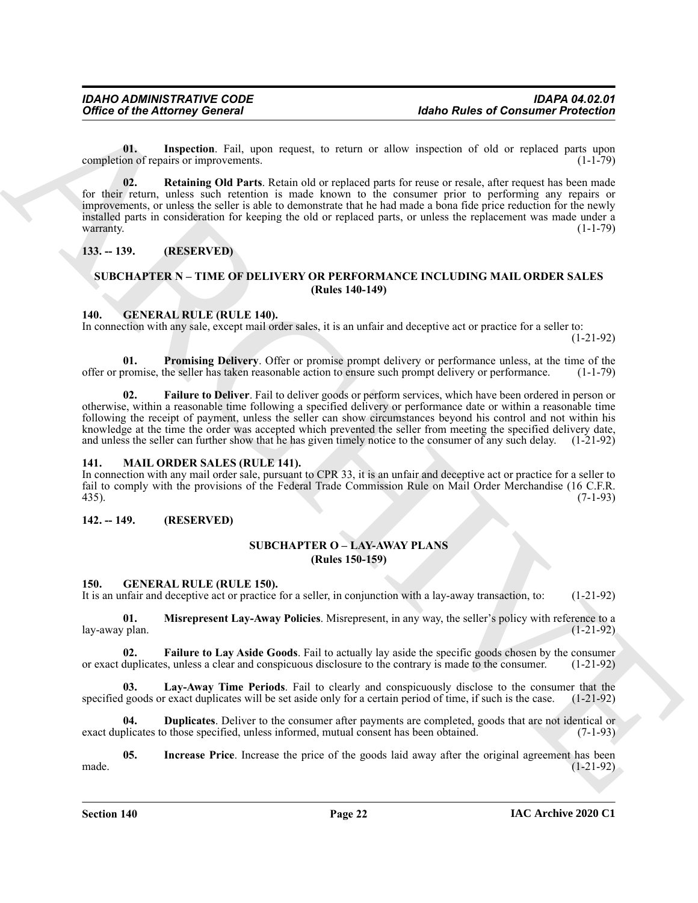**01. Inspection**. Fail, upon request, to return or allow inspection of old or replaced parts upon completion of repairs or improvements. (1-1-79)

**02. Retaining Old Parts**. Retain old or replaced parts for reuse or resale, after request has been made for their return, unless such retention is made known to the consumer prior to performing any repairs or improvements, or unless the seller is able to demonstrate that he had made a bona fide price reduction for the newly installed parts in consideration for keeping the old or replaced parts, or unless the replacement was made under a warranty. (1-1-79)

## 133. -- 139. (RESERVED)

## SUBCHAPTER N – TIME OF DELIVERY OR PERFORMANCE INCLUDING MAIL ORDER SALES (Rules 140-149)

### 140. GENERAL RULE (RULE 140).

In connection with any sale, except mail order sales, it is an unfair and deceptive act or practice for a seller to: (1-21-92)

**01. Promising Delivery**. Offer or promise prompt delivery or performance unless, at the time of the offer or promise, the seller has taken reasonable action to ensure such prompt delivery or performance. (1-1-79)

**02. Failure to Deliver**. Fail to deliver goods or perform services, which have been ordered in person or otherwise, within a reasonable time following a specified delivery or performance date or within a reasonable time following the receipt of payment, unless the seller can show circumstances beyond his control and not within his knowledge at the time the order was accepted which prevented the seller from meeting the specified delivery date, and unless the seller can further show that he has given timely notice to the consumer of any such delay. (1-21-92)

### 141. MAIL ORDER SALES (RULE 141).

In connection with any mail order sale, pursuant to CPR 33, it is an unfair and deceptive act or practice for a seller to fail to comply with the provisions of the Federal Trade Commission Rule on Mail Order Merchandise (16 C.F.R. 435). (7-1-93)

## 142. -- 149. (RESERVED)

## SUBCHAPTER O – LAY-AWAY PLANS (Rules 150-159)

### 150. GENERAL RULE (RULE 150).

It is an unfair and deceptive act or practice for a seller, in conjunction with a lay-away transaction, to: (1-21-92)

**01. Misrepresent Lay-Away Policies**. Misrepresent, in any way, the seller's policy with reference to a lay-away plan. (1-21-92)

**02. Failure to Lay Aside Goods**. Fail to actually lay aside the specific goods chosen by the consumer or exact duplicates, unless a clear and conspicuous disclosure to the contrary is made to the consumer. (1-21-92)

**03. Lay-Away Time Periods**. Fail to clearly and conspicuously disclose to the consumer that the specified goods or exact duplicates will be set aside only for a certain period of time, if such is the case. (1-21-92)

**04. Duplicates**. Deliver to the consumer after payments are completed, goods that are not identical or exact duplicates to those specified, unless informed, mutual consent has been obtained. (7-1-93)

**05. Increase Price**. Increase the price of the goods laid away after the original agreement has been made. (1-21-92)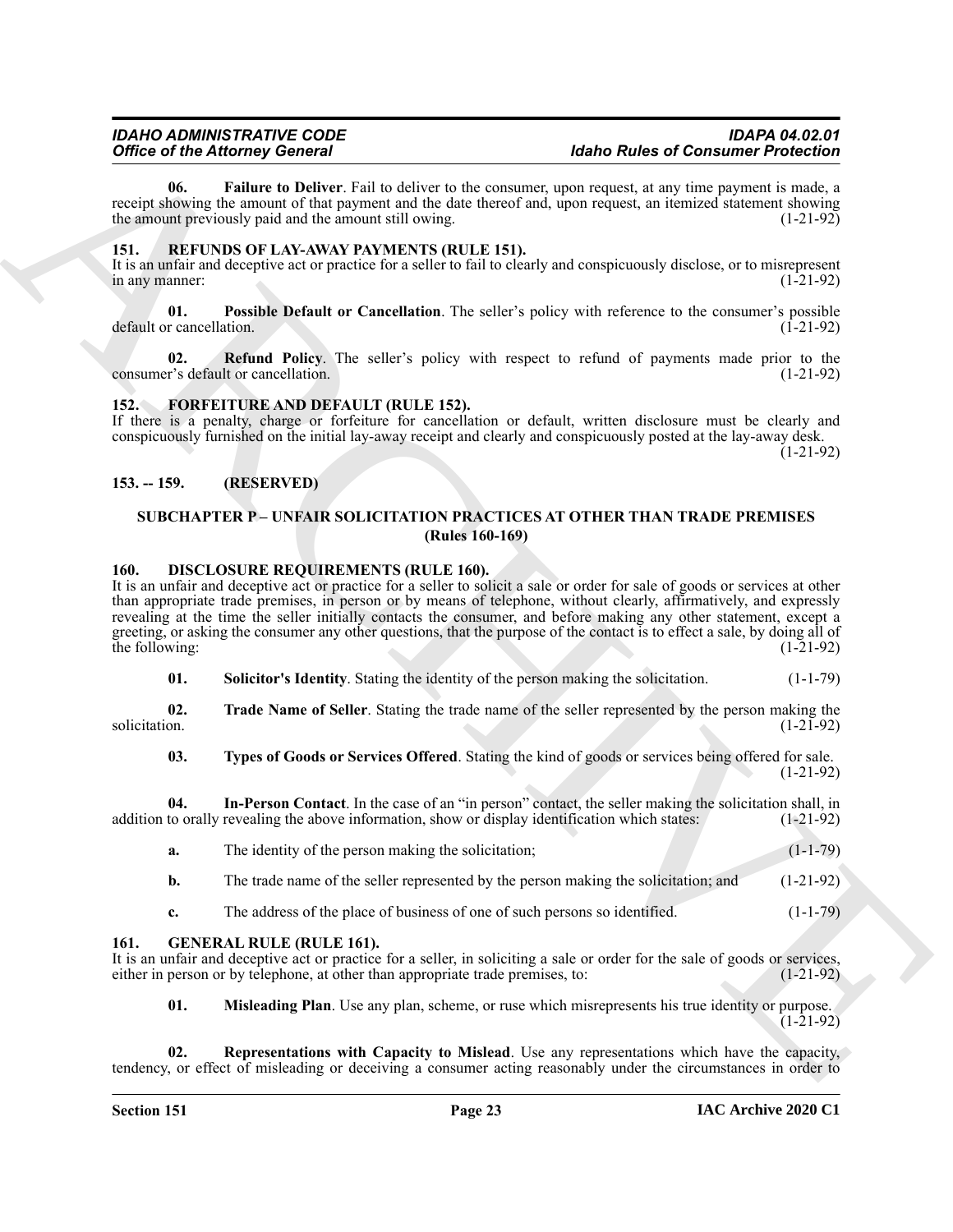**06. Failure to Deliver**. Fail to deliver to the consumer, upon request, at any time payment is made, a receipt showing the amount of that payment and the date thereof and, upon request, an itemized statement showing the amount previously paid and the amount still owing. (1-21-92)

### 151. REFUNDS OF LAY-AWAY PAYMENTS (RULE 151).

It is an unfair and deceptive act or practice for a seller to fail to clearly and conspicuously disclose, or to misrepresent in any manner: (1-21-92)

**01. Possible Default or Cancellation**. The seller's policy with reference to the consumer's possible default or cancellation. (1-21-92)

**02. Refund Policy**. The seller's policy with respect to refund of payments made prior to the consumer's default or cancellation. (1-21-92)

### 152. FORFEITURE AND DEFAULT (RULE 152).

If there is a penalty, charge or forfeiture for cancellation or default, written disclosure must be clearly and conspicuously furnished on the initial lay-away receipt and clearly and conspicuously posted at the lay-away desk. (1-21-92)

### 153. -- 159. (RESERVED)

## SUBCHAPTER P – UNFAIR SOLICITATION PRACTICES AT OTHER THAN TRADE PREMISES (Rules 160-169)

### 160. DISCLOSURE REQUIREMENTS (RULE 160).

It is an unfair and deceptive act or practice for a seller to solicit a sale or order for sale of goods or services at other than appropriate trade premises, in person or by means of telephone, without clearly, affirmatively, and expressly revealing at the time the seller initially contacts the consumer, and before making any other statement, except a greeting, or asking the consumer any other questions, that the purpose of the contact is to effect a sale, by doing all of the following: (1-21-92)

**01. Solicitor's Identity**. Stating the identity of the person making the solicitation. (1-1-79)

**02. Trade Name of Seller**. Stating the trade name of the seller represented by the person making the solicitation. (1-21-92)

**03. Types of Goods or Services Offered**. Stating the kind of goods or services being offered for sale. (1-21-92)

**04. In-Person Contact**. In the case of an "in person" contact, the seller making the solicitation shall, in addition to orally revealing the above information, show or display identification which states: (1-21-92)

**a.** The identity of the person making the solicitation; (1-1-79)

**b.** The trade name of the seller represented by the person making the solicitation; and (1-21-92)

**c.** The address of the place of business of one of such persons so identified. (1-1-79)

### 161. GENERAL RULE (RULE 161).

It is an unfair and deceptive act or practice for a seller, in soliciting a sale or order for the sale of goods or services, either in person or by telephone, at other than appropriate trade premises, to: (1-21-92)

**01. Misleading Plan**. Use any plan, scheme, or ruse which misrepresents his true identity or purpose. (1-21-92)

**02. Representations with Capacity to Mislead**. Use any representations which have the capacity, tendency, or effect of misleading or deceiving a consumer acting reasonably under the circumstances in order to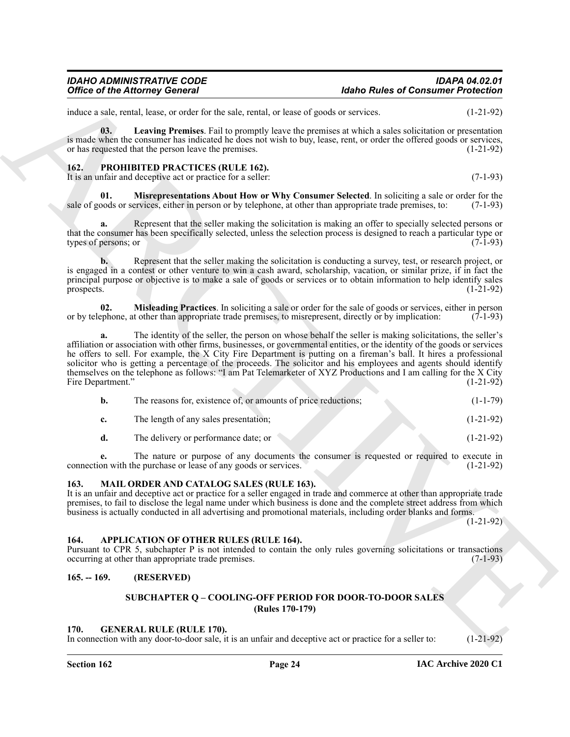induce a sale, rental, lease, or order for the sale, rental, or lease of goods or services. (1-21-92)

**03. Leaving Premises**. Fail to promptly leave the premises at which a sales solicitation or presentation is made when the consumer has indicated he does not wish to buy, lease, rent, or order the offered goods or services, or has requested that the person leave the premises. (1-21-92)

## 162. PROHIBITED PRACTICES (RULE 162).

It is an unfair and deceptive act or practice for a seller: (7-1-93)

**01. Misrepresentations About How or Why Consumer Selected**. In soliciting a sale or order for the sale of goods or services, either in person or by telephone, at other than appropriate trade premises, to: (7-1-93)

**a.** Represent that the seller making the solicitation is making an offer to specially selected persons or that the consumer has been specifically selected, unless the selection process is designed to reach a particular type or types of persons; or (7-1-93)

**b.** Represent that the seller making the solicitation is conducting a survey, test, or research project, or is engaged in a contest or other venture to win a cash award, scholarship, vacation, or similar prize, if in fact the principal purpose or objective is to make a sale of goods or services or to obtain information to help identify sales prospects. (1-21-92)

**02. Misleading Practices**. In soliciting a sale or order for the sale of goods or services, either in person or by telephone, at other than appropriate trade premises, to misrepresent, directly or by implication: (7-1-93)

**a.** The identity of the seller, the person on whose behalf the seller is making solicitations, the seller's affiliation or association with other firms, businesses, or governmental entities, or the identity of the goods or services he offers to sell. For example, the X City Fire Department is putting on a fireman's ball. It hires a professional solicitor who is getting a percentage of the proceeds. The solicitor and his employees and agents should identify themselves on the telephone as follows: "I am Pat Telemarketer of XYZ Productions and I am calling for the X City Fire Department." (1-21-92)

**b.** The reasons for, existence of, or amounts of price reductions; (1-1-79)

**c.** The length of any sales presentation; (1-21-92)

**d.** The delivery or performance date; or (1-21-92)

**e.** The nature or purpose of any documents the consumer is requested or required to execute in connection with the purchase or lease of any goods or services. (1-21-92)

## 163. MAIL ORDER AND CATALOG SALES (RULE 163).

It is an unfair and deceptive act or practice for a seller engaged in trade and commerce at other than appropriate trade premises, to fail to disclose the legal name under which business is done and the complete street address from which business is actually conducted in all advertising and promotional materials, including order blanks and forms. (1-21-92)

## 164. APPLICATION OF OTHER RULES (RULE 164).

Pursuant to CPR 5, subchapter P is not intended to contain the only rules governing solicitations or transactions occurring at other than appropriate trade premises. (7-1-93)

## 165. -- 169. (RESERVED)

## SUBCHAPTER Q – COOLING-OFF PERIOD FOR DOOR-TO-DOOR SALES (Rules 170-179)

## 170. GENERAL RULE (RULE 170).

In connection with any door-to-door sale, it is an unfair and deceptive act or practice for a seller to: (1-21-92)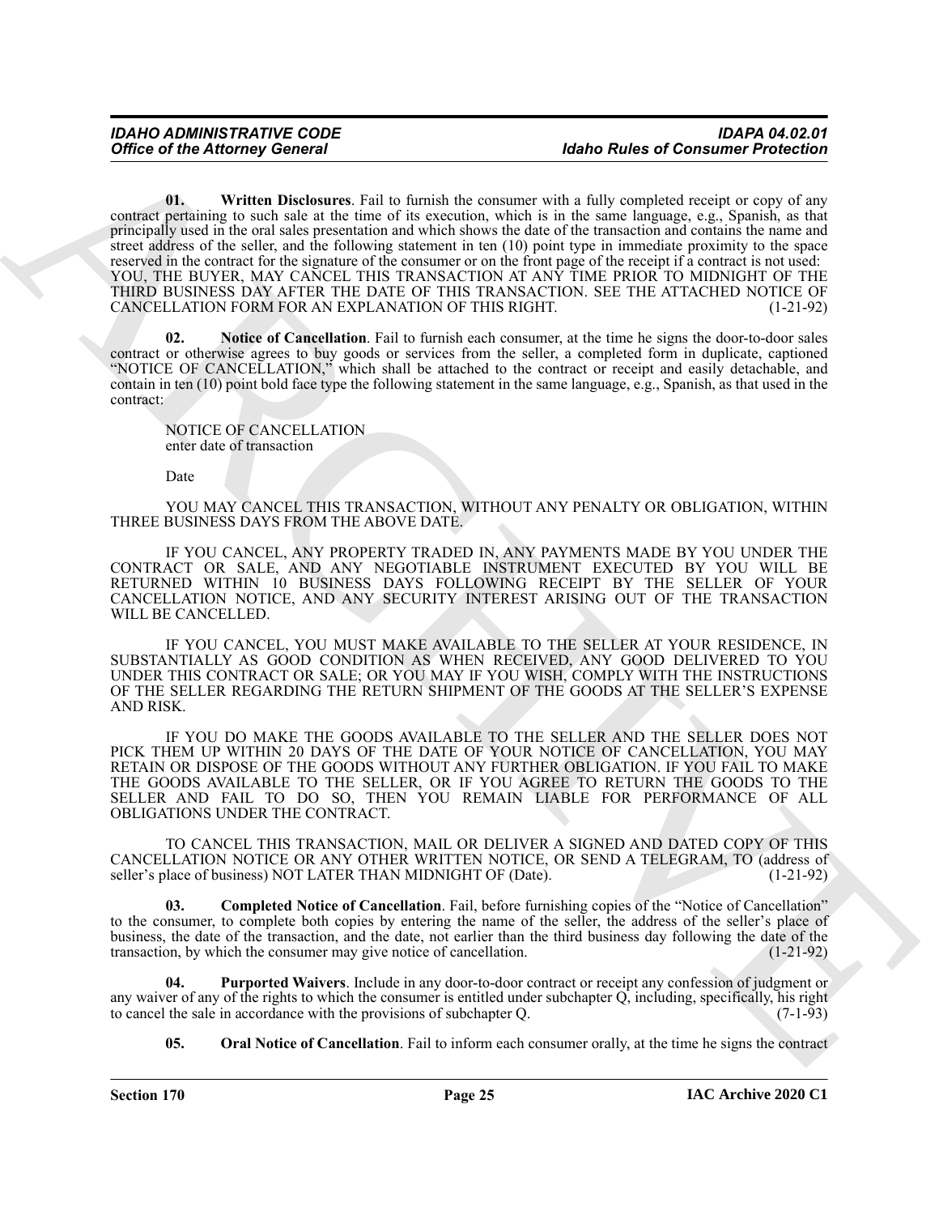**01. Written Disclosures**. Fail to furnish the consumer with a fully completed receipt or copy of any contract pertaining to such sale at the time of its execution, which is in the same language, e.g., Spanish, as that principally used in the oral sales presentation and which shows the date of the transaction and contains the name and street address of the seller, and the following statement in ten (10) point type in immediate proximity to the space reserved in the contract for the signature of the consumer or on the front page of the receipt if a contract is not used: YOU, THE BUYER, MAY CANCEL THIS TRANSACTION AT ANY TIME PRIOR TO MIDNIGHT OF THE THIRD BUSINESS DAY AFTER THE DATE OF THIS TRANSACTION. SEE THE ATTACHED NOTICE OF CANCELLATION FORM FOR AN EXPLANATION OF THIS RIGHT. (1-21-92)

**02. Notice of Cancellation**. Fail to furnish each consumer, at the time he signs the door-to-door sales contract or otherwise agrees to buy goods or services from the seller, a completed form in duplicate, captioned "NOTICE OF CANCELLATION," which shall be attached to the contract or receipt and easily detachable, and contain in ten (10) point bold face type the following statement in the same language, e.g., Spanish, as that used in the contract:

NOTICE OF CANCELLATION
enter date of transaction

Date

YOU MAY CANCEL THIS TRANSACTION, WITHOUT ANY PENALTY OR OBLIGATION, WITHIN THREE BUSINESS DAYS FROM THE ABOVE DATE.

IF YOU CANCEL, ANY PROPERTY TRADED IN, ANY PAYMENTS MADE BY YOU UNDER THE CONTRACT OR SALE, AND ANY NEGOTIABLE INSTRUMENT EXECUTED BY YOU WILL BE RETURNED WITHIN 10 BUSINESS DAYS FOLLOWING RECEIPT BY THE SELLER OF YOUR CANCELLATION NOTICE, AND ANY SECURITY INTEREST ARISING OUT OF THE TRANSACTION WILL BE CANCELLED.

IF YOU CANCEL, YOU MUST MAKE AVAILABLE TO THE SELLER AT YOUR RESIDENCE, IN SUBSTANTIALLY AS GOOD CONDITION AS WHEN RECEIVED, ANY GOOD DELIVERED TO YOU UNDER THIS CONTRACT OR SALE; OR YOU MAY IF YOU WISH, COMPLY WITH THE INSTRUCTIONS OF THE SELLER REGARDING THE RETURN SHIPMENT OF THE GOODS AT THE SELLER'S EXPENSE AND RISK.

IF YOU DO MAKE THE GOODS AVAILABLE TO THE SELLER AND THE SELLER DOES NOT PICK THEM UP WITHIN 20 DAYS OF THE DATE OF YOUR NOTICE OF CANCELLATION, YOU MAY RETAIN OR DISPOSE OF THE GOODS WITHOUT ANY FURTHER OBLIGATION. IF YOU FAIL TO MAKE THE GOODS AVAILABLE TO THE SELLER, OR IF YOU AGREE TO RETURN THE GOODS TO THE SELLER AND FAIL TO DO SO, THEN YOU REMAIN LIABLE FOR PERFORMANCE OF ALL OBLIGATIONS UNDER THE CONTRACT.

TO CANCEL THIS TRANSACTION, MAIL OR DELIVER A SIGNED AND DATED COPY OF THIS CANCELLATION NOTICE OR ANY OTHER WRITTEN NOTICE, OR SEND A TELEGRAM, TO (address of seller's place of business) NOT LATER THAN MIDNIGHT OF (Date). (1-21-92)

**03. Completed Notice of Cancellation**. Fail, before furnishing copies of the "Notice of Cancellation" to the consumer, to complete both copies by entering the name of the seller, the address of the seller's place of business, the date of the transaction, and the date, not earlier than the third business day following the date of the transaction, by which the consumer may give notice of cancellation. (1-21-92)

**04. Purported Waivers**. Include in any door-to-door contract or receipt any confession of judgment or any waiver of any of the rights to which the consumer is entitled under subchapter Q, including, specifically, his right to cancel the sale in accordance with the provisions of subchapter Q. (7-1-93)

**05. Oral Notice of Cancellation**. Fail to inform each consumer orally, at the time he signs the contract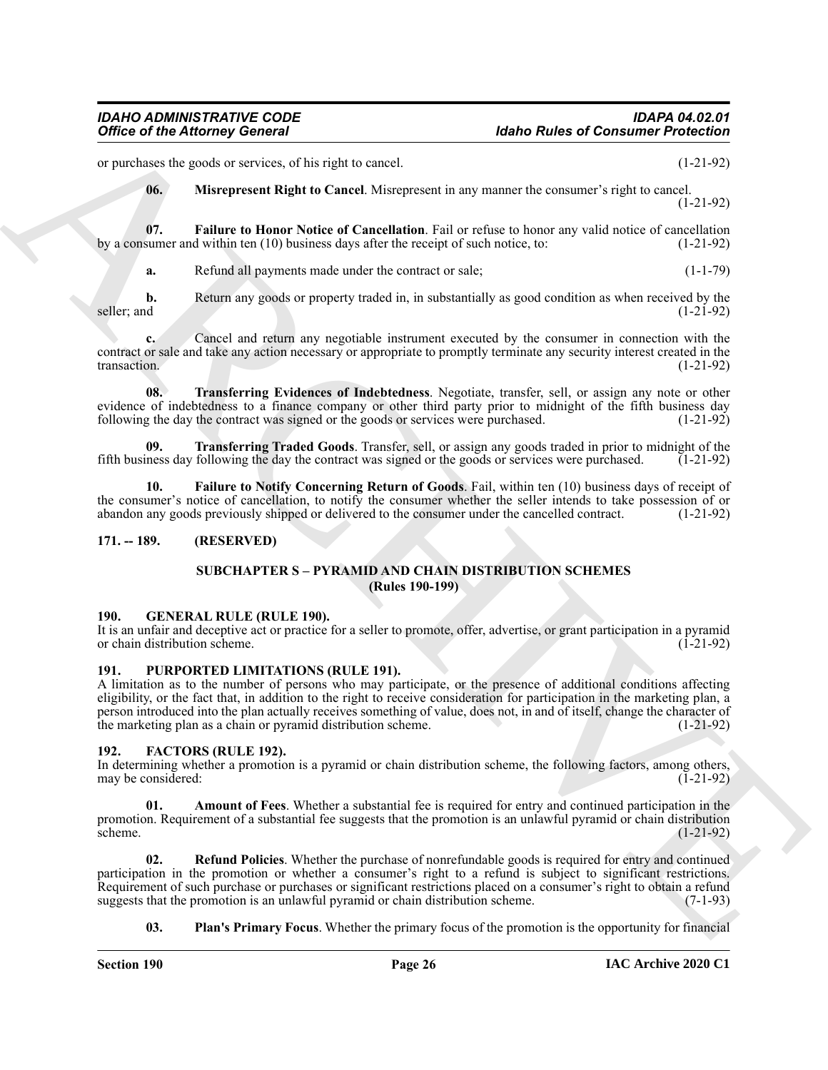or purchases the goods or services, of his right to cancel. (1-21-92)

**06. Misrepresent Right to Cancel**. Misrepresent in any manner the consumer's right to cancel. (1-21-92)

**07. Failure to Honor Notice of Cancellation**. Fail or refuse to honor any valid notice of cancellation by a consumer and within ten (10) business days after the receipt of such notice, to: (1-21-92)

**a.** Refund all payments made under the contract or sale; (1-1-79)

**b.** Return any goods or property traded in, in substantially as good condition as when received by the seller; and (1-21-92)

**c.** Cancel and return any negotiable instrument executed by the consumer in connection with the contract or sale and take any action necessary or appropriate to promptly terminate any security interest created in the transaction. (1-21-92)

**08. Transferring Evidences of Indebtedness**. Negotiate, transfer, sell, or assign any note or other evidence of indebtedness to a finance company or other third party prior to midnight of the fifth business day following the day the contract was signed or the goods or services were purchased. (1-21-92)

**09. Transferring Traded Goods**. Transfer, sell, or assign any goods traded in prior to midnight of the fifth business day following the day the contract was signed or the goods or services were purchased. (1-21-92)

**10. Failure to Notify Concerning Return of Goods**. Fail, within ten (10) business days of receipt of the consumer's notice of cancellation, to notify the consumer whether the seller intends to take possession of or abandon any goods previously shipped or delivered to the consumer under the cancelled contract. (1-21-92)

### 171. -- 189. (RESERVED)

## SUBCHAPTER S – PYRAMID AND CHAIN DISTRIBUTION SCHEMES (Rules 190-199)

### 190. GENERAL RULE (RULE 190).

It is an unfair and deceptive act or practice for a seller to promote, offer, advertise, or grant participation in a pyramid or chain distribution scheme. (1-21-92)

### 191. PURPORTED LIMITATIONS (RULE 191).

A limitation as to the number of persons who may participate, or the presence of additional conditions affecting eligibility, or the fact that, in addition to the right to receive consideration for participation in the marketing plan, a person introduced into the plan actually receives something of value, does not, in and of itself, change the character of the marketing plan as a chain or pyramid distribution scheme. (1-21-92)

### 192. FACTORS (RULE 192).

In determining whether a promotion is a pyramid or chain distribution scheme, the following factors, among others, may be considered: (1-21-92)

**01. Amount of Fees**. Whether a substantial fee is required for entry and continued participation in the promotion. Requirement of a substantial fee suggests that the promotion is an unlawful pyramid or chain distribution scheme. (1-21-92)

**02. Refund Policies**. Whether the purchase of nonrefundable goods is required for entry and continued participation in the promotion or whether a consumer's right to a refund is subject to significant restrictions. Requirement of such purchase or purchases or significant restrictions placed on a consumer's right to obtain a refund suggests that the promotion is an unlawful pyramid or chain distribution scheme. (7-1-93)

**03. Plan's Primary Focus**. Whether the primary focus of the promotion is the opportunity for financial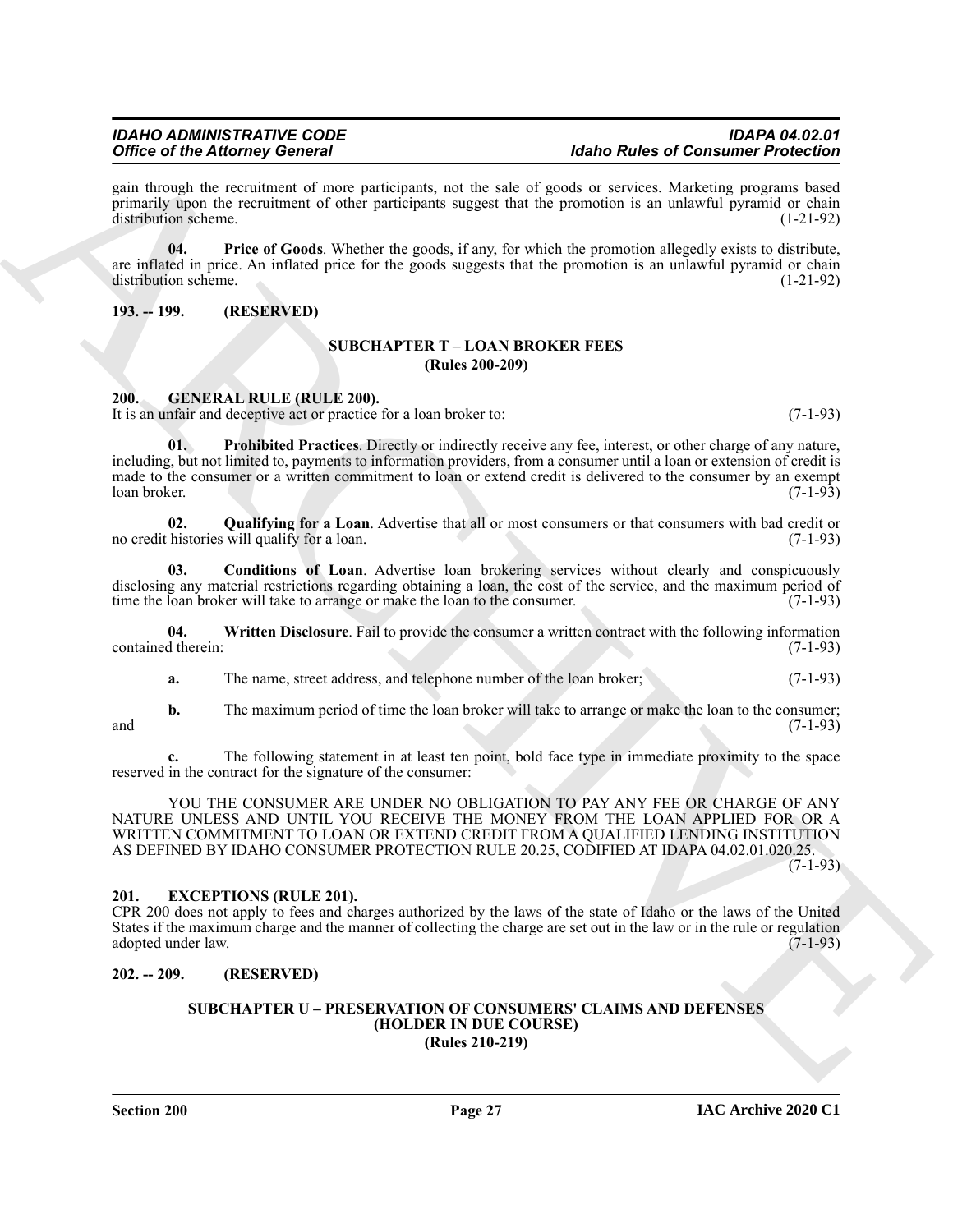gain through the recruitment of more participants, not the sale of goods or services. Marketing programs based primarily upon the recruitment of other participants suggest that the promotion is an unlawful pyramid or chain distribution scheme. (1-21-92)

**04. Price of Goods**. Whether the goods, if any, for which the promotion allegedly exists to distribute, are inflated in price. An inflated price for the goods suggests that the promotion is an unlawful pyramid or chain distribution scheme. (1-21-92)

## 193. -- 199. (RESERVED)

## SUBCHAPTER T – LOAN BROKER FEES
### (Rules 200-209)

## 200. GENERAL RULE (RULE 200).

It is an unfair and deceptive act or practice for a loan broker to: (7-1-93)

**01. Prohibited Practices**. Directly or indirectly receive any fee, interest, or other charge of any nature, including, but not limited to, payments to information providers, from a consumer until a loan or extension of credit is made to the consumer or a written commitment to loan or extend credit is delivered to the consumer by an exempt loan broker. (7-1-93)

**02. Qualifying for a Loan**. Advertise that all or most consumers or that consumers with bad credit or no credit histories will qualify for a loan. (7-1-93)

**03. Conditions of Loan**. Advertise loan brokering services without clearly and conspicuously disclosing any material restrictions regarding obtaining a loan, the cost of the service, and the maximum period of time the loan broker will take to arrange or make the loan to the consumer. (7-1-93)

**04. Written Disclosure**. Fail to provide the consumer a written contract with the following information contained therein: (7-1-93)

**a.** The name, street address, and telephone number of the loan broker; (7-1-93)

**b.** The maximum period of time the loan broker will take to arrange or make the loan to the consumer; and (7-1-93)

**c.** The following statement in at least ten point, bold face type in immediate proximity to the space reserved in the contract for the signature of the consumer:

YOU THE CONSUMER ARE UNDER NO OBLIGATION TO PAY ANY FEE OR CHARGE OF ANY NATURE UNLESS AND UNTIL YOU RECEIVE THE MONEY FROM THE LOAN APPLIED FOR OR A WRITTEN COMMITMENT TO LOAN OR EXTEND CREDIT FROM A QUALIFIED LENDING INSTITUTION AS DEFINED BY IDAHO CONSUMER PROTECTION RULE 20.25, CODIFIED AT IDAPA 04.02.01.020.25. (7-1-93)

## 201. EXCEPTIONS (RULE 201).

CPR 200 does not apply to fees and charges authorized by the laws of the state of Idaho or the laws of the United States if the maximum charge and the manner of collecting the charge are set out in the law or in the rule or regulation adopted under law. (7-1-93)

## 202. -- 209. (RESERVED)

## SUBCHAPTER U – PRESERVATION OF CONSUMERS' CLAIMS AND DEFENSES
### (HOLDER IN DUE COURSE)
### (Rules 210-219)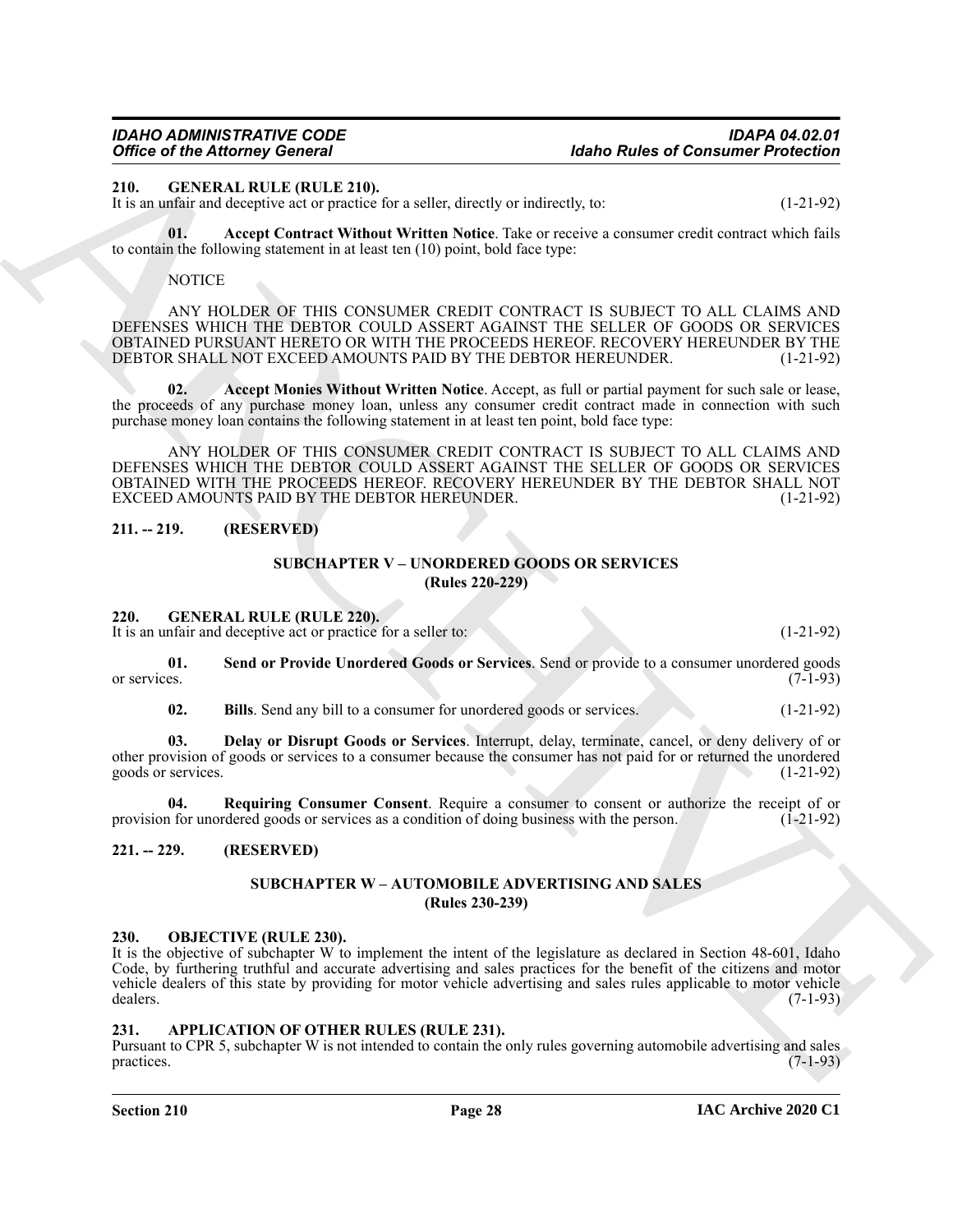**210. GENERAL RULE (RULE 210).**

It is an unfair and deceptive act or practice for a seller, directly or indirectly, to: (1-21-92)

**01. Accept Contract Without Written Notice**. Take or receive a consumer credit contract which fails to contain the following statement in at least ten (10) point, bold face type:

NOTICE

ANY HOLDER OF THIS CONSUMER CREDIT CONTRACT IS SUBJECT TO ALL CLAIMS AND DEFENSES WHICH THE DEBTOR COULD ASSERT AGAINST THE SELLER OF GOODS OR SERVICES OBTAINED PURSUANT HERETO OR WITH THE PROCEEDS HEREOF. RECOVERY HEREUNDER BY THE DEBTOR SHALL NOT EXCEED AMOUNTS PAID BY THE DEBTOR HEREUNDER. (1-21-92)

**02. Accept Monies Without Written Notice**. Accept, as full or partial payment for such sale or lease, the proceeds of any purchase money loan, unless any consumer credit contract made in connection with such purchase money loan contains the following statement in at least ten point, bold face type:

ANY HOLDER OF THIS CONSUMER CREDIT CONTRACT IS SUBJECT TO ALL CLAIMS AND DEFENSES WHICH THE DEBTOR COULD ASSERT AGAINST THE SELLER OF GOODS OR SERVICES OBTAINED WITH THE PROCEEDS HEREOF. RECOVERY HEREUNDER BY THE DEBTOR SHALL NOT EXCEED AMOUNTS PAID BY THE DEBTOR HEREUNDER. (1-21-92)

**211. -- 219. (RESERVED)**

## SUBCHAPTER V – UNORDERED GOODS OR SERVICES (Rules 220-229)

**220. GENERAL RULE (RULE 220).**

It is an unfair and deceptive act or practice for a seller to: (1-21-92)

**01. Send or Provide Unordered Goods or Services**. Send or provide to a consumer unordered goods or services. (7-1-93)

**02. Bills**. Send any bill to a consumer for unordered goods or services. (1-21-92)

**03. Delay or Disrupt Goods or Services**. Interrupt, delay, terminate, cancel, or deny delivery of or other provision of goods or services to a consumer because the consumer has not paid for or returned the unordered goods or services. (1-21-92)

**04. Requiring Consumer Consent**. Require a consumer to consent or authorize the receipt of or provision for unordered goods or services as a condition of doing business with the person. (1-21-92)

**221. -- 229. (RESERVED)**

## SUBCHAPTER W – AUTOMOBILE ADVERTISING AND SALES (Rules 230-239)

**230. OBJECTIVE (RULE 230).**

It is the objective of subchapter W to implement the intent of the legislature as declared in Section 48-601, Idaho Code, by furthering truthful and accurate advertising and sales practices for the benefit of the citizens and motor vehicle dealers of this state by providing for motor vehicle advertising and sales rules applicable to motor vehicle dealers. (7-1-93)

**231. APPLICATION OF OTHER RULES (RULE 231).**

Pursuant to CPR 5, subchapter W is not intended to contain the only rules governing automobile advertising and sales practices. (7-1-93)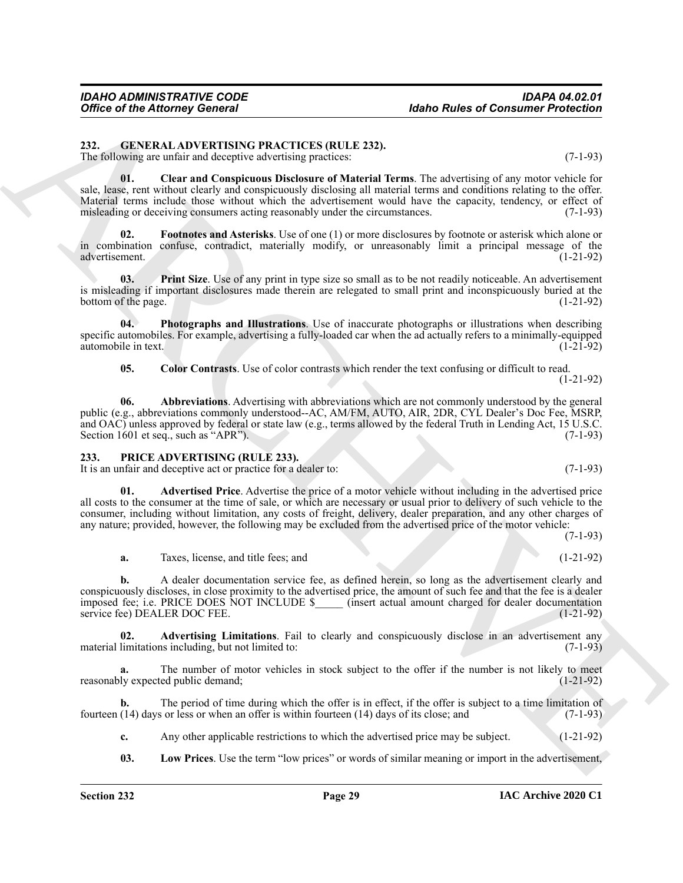### 232. GENERAL ADVERTISING PRACTICES (RULE 232).

The following are unfair and deceptive advertising practices: (7-1-93)

**01. Clear and Conspicuous Disclosure of Material Terms**. The advertising of any motor vehicle for sale, lease, rent without clearly and conspicuously disclosing all material terms and conditions relating to the offer. Material terms include those without which the advertisement would have the capacity, tendency, or effect of misleading or deceiving consumers acting reasonably under the circumstances. (7-1-93)

**02. Footnotes and Asterisks**. Use of one (1) or more disclosures by footnote or asterisk which alone or in combination confuse, contradict, materially modify, or unreasonably limit a principal message of the advertisement. (1-21-92)

**03. Print Size**. Use of any print in type size so small as to be not readily noticeable. An advertisement is misleading if important disclosures made therein are relegated to small print and inconspicuously buried at the bottom of the page. (1-21-92)

**04. Photographs and Illustrations**. Use of inaccurate photographs or illustrations when describing specific automobiles. For example, advertising a fully-loaded car when the ad actually refers to a minimally-equipped automobile in text. (1-21-92)

**05. Color Contrasts**. Use of color contrasts which render the text confusing or difficult to read. (1-21-92)

**06. Abbreviations**. Advertising with abbreviations which are not commonly understood by the general public (e.g., abbreviations commonly understood--AC, AM/FM, AUTO, AIR, 2DR, CYL Dealer's Doc Fee, MSRP, and OAC) unless approved by federal or state law (e.g., terms allowed by the federal Truth in Lending Act, 15 U.S.C. Section 1601 et seq., such as "APR"). (7-1-93)

### 233. PRICE ADVERTISING (RULE 233).

It is an unfair and deceptive act or practice for a dealer to: (7-1-93)

**01. Advertised Price**. Advertise the price of a motor vehicle without including in the advertised price all costs to the consumer at the time of sale, or which are necessary or usual prior to delivery of such vehicle to the consumer, including without limitation, any costs of freight, delivery, dealer preparation, and any other charges of any nature; provided, however, the following may be excluded from the advertised price of the motor vehicle: (7-1-93)

**a.** Taxes, license, and title fees; and (1-21-92)

**b.** A dealer documentation service fee, as defined herein, so long as the advertisement clearly and conspicuously discloses, in close proximity to the advertised price, the amount of such fee and that the fee is a dealer imposed fee; i.e. PRICE DOES NOT INCLUDE $_____ (insert actual amount charged for dealer documentation service fee) DEALER DOC FEE. (1-21-92)

**02. Advertising Limitations**. Fail to clearly and conspicuously disclose in an advertisement any material limitations including, but not limited to: (7-1-93)

**a.** The number of motor vehicles in stock subject to the offer if the number is not likely to meet reasonably expected public demand; (1-21-92)

**b.** The period of time during which the offer is in effect, if the offer is subject to a time limitation of fourteen (14) days or less or when an offer is within fourteen (14) days of its close; and (7-1-93)

**c.** Any other applicable restrictions to which the advertised price may be subject. (1-21-92)

**03. Low Prices**. Use the term "low prices" or words of similar meaning or import in the advertisement,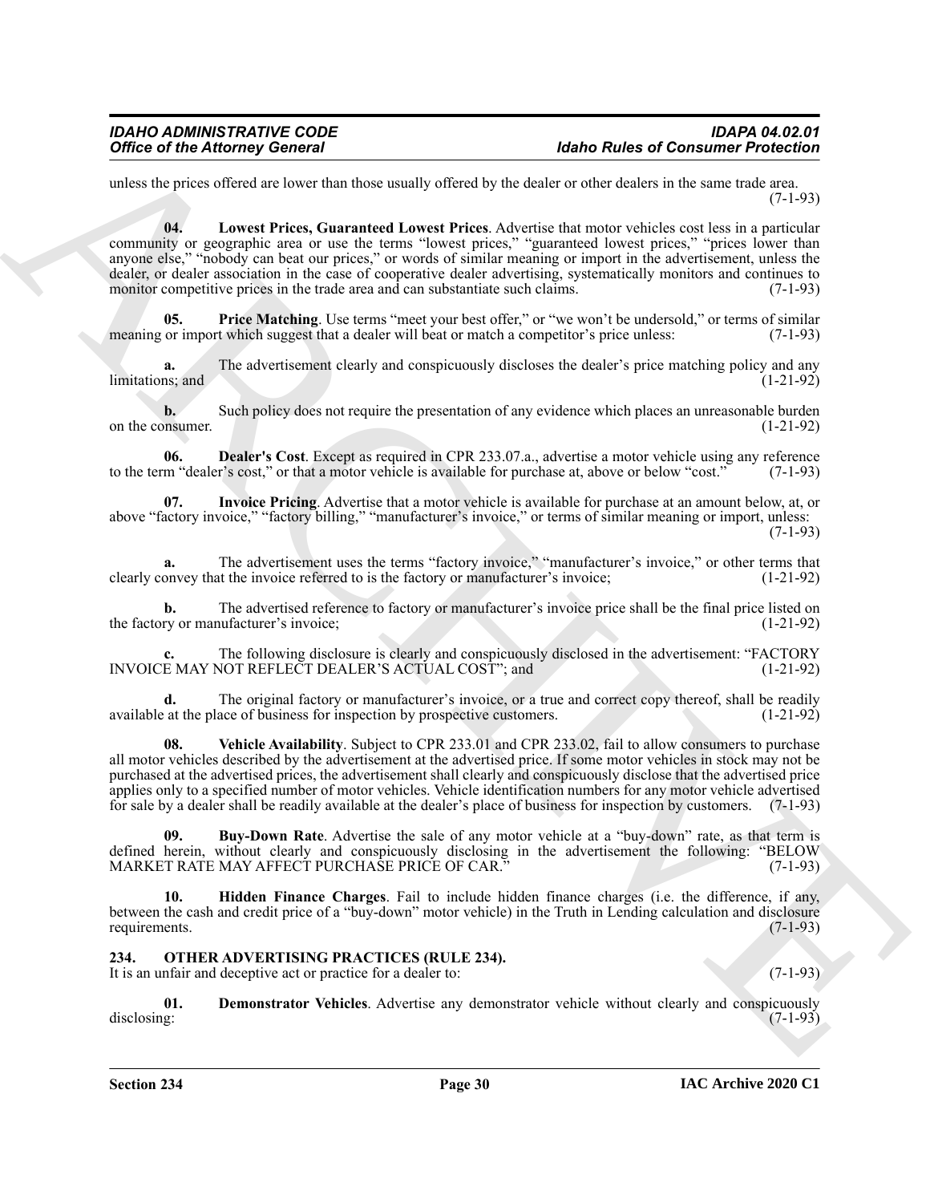unless the prices offered are lower than those usually offered by the dealer or other dealers in the same trade area. (7-1-93)

**04. Lowest Prices, Guaranteed Lowest Prices**. Advertise that motor vehicles cost less in a particular community or geographic area or use the terms "lowest prices," "guaranteed lowest prices," "prices lower than anyone else," "nobody can beat our prices," or words of similar meaning or import in the advertisement, unless the dealer, or dealer association in the case of cooperative dealer advertising, systematically monitors and continues to monitor competitive prices in the trade area and can substantiate such claims. (7-1-93)

**05. Price Matching**. Use terms "meet your best offer," or "we won't be undersold," or terms of similar meaning or import which suggest that a dealer will beat or match a competitor's price unless: (7-1-93)

**a.** The advertisement clearly and conspicuously discloses the dealer's price matching policy and any limitations; and (1-21-92)

**b.** Such policy does not require the presentation of any evidence which places an unreasonable burden on the consumer. (1-21-92)

**06. Dealer's Cost**. Except as required in CPR 233.07.a., advertise a motor vehicle using any reference to the term "dealer's cost," or that a motor vehicle is available for purchase at, above or below "cost." (7-1-93)

**07. Invoice Pricing**. Advertise that a motor vehicle is available for purchase at an amount below, at, or above "factory invoice," "factory billing," "manufacturer's invoice," or terms of similar meaning or import, unless: (7-1-93)

**a.** The advertisement uses the terms "factory invoice," "manufacturer's invoice," or other terms that clearly convey that the invoice referred to is the factory or manufacturer's invoice; (1-21-92)

**b.** The advertised reference to factory or manufacturer's invoice price shall be the final price listed on the factory or manufacturer's invoice; (1-21-92)

**c.** The following disclosure is clearly and conspicuously disclosed in the advertisement: "FACTORY INVOICE MAY NOT REFLECT DEALER'S ACTUAL COST"; and (1-21-92)

**d.** The original factory or manufacturer's invoice, or a true and correct copy thereof, shall be readily available at the place of business for inspection by prospective customers. (1-21-92)

**08. Vehicle Availability**. Subject to CPR 233.01 and CPR 233.02, fail to allow consumers to purchase all motor vehicles described by the advertisement at the advertised price. If some motor vehicles in stock may not be purchased at the advertised prices, the advertisement shall clearly and conspicuously disclose that the advertised price applies only to a specified number of motor vehicles. Vehicle identification numbers for any motor vehicle advertised for sale by a dealer shall be readily available at the dealer's place of business for inspection by customers. (7-1-93)

**09. Buy-Down Rate**. Advertise the sale of any motor vehicle at a "buy-down" rate, as that term is defined herein, without clearly and conspicuously disclosing in the advertisement the following: "BELOW MARKET RATE MAY AFFECT PURCHASE PRICE OF CAR." (7-1-93)

**10. Hidden Finance Charges**. Fail to include hidden finance charges (i.e. the difference, if any, between the cash and credit price of a "buy-down" motor vehicle) in the Truth in Lending calculation and disclosure requirements. (7-1-93)

## 234. OTHER ADVERTISING PRACTICES (RULE 234).

It is an unfair and deceptive act or practice for a dealer to: (7-1-93)

**01. Demonstrator Vehicles**. Advertise any demonstrator vehicle without clearly and conspicuously disclosing: (7-1-93)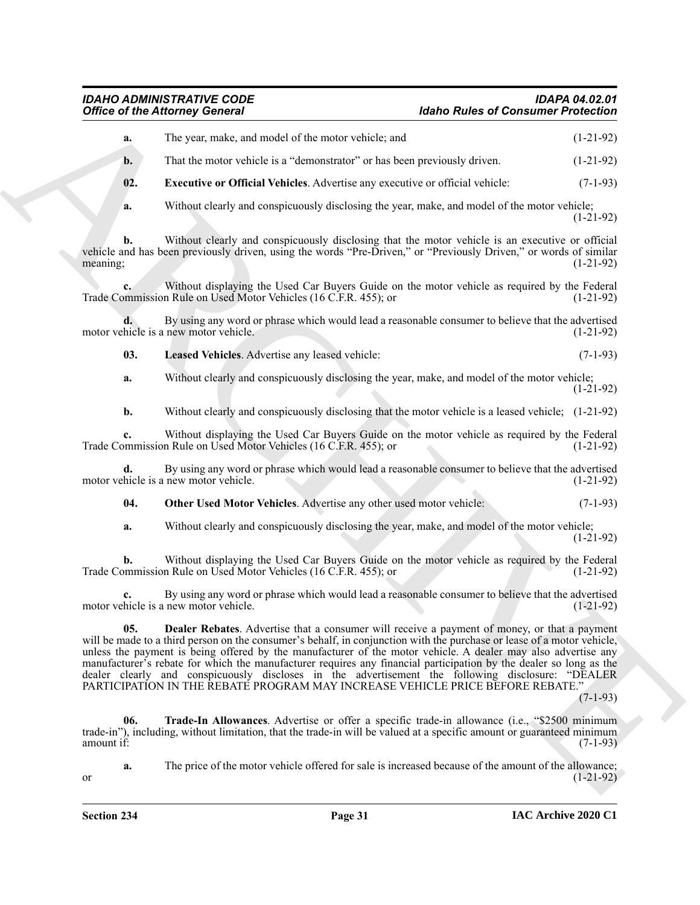**a.** The year, make, and model of the motor vehicle; and (1-21-92)

**b.** That the motor vehicle is a "demonstrator" or has been previously driven. (1-21-92)

**02. Executive or Official Vehicles**. Advertise any executive or official vehicle: (7-1-93)

**a.** Without clearly and conspicuously disclosing the year, make, and model of the motor vehicle; (1-21-92)

**b.** Without clearly and conspicuously disclosing that the motor vehicle is an executive or official vehicle and has been previously driven, using the words "Pre-Driven," or "Previously Driven," or words of similar meaning; (1-21-92)

**c.** Without displaying the Used Car Buyers Guide on the motor vehicle as required by the Federal Trade Commission Rule on Used Motor Vehicles (16 C.F.R. 455); or (1-21-92)

**d.** By using any word or phrase which would lead a reasonable consumer to believe that the advertised motor vehicle is a new motor vehicle. (1-21-92)

**03. Leased Vehicles**. Advertise any leased vehicle: (7-1-93)

**a.** Without clearly and conspicuously disclosing the year, make, and model of the motor vehicle; (1-21-92)

**b.** Without clearly and conspicuously disclosing that the motor vehicle is a leased vehicle; (1-21-92)

**c.** Without displaying the Used Car Buyers Guide on the motor vehicle as required by the Federal Trade Commission Rule on Used Motor Vehicles (16 C.F.R. 455); or (1-21-92)

**d.** By using any word or phrase which would lead a reasonable consumer to believe that the advertised motor vehicle is a new motor vehicle. (1-21-92)

**04. Other Used Motor Vehicles**. Advertise any other used motor vehicle: (7-1-93)

**a.** Without clearly and conspicuously disclosing the year, make, and model of the motor vehicle; (1-21-92)

**b.** Without displaying the Used Car Buyers Guide on the motor vehicle as required by the Federal Trade Commission Rule on Used Motor Vehicles (16 C.F.R. 455); or (1-21-92)

**c.** By using any word or phrase which would lead a reasonable consumer to believe that the advertised motor vehicle is a new motor vehicle. (1-21-92)

**05. Dealer Rebates**. Advertise that a consumer will receive a payment of money, or that a payment will be made to a third person on the consumer's behalf, in conjunction with the purchase or lease of a motor vehicle, unless the payment is being offered by the manufacturer of the motor vehicle. A dealer may also advertise any manufacturer's rebate for which the manufacturer requires any financial participation by the dealer so long as the dealer clearly and conspicuously discloses in the advertisement the following disclosure: "DEALER PARTICIPATION IN THE REBATE PROGRAM MAY INCREASE VEHICLE PRICE BEFORE REBATE." (7-1-93)

**06. Trade-In Allowances**. Advertise or offer a specific trade-in allowance (i.e., "$2500 minimum trade-in"), including, without limitation, that the trade-in will be valued at a specific amount or guaranteed minimum amount if: (7-1-93)

**a.** The price of the motor vehicle offered for sale is increased because of the amount of the allowance; or (1-21-92)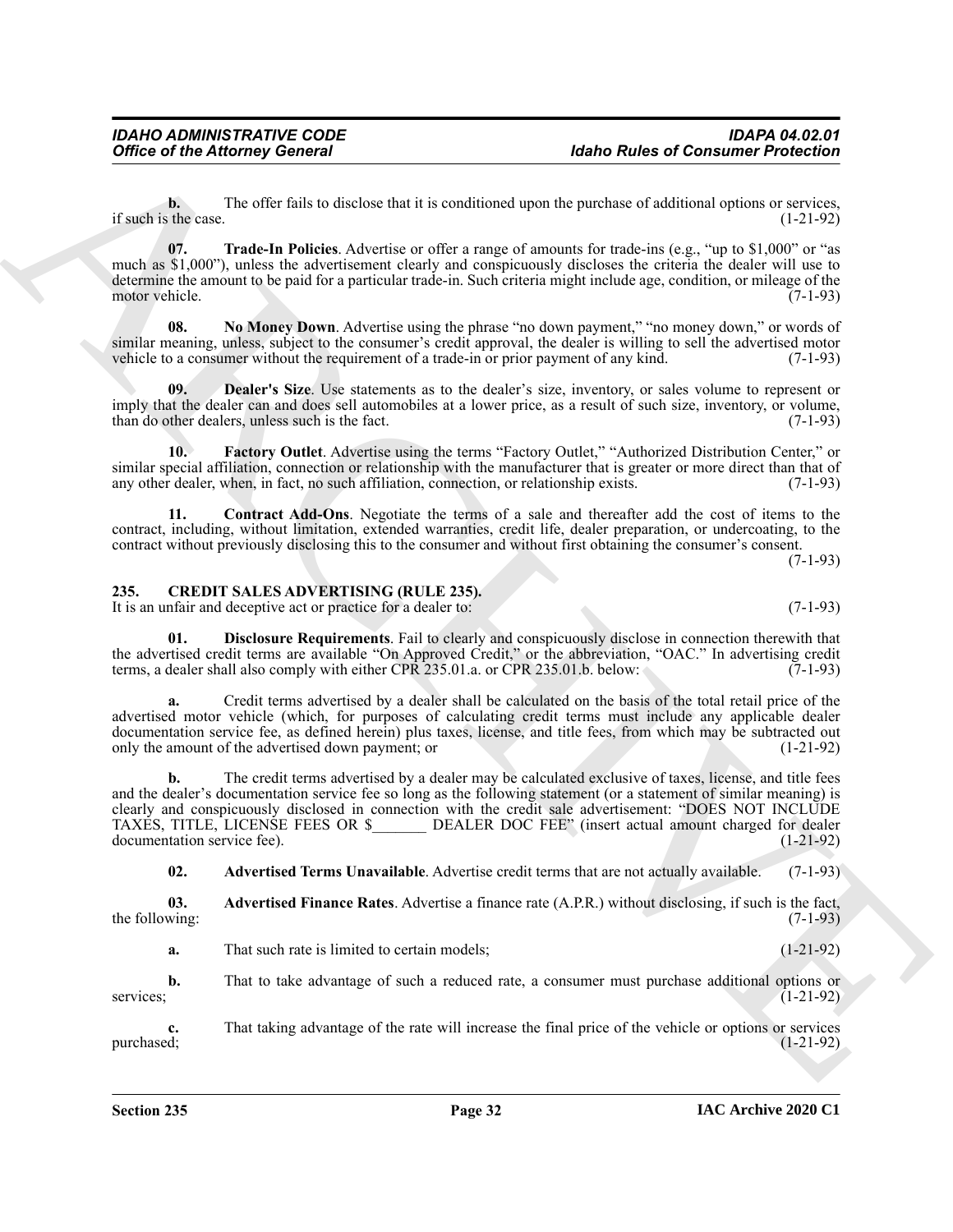**b.** The offer fails to disclose that it is conditioned upon the purchase of additional options or services, if such is the case. (1-21-92)

**07. Trade-In Policies**. Advertise or offer a range of amounts for trade-ins (e.g., "up to $1,000" or "as much as $1,000"), unless the advertisement clearly and conspicuously discloses the criteria the dealer will use to determine the amount to be paid for a particular trade-in. Such criteria might include age, condition, or mileage of the motor vehicle. (7-1-93)

**08. No Money Down**. Advertise using the phrase "no down payment," "no money down," or words of similar meaning, unless, subject to the consumer's credit approval, the dealer is willing to sell the advertised motor vehicle to a consumer without the requirement of a trade-in or prior payment of any kind. (7-1-93)

**09. Dealer's Size**. Use statements as to the dealer's size, inventory, or sales volume to represent or imply that the dealer can and does sell automobiles at a lower price, as a result of such size, inventory, or volume, than do other dealers, unless such is the fact. (7-1-93)

**10. Factory Outlet**. Advertise using the terms "Factory Outlet," "Authorized Distribution Center," or similar special affiliation, connection or relationship with the manufacturer that is greater or more direct than that of any other dealer, when, in fact, no such affiliation, connection, or relationship exists. (7-1-93)

**11. Contract Add-Ons**. Negotiate the terms of a sale and thereafter add the cost of items to the contract, including, without limitation, extended warranties, credit life, dealer preparation, or undercoating, to the contract without previously disclosing this to the consumer and without first obtaining the consumer's consent. (7-1-93)

## 235. CREDIT SALES ADVERTISING (RULE 235).

It is an unfair and deceptive act or practice for a dealer to: (7-1-93)

**01. Disclosure Requirements**. Fail to clearly and conspicuously disclose in connection therewith that the advertised credit terms are available "On Approved Credit," or the abbreviation, "OAC." In advertising credit terms, a dealer shall also comply with either CPR 235.01.a. or CPR 235.01.b. below: (7-1-93)

**a.** Credit terms advertised by a dealer shall be calculated on the basis of the total retail price of the advertised motor vehicle (which, for purposes of calculating credit terms must include any applicable dealer documentation service fee, as defined herein) plus taxes, license, and title fees, from which may be subtracted out only the amount of the advertised down payment; or (1-21-92)

**b.** The credit terms advertised by a dealer may be calculated exclusive of taxes, license, and title fees and the dealer's documentation service fee so long as the following statement (or a statement of similar meaning) is clearly and conspicuously disclosed in connection with the credit sale advertisement: "DOES NOT INCLUDE TAXES, TITLE, LICENSE FEES OR $_______ DEALER DOC FEE" (insert actual amount charged for dealer documentation service fee). (1-21-92)

**02. Advertised Terms Unavailable**. Advertise credit terms that are not actually available. (7-1-93)

**03. Advertised Finance Rates**. Advertise a finance rate (A.P.R.) without disclosing, if such is the fact, the following: (7-1-93)

**a.** That such rate is limited to certain models; (1-21-92)

**b.** That to take advantage of such a reduced rate, a consumer must purchase additional options or services; (1-21-92)

**c.** That taking advantage of the rate will increase the final price of the vehicle or options or services purchased; (1-21-92)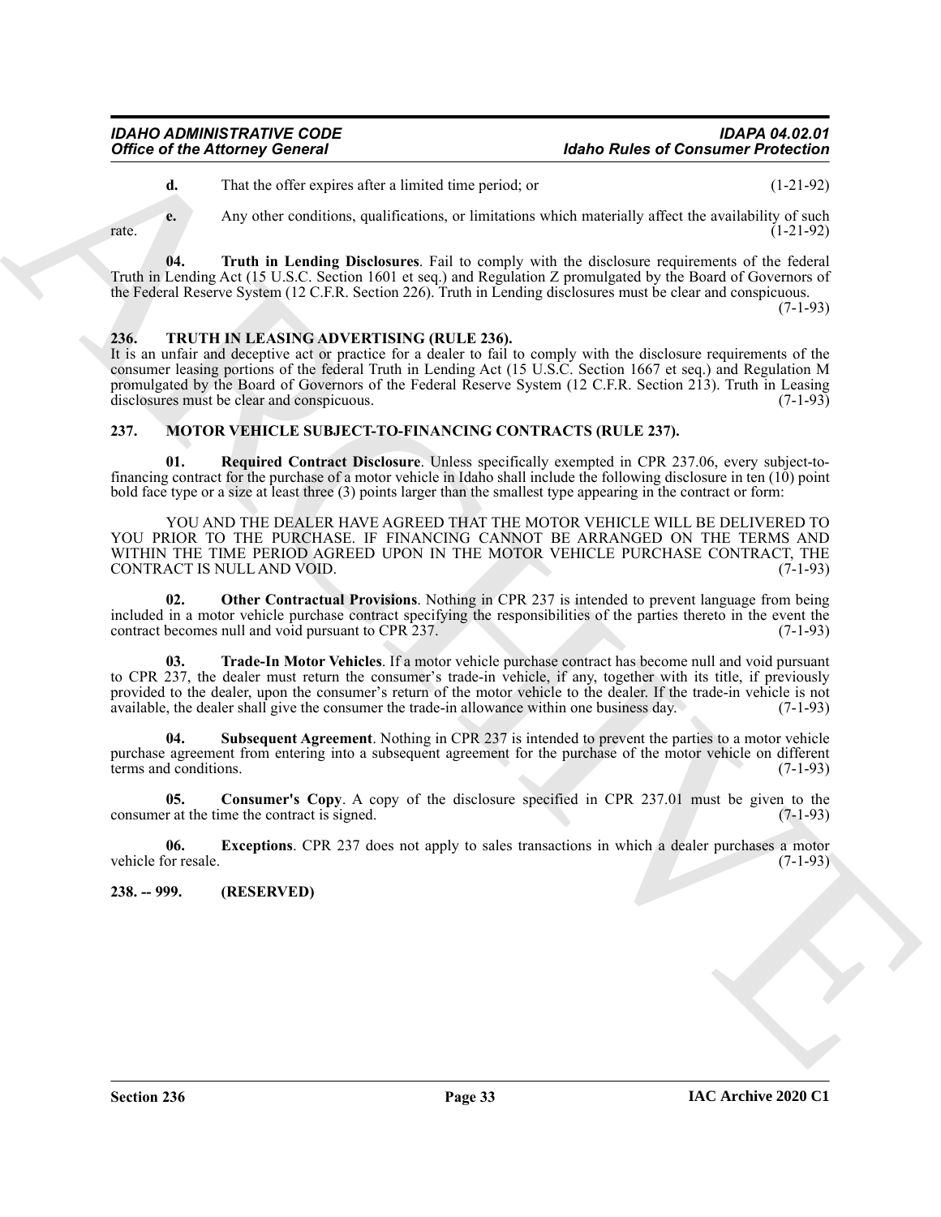**d.** That the offer expires after a limited time period; or (1-21-92)

**e.** Any other conditions, qualifications, or limitations which materially affect the availability of such rate. (1-21-92)

**04. Truth in Lending Disclosures**. Fail to comply with the disclosure requirements of the federal Truth in Lending Act (15 U.S.C. Section 1601 et seq.) and Regulation Z promulgated by the Board of Governors of the Federal Reserve System (12 C.F.R. Section 226). Truth in Lending disclosures must be clear and conspicuous. (7-1-93)

## 236. TRUTH IN LEASING ADVERTISING (RULE 236).

It is an unfair and deceptive act or practice for a dealer to fail to comply with the disclosure requirements of the consumer leasing portions of the federal Truth in Lending Act (15 U.S.C. Section 1667 et seq.) and Regulation M promulgated by the Board of Governors of the Federal Reserve System (12 C.F.R. Section 213). Truth in Leasing disclosures must be clear and conspicuous. (7-1-93)

## 237. MOTOR VEHICLE SUBJECT-TO-FINANCING CONTRACTS (RULE 237).

**01. Required Contract Disclosure**. Unless specifically exempted in CPR 237.06, every subject-to-financing contract for the purchase of a motor vehicle in Idaho shall include the following disclosure in ten (10) point bold face type or a size at least three (3) points larger than the smallest type appearing in the contract or form:

YOU AND THE DEALER HAVE AGREED THAT THE MOTOR VEHICLE WILL BE DELIVERED TO YOU PRIOR TO THE PURCHASE. IF FINANCING CANNOT BE ARRANGED ON THE TERMS AND WITHIN THE TIME PERIOD AGREED UPON IN THE MOTOR VEHICLE PURCHASE CONTRACT, THE CONTRACT IS NULL AND VOID. (7-1-93)

**02. Other Contractual Provisions**. Nothing in CPR 237 is intended to prevent language from being included in a motor vehicle purchase contract specifying the responsibilities of the parties thereto in the event the contract becomes null and void pursuant to CPR 237. (7-1-93)

**03. Trade-In Motor Vehicles**. If a motor vehicle purchase contract has become null and void pursuant to CPR 237, the dealer must return the consumer's trade-in vehicle, if any, together with its title, if previously provided to the dealer, upon the consumer's return of the motor vehicle to the dealer. If the trade-in vehicle is not available, the dealer shall give the consumer the trade-in allowance within one business day. (7-1-93)

**04. Subsequent Agreement**. Nothing in CPR 237 is intended to prevent the parties to a motor vehicle purchase agreement from entering into a subsequent agreement for the purchase of the motor vehicle on different terms and conditions. (7-1-93)

**05. Consumer's Copy**. A copy of the disclosure specified in CPR 237.01 must be given to the consumer at the time the contract is signed. (7-1-93)

**06. Exceptions**. CPR 237 does not apply to sales transactions in which a dealer purchases a motor vehicle for resale. (7-1-93)

## 238. -- 999. (RESERVED)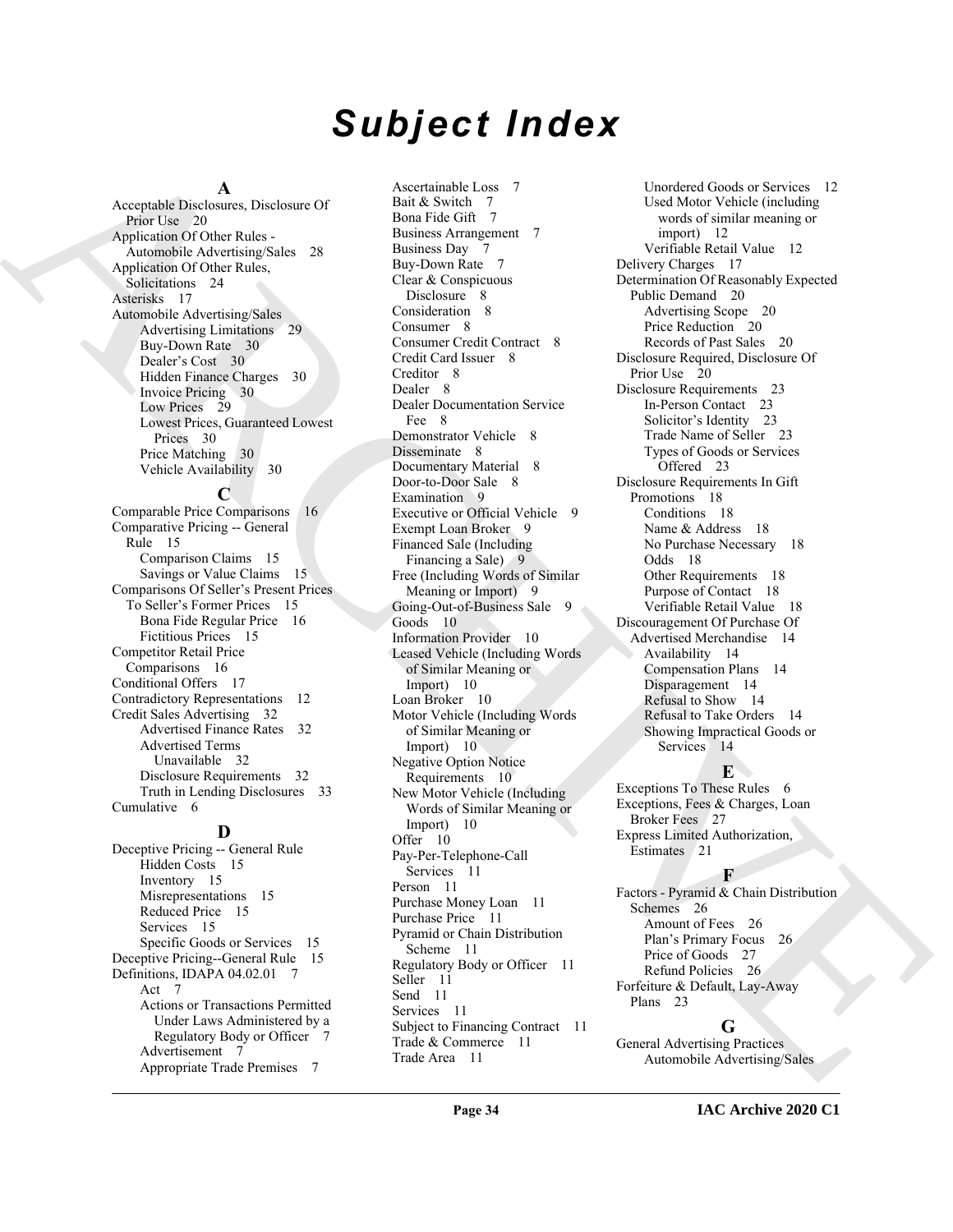# Subject Index

**A**

Acceptable Disclosures, Disclosure Of Prior Use 20
Application Of Other Rules - Automobile Advertising/Sales 28
Application Of Other Rules, Solicitations 24
Asterisks 17
Automobile Advertising/Sales
- Advertising Limitations 29
- Buy-Down Rate 30
- Dealer's Cost 30
- Hidden Finance Charges 30
- Invoice Pricing 30
- Low Prices 29
- Lowest Prices, Guaranteed Lowest Prices 30
- Price Matching 30
- Vehicle Availability 30

**C**

Comparable Price Comparisons 16
Comparative Pricing -- General Rule 15
- Comparison Claims 15
- Savings or Value Claims 15

Comparisons Of Seller's Present Prices To Seller's Former Prices 15
- Bona Fide Regular Price 16
- Fictitious Prices 15

Competitor Retail Price Comparisons 16
Conditional Offers 17
Contradictory Representations 12
Credit Sales Advertising 32
- Advertised Finance Rates 32
- Advertised Terms Unavailable 32
- Disclosure Requirements 32
- Truth in Lending Disclosures 33

Cumulative 6

**D**

Deceptive Pricing -- General Rule
- Hidden Costs 15
- Inventory 15
- Misrepresentations 15
- Reduced Price 15
- Services 15
- Specific Goods or Services 15

Deceptive Pricing--General Rule 15
Definitions, IDAPA 04.02.01 7
- Act 7
- Actions or Transactions Permitted Under Laws Administered by a Regulatory Body or Officer 7
- Advertisement 7
- Appropriate Trade Premises 7
- Ascertainable Loss 7
- Bait & Switch 7
- Bona Fide Gift 7
- Business Arrangement 7
- Business Day 7
- Buy-Down Rate 7
- Clear & Conspicuous Disclosure 8
- Consideration 8
- Consumer 8
- Consumer Credit Contract 8
- Credit Card Issuer 8
- Creditor 8
- Dealer 8
- Dealer Documentation Service Fee 8
- Demonstrator Vehicle 8
- Disseminate 8
- Documentary Material 8
- Door-to-Door Sale 8
- Examination 9
- Executive or Official Vehicle 9
- Exempt Loan Broker 9
- Financed Sale (Including Financing a Sale) 9
- Free (Including Words of Similar Meaning or Import) 9
- Going-Out-of-Business Sale 9
- Goods 10
- Information Provider 10
- Leased Vehicle (Including Words of Similar Meaning or Import) 10
- Loan Broker 10
- Motor Vehicle (Including Words of Similar Meaning or Import) 10
- Negative Option Notice Requirements 10
- New Motor Vehicle (Including Words of Similar Meaning or Import) 10
- Offer 10
- Pay-Per-Telephone-Call Services 11
- Person 11
- Purchase Money Loan 11
- Purchase Price 11
- Pyramid or Chain Distribution Scheme 11
- Regulatory Body or Officer 11
- Seller 11
- Send 11
- Services 11
- Subject to Financing Contract 11
- Trade & Commerce 11
- Trade Area 11
- Unordered Goods or Services 12
- Used Motor Vehicle (including words of similar meaning or import) 12
- Verifiable Retail Value 12

Delivery Charges 17
Determination Of Reasonably Expected Public Demand 20
- Advertising Scope 20
- Price Reduction 20
- Records of Past Sales 20

Disclosure Required, Disclosure Of Prior Use 20
Disclosure Requirements 23
- In-Person Contact 23
- Solicitor's Identity 23
- Trade Name of Seller 23
- Types of Goods or Services Offered 23

Disclosure Requirements In Gift Promotions 18
- Conditions 18
- Name & Address 18
- No Purchase Necessary 18
- Odds 18
- Other Requirements 18
- Purpose of Contact 18
- Verifiable Retail Value 18

Discouragement Of Purchase Of Advertised Merchandise 14
- Availability 14
- Compensation Plans 14
- Disparagement 14
- Refusal to Show 14
- Refusal to Take Orders 14
- Showing Impractical Goods or Services 14

**E**

Exceptions To These Rules 6
Exceptions, Fees & Charges, Loan Broker Fees 27
Express Limited Authorization, Estimates 21

**F**

Factors - Pyramid & Chain Distribution Schemes 26
- Amount of Fees 26
- Plan's Primary Focus 26
- Price of Goods 27
- Refund Policies 26

Forfeiture & Default, Lay-Away Plans 23

**G**

General Advertising Practices
- Automobile Advertising/Sales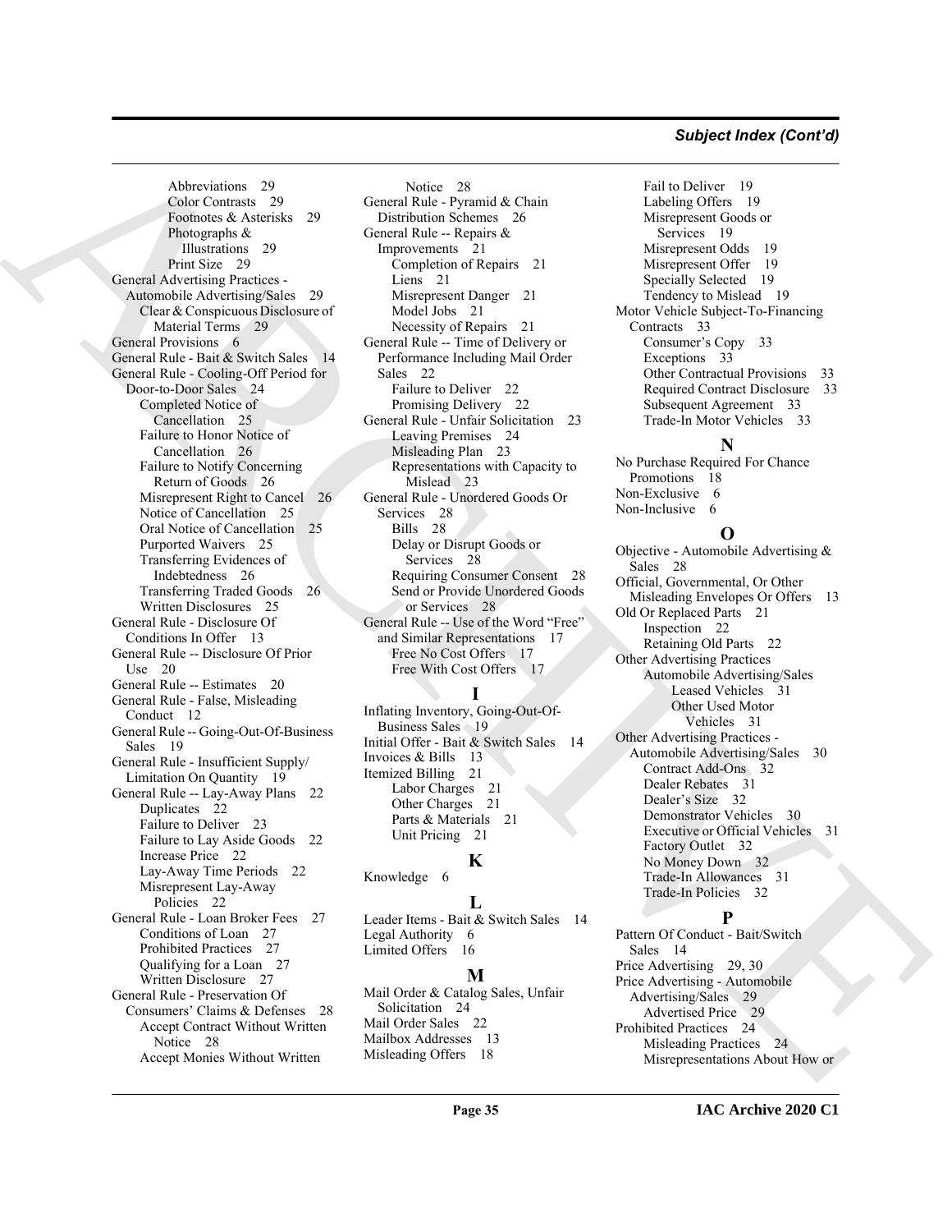Abbreviations 29
Color Contrasts 29
Footnotes & Asterisks 29
Photographs & Illustrations 29
Print Size 29

General Advertising Practices - Automobile Advertising/Sales 29
- Clear & Conspicuous Disclosure of Material Terms 29

General Provisions 6

General Rule - Bait & Switch Sales 14

General Rule - Cooling-Off Period for Door-to-Door Sales 24
- Completed Notice of Cancellation 25
- Failure to Honor Notice of Cancellation 26
- Failure to Notify Concerning Return of Goods 26
- Misrepresent Right to Cancel 26
- Notice of Cancellation 25
- Oral Notice of Cancellation 25
- Purported Waivers 25
- Transferring Evidences of Indebtedness 26
- Transferring Traded Goods 26
- Written Disclosures 25

General Rule - Disclosure Of Conditions In Offer 13

General Rule -- Disclosure Of Prior Use 20

General Rule -- Estimates 20

General Rule - False, Misleading Conduct 12

General Rule -- Going-Out-Of-Business Sales 19

General Rule - Insufficient Supply/ Limitation On Quantity 19

General Rule -- Lay-Away Plans 22
- Duplicates 22
- Failure to Deliver 23
- Failure to Lay Aside Goods 22
- Increase Price 22
- Lay-Away Time Periods 22
- Misrepresent Lay-Away Policies 22

General Rule - Loan Broker Fees 27
- Conditions of Loan 27
- Prohibited Practices 27
- Qualifying for a Loan 27
- Written Disclosure 27

General Rule - Preservation Of Consumers' Claims & Defenses 28
- Accept Contract Without Written Notice 28
- Accept Monies Without Written Notice 28

General Rule - Pyramid & Chain Distribution Schemes 26

General Rule -- Repairs & Improvements 21
- Completion of Repairs 21
- Liens 21
- Misrepresent Danger 21
- Model Jobs 21
- Necessity of Repairs 21

General Rule -- Time of Delivery or Performance Including Mail Order Sales 22
- Failure to Deliver 22
- Promising Delivery 22

General Rule - Unfair Solicitation 23
- Leaving Premises 24
- Misleading Plan 23
- Representations with Capacity to Mislead 23

General Rule - Unordered Goods Or Services 28
- Bills 28
- Delay or Disrupt Goods or Services 28
- Requiring Consumer Consent 28
- Send or Provide Unordered Goods or Services 28

General Rule -- Use of the Word "Free" and Similar Representations 17
- Free No Cost Offers 17
- Free With Cost Offers 17

## I

Inflating Inventory, Going-Out-Of-Business Sales 19

Initial Offer - Bait & Switch Sales 14

Invoices & Bills 13

Itemized Billing 21
- Labor Charges 21
- Other Charges 21
- Parts & Materials 21
- Unit Pricing 21

## K

Knowledge 6

## L

Leader Items - Bait & Switch Sales 14

Legal Authority 6

Limited Offers 16

## M

Mail Order & Catalog Sales, Unfair Solicitation 24

Mail Order Sales 22

Mailbox Addresses 13

Misleading Offers 18
- Fail to Deliver 19
- Labeling Offers 19
- Misrepresent Goods or Services 19
- Misrepresent Odds 19
- Misrepresent Offer 19
- Specially Selected 19
- Tendency to Mislead 19

Motor Vehicle Subject-To-Financing Contracts 33
- Consumer's Copy 33
- Exceptions 33
- Other Contractual Provisions 33
- Required Contract Disclosure 33
- Subsequent Agreement 33
- Trade-In Motor Vehicles 33

## N

No Purchase Required For Chance Promotions 18

Non-Exclusive 6

Non-Inclusive 6

## O

Objective - Automobile Advertising & Sales 28

Official, Governmental, Or Other Misleading Envelopes Or Offers 13

Old Or Replaced Parts 21
- Inspection 22
- Retaining Old Parts 22

Other Advertising Practices
- Automobile Advertising/Sales
  - Leased Vehicles 31
  - Other Used Motor Vehicles 31

Other Advertising Practices - Automobile Advertising/Sales 30
- Contract Add-Ons 32
- Dealer Rebates 31
- Dealer's Size 32
- Demonstrator Vehicles 30
- Executive or Official Vehicles 31
- Factory Outlet 32
- No Money Down 32
- Trade-In Allowances 31
- Trade-In Policies 32

## P

Pattern Of Conduct - Bait/Switch Sales 14

Price Advertising 29, 30

Price Advertising - Automobile Advertising/Sales 29
- Advertised Price 29

Prohibited Practices 24
- Misleading Practices 24
- Misrepresentations About How or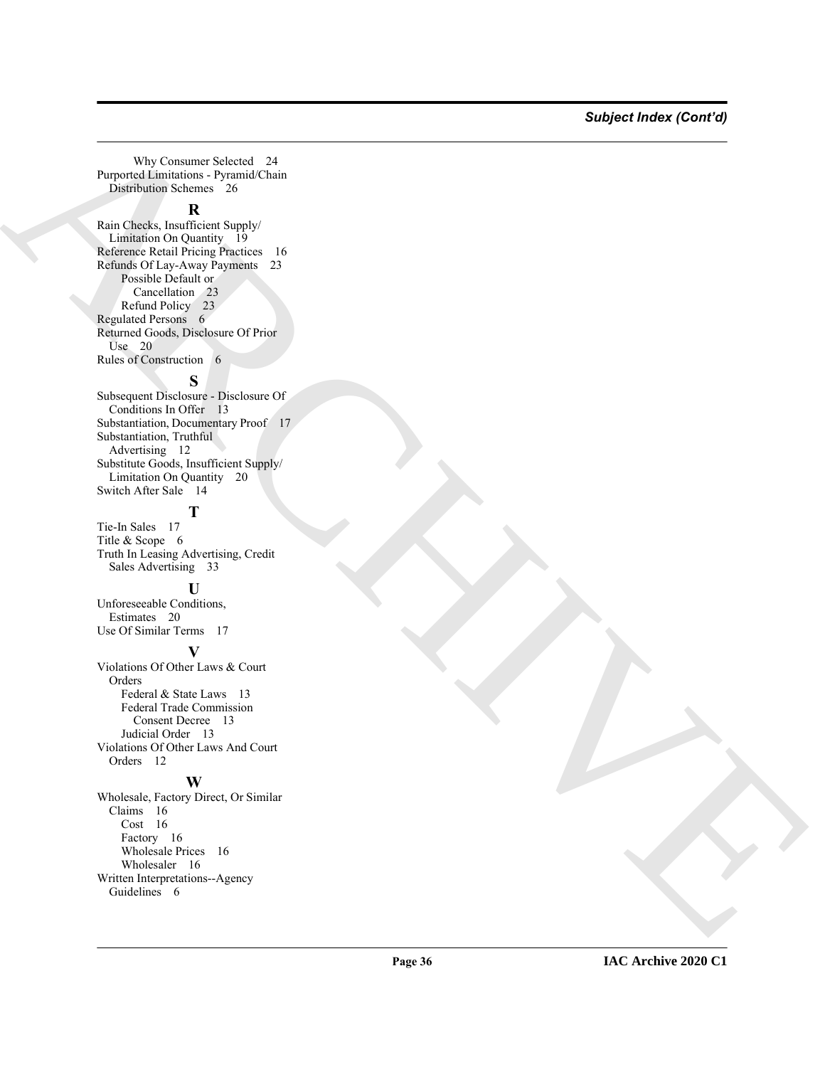Why Consumer Selected 24

Purported Limitations - Pyramid/Chain Distribution Schemes 26

## R

Rain Checks, Insufficient Supply/ Limitation On Quantity 19

Reference Retail Pricing Practices 16

Refunds Of Lay-Away Payments 23

- Possible Default or Cancellation 23
- Refund Policy 23

Regulated Persons 6

Returned Goods, Disclosure Of Prior Use 20

Rules of Construction 6

## S

Subsequent Disclosure - Disclosure Of Conditions In Offer 13

Substantiation, Documentary Proof 17

Substantiation, Truthful Advertising 12

Substitute Goods, Insufficient Supply/ Limitation On Quantity 20

Switch After Sale 14

## T

Tie-In Sales 17

Title & Scope 6

Truth In Leasing Advertising, Credit Sales Advertising 33

## U

Unforeseeable Conditions, Estimates 20

Use Of Similar Terms 17

## V

Violations Of Other Laws & Court Orders

- Federal & State Laws 13
- Federal Trade Commission Consent Decree 13
- Judicial Order 13

Violations Of Other Laws And Court Orders 12

## W

Wholesale, Factory Direct, Or Similar Claims 16

- Cost 16
- Factory 16
- Wholesale Prices 16
- Wholesaler 16

Written Interpretations--Agency Guidelines 6